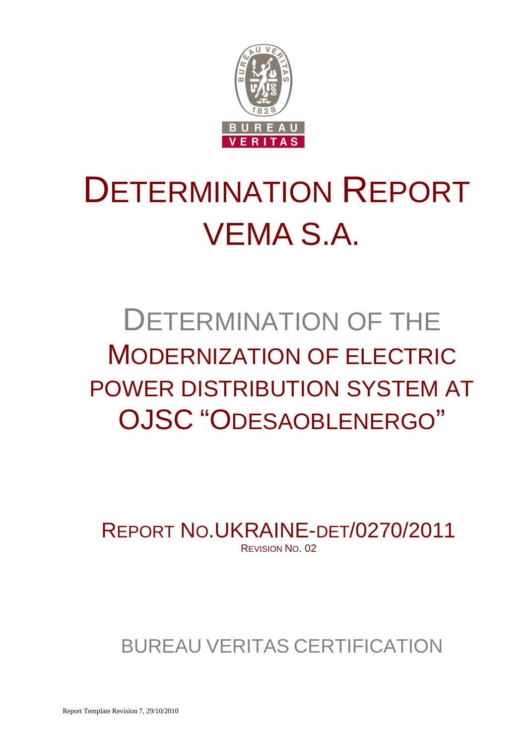# DETERMINATION REPORT VEMA S.A.

## DETERMINATION OF THE MODERNIZATION OF ELECTRIC POWER DISTRIBUTION SYSTEM AT OJSC "ODESAOBLENERGO"

REPORT NO.UKRAINE-DET/0270/2011

REVISION NO. 02

BUREAU VERITAS CERTIFICATION

Report Template Revision 7, 29/10/2010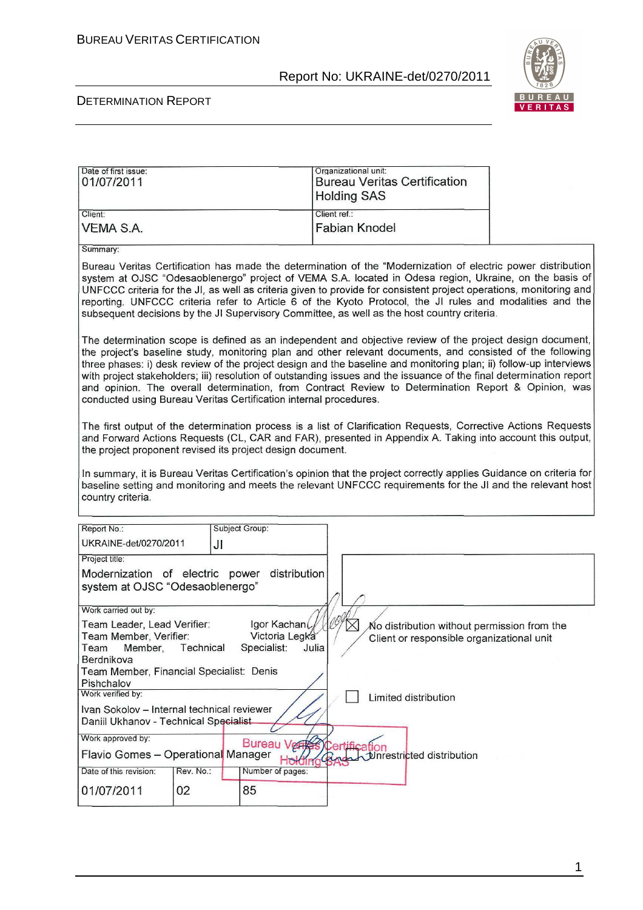| Date of first issue: | Organizational unit: |
|---|---|
| 01/07/2011 | Bureau Veritas Certification Holding SAS |
| Client: | Client ref.: |
| VEMA S.A. | Fabian Knodel |

Summary:

Bureau Veritas Certification has made the determination of the "Modernization of electric power distribution system at OJSC "Odesaoblenergo" project of VEMA S.A. located in Odesa region, Ukraine, on the basis of UNFCCC criteria for the JI, as well as criteria given to provide for consistent project operations, monitoring and reporting. UNFCCC criteria refer to Article 6 of the Kyoto Protocol, the JI rules and modalities and the subsequent decisions by the JI Supervisory Committee, as well as the host country criteria.

The determination scope is defined as an independent and objective review of the project design document, the project's baseline study, monitoring plan and other relevant documents, and consisted of the following three phases: i) desk review of the project design and the baseline and monitoring plan; ii) follow-up interviews with project stakeholders; iii) resolution of outstanding issues and the issuance of the final determination report and opinion. The overall determination, from Contract Review to Determination Report & Opinion, was conducted using Bureau Veritas Certification internal procedures.

The first output of the determination process is a list of Clarification Requests, Corrective Actions Requests and Forward Actions Requests (CL, CAR and FAR), presented in Appendix A. Taking into account this output, the project proponent revised its project design document.

In summary, it is Bureau Veritas Certification's opinion that the project correctly applies Guidance on criteria for baseline setting and monitoring and meets the relevant UNFCCC requirements for the JI and the relevant host country criteria.

| Report No.: | Subject Group: |
|---|---|
| UKRAINE-det/0270/2011 | JI |

Project title:

Modernization of electric power distribution system at OJSC "Odesaoblenergo"

Work carried out by:

Team Leader, Lead Verifier: Igor Kachan
Team Member, Verifier: Victoria Legka
Team Member, Technical Specialist: Julia Berdnikova
Team Member, Financial Specialist: Denis Pishchalov

☒ No distribution without permission from the Client or responsible organizational unit

Work verified by:

Ivan Sokolov – Internal technical reviewer
Daniil Ukhanov - Technical Specialist

☐ Limited distribution

Work approved by:

Flavio Gomes – Operational Manager

☐ Unrestricted distribution

| Date of this revision: | Rev. No.: | Number of pages: |
|---|---|---|
| 01/07/2011 | 02 | 85 |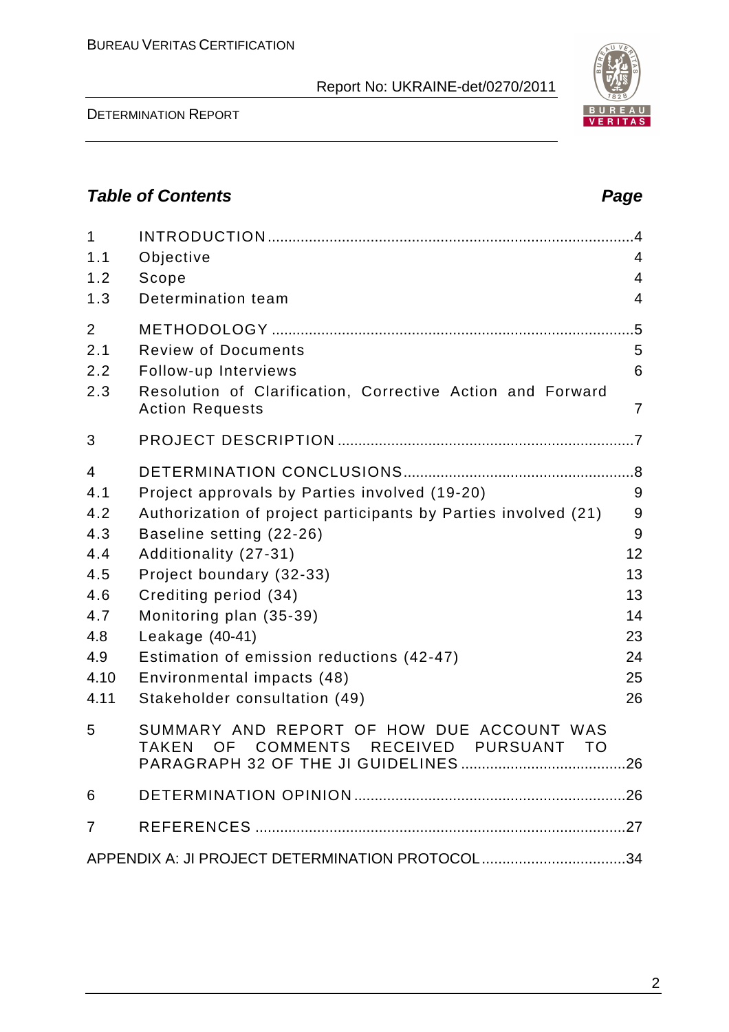## Table of Contents

| | | Page |
|---|---|---|
| 1 | INTRODUCTION | 4 |
| 1.1 | Objective | 4 |
| 1.2 | Scope | 4 |
| 1.3 | Determination team | 4 |
| 2 | METHODOLOGY | 5 |
| 2.1 | Review of Documents | 5 |
| 2.2 | Follow-up Interviews | 6 |
| 2.3 | Resolution of Clarification, Corrective Action and Forward Action Requests | 7 |
| 3 | PROJECT DESCRIPTION | 7 |
| 4 | DETERMINATION CONCLUSIONS | 8 |
| 4.1 | Project approvals by Parties involved (19-20) | 9 |
| 4.2 | Authorization of project participants by Parties involved (21) | 9 |
| 4.3 | Baseline setting (22-26) | 9 |
| 4.4 | Additionality (27-31) | 12 |
| 4.5 | Project boundary (32-33) | 13 |
| 4.6 | Crediting period (34) | 13 |
| 4.7 | Monitoring plan (35-39) | 14 |
| 4.8 | Leakage (40-41) | 23 |
| 4.9 | Estimation of emission reductions (42-47) | 24 |
| 4.10 | Environmental impacts (48) | 25 |
| 4.11 | Stakeholder consultation (49) | 26 |
| 5 | SUMMARY AND REPORT OF HOW DUE ACCOUNT WAS TAKEN OF COMMENTS RECEIVED PURSUANT TO PARAGRAPH 32 OF THE JI GUIDELINES | 26 |
| 6 | DETERMINATION OPINION | 26 |
| 7 | REFERENCES | 27 |
| | APPENDIX A: JI PROJECT DETERMINATION PROTOCOL | 34 |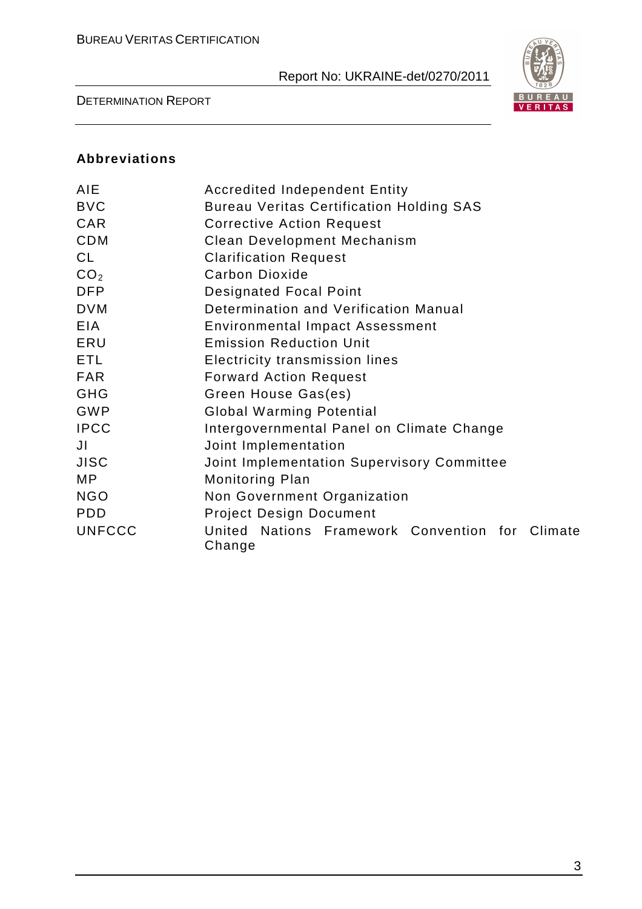## Abbreviations

| | |
|---|---|
| AIE | Accredited Independent Entity |
| BVC | Bureau Veritas Certification Holding SAS |
| CAR | Corrective Action Request |
| CDM | Clean Development Mechanism |
| CL | Clarification Request |
| $CO_2$ | Carbon Dioxide |
| DFP | Designated Focal Point |
| DVM | Determination and Verification Manual |
| EIA | Environmental Impact Assessment |
| ERU | Emission Reduction Unit |
| ETL | Electricity transmission lines |
| FAR | Forward Action Request |
| GHG | Green House Gas(es) |
| GWP | Global Warming Potential |
| IPCC | Intergovernmental Panel on Climate Change |
| JI | Joint Implementation |
| JISC | Joint Implementation Supervisory Committee |
| MP | Monitoring Plan |
| NGO | Non Government Organization |
| PDD | Project Design Document |
| UNFCCC | United Nations Framework Convention for Climate Change |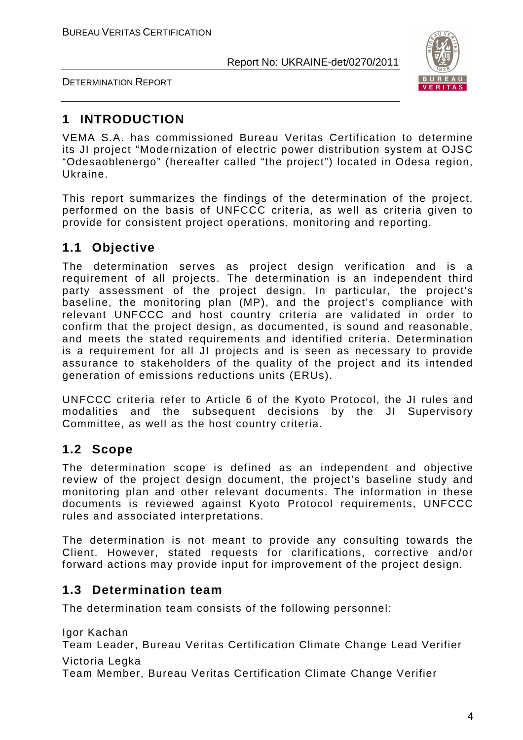# 1 INTRODUCTION

VEMA S.A. has commissioned Bureau Veritas Certification to determine its JI project "Modernization of electric power distribution system at OJSC "Odesaoblenergo" (hereafter called "the project") located in Odesa region, Ukraine.

This report summarizes the findings of the determination of the project, performed on the basis of UNFCCC criteria, as well as criteria given to provide for consistent project operations, monitoring and reporting.

## 1.1 Objective

The determination serves as project design verification and is a requirement of all projects. The determination is an independent third party assessment of the project design. In particular, the project's baseline, the monitoring plan (MP), and the project's compliance with relevant UNFCCC and host country criteria are validated in order to confirm that the project design, as documented, is sound and reasonable, and meets the stated requirements and identified criteria. Determination is a requirement for all JI projects and is seen as necessary to provide assurance to stakeholders of the quality of the project and its intended generation of emissions reductions units (ERUs).

UNFCCC criteria refer to Article 6 of the Kyoto Protocol, the JI rules and modalities and the subsequent decisions by the JI Supervisory Committee, as well as the host country criteria.

## 1.2 Scope

The determination scope is defined as an independent and objective review of the project design document, the project's baseline study and monitoring plan and other relevant documents. The information in these documents is reviewed against Kyoto Protocol requirements, UNFCCC rules and associated interpretations.

The determination is not meant to provide any consulting towards the Client. However, stated requests for clarifications, corrective and/or forward actions may provide input for improvement of the project design.

## 1.3 Determination team

The determination team consists of the following personnel:

Igor Kachan
Team Leader, Bureau Veritas Certification Climate Change Lead Verifier

Victoria Legka
Team Member, Bureau Veritas Certification Climate Change Verifier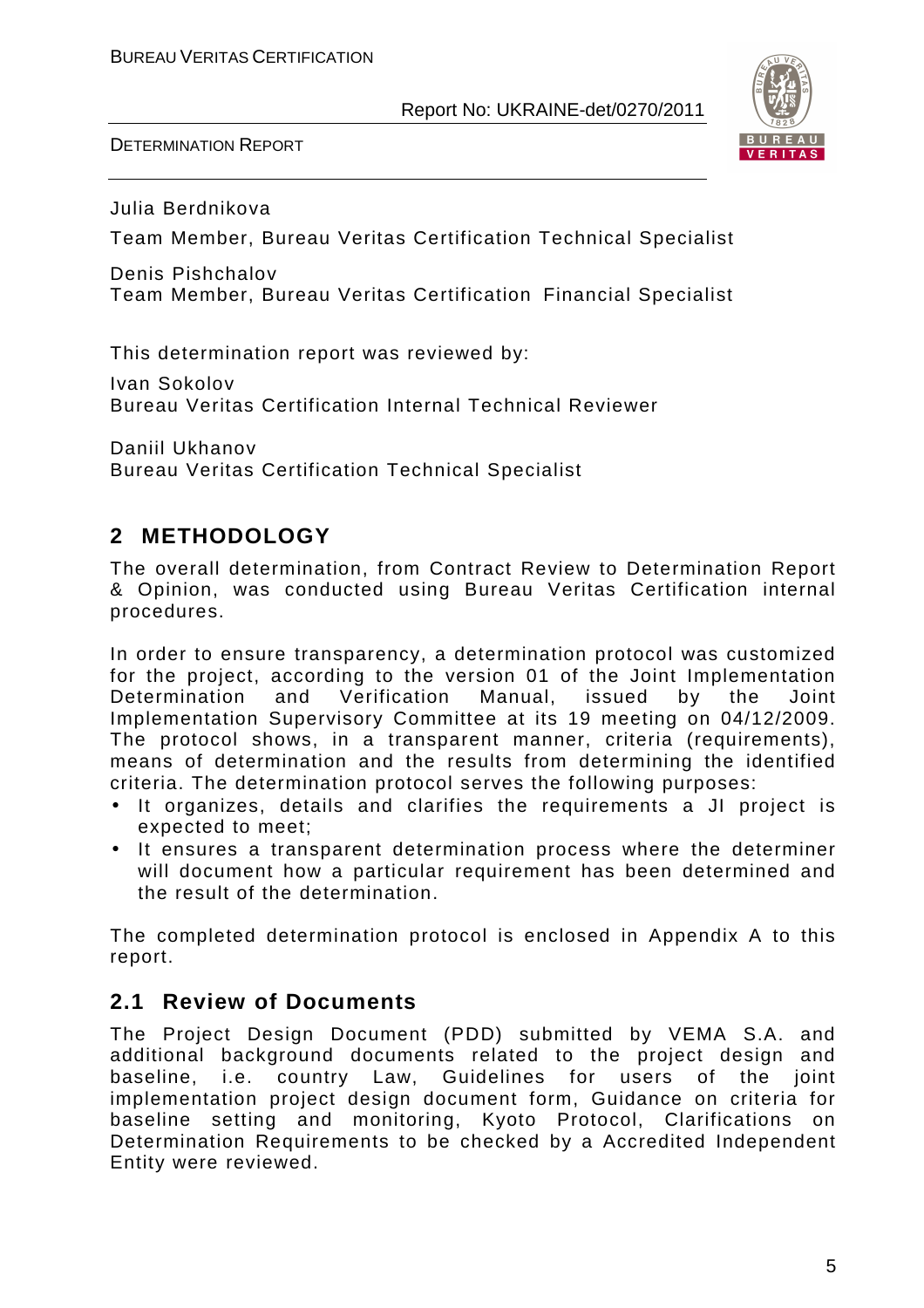Julia Berdnikova

Team Member, Bureau Veritas Certification Technical Specialist

Denis Pishchalov
Team Member, Bureau Veritas Certification Financial Specialist

This determination report was reviewed by:

Ivan Sokolov
Bureau Veritas Certification Internal Technical Reviewer

Daniil Ukhanov
Bureau Veritas Certification Technical Specialist

## 2 METHODOLOGY

The overall determination, from Contract Review to Determination Report & Opinion, was conducted using Bureau Veritas Certification internal procedures.

In order to ensure transparency, a determination protocol was customized for the project, according to the version 01 of the Joint Implementation Determination and Verification Manual, issued by the Joint Implementation Supervisory Committee at its 19 meeting on 04/12/2009. The protocol shows, in a transparent manner, criteria (requirements), means of determination and the results from determining the identified criteria. The determination protocol serves the following purposes:

- It organizes, details and clarifies the requirements a JI project is expected to meet;
- It ensures a transparent determination process where the determiner will document how a particular requirement has been determined and the result of the determination.

The completed determination protocol is enclosed in Appendix A to this report.

### 2.1 Review of Documents

The Project Design Document (PDD) submitted by VEMA S.A. and additional background documents related to the project design and baseline, i.e. country Law, Guidelines for users of the joint implementation project design document form, Guidance on criteria for baseline setting and monitoring, Kyoto Protocol, Clarifications on Determination Requirements to be checked by a Accredited Independent Entity were reviewed.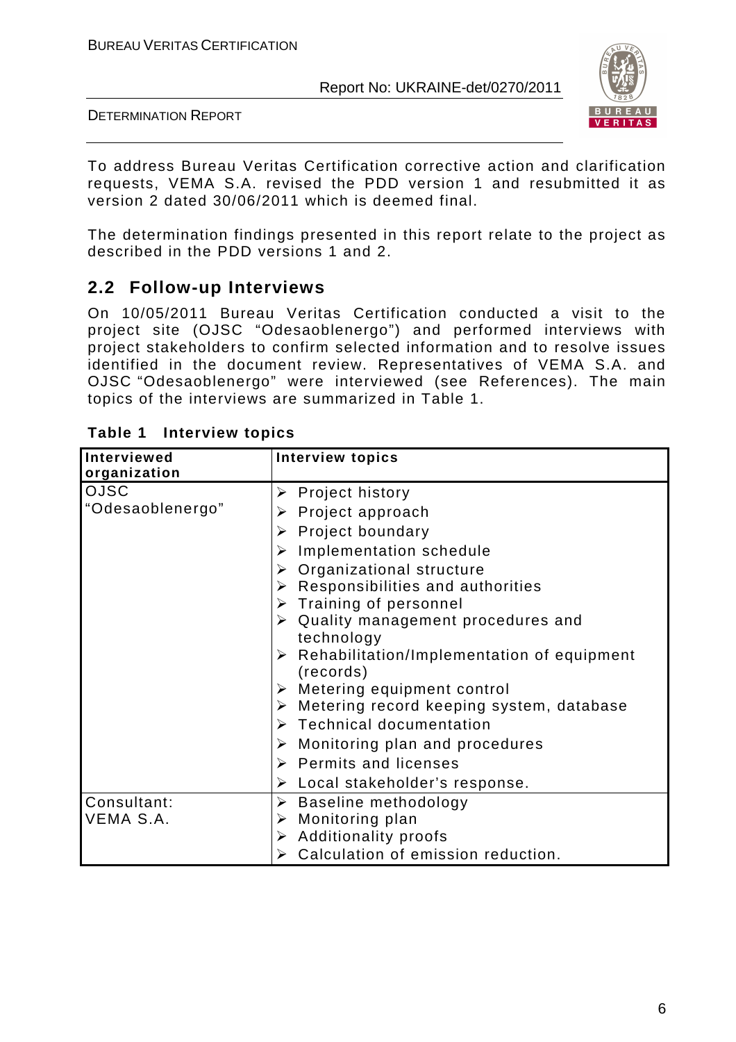To address Bureau Veritas Certification corrective action and clarification requests, VEMA S.A. revised the PDD version 1 and resubmitted it as version 2 dated 30/06/2011 which is deemed final.

The determination findings presented in this report relate to the project as described in the PDD versions 1 and 2.

## 2.2 Follow-up Interviews

On 10/05/2011 Bureau Veritas Certification conducted a visit to the project site (OJSC "Odesaoblenergo") and performed interviews with project stakeholders to confirm selected information and to resolve issues identified in the document review. Representatives of VEMA S.A. and OJSC "Odesaoblenergo" were interviewed (see References). The main topics of the interviews are summarized in Table 1.

**Table 1 Interview topics**

| Interviewed organization | Interview topics |
|---|---|
| OJSC "Odesaoblenergo" | ➢ Project history<br>➢ Project approach<br>➢ Project boundary<br>➢ Implementation schedule<br>➢ Organizational structure<br>➢ Responsibilities and authorities<br>➢ Training of personnel<br>➢ Quality management procedures and technology<br>➢ Rehabilitation/Implementation of equipment (records)<br>➢ Metering equipment control<br>➢ Metering record keeping system, database<br>➢ Technical documentation<br>➢ Monitoring plan and procedures<br>➢ Permits and licenses<br>➢ Local stakeholder's response. |
| Consultant: VEMA S.A. | ➢ Baseline methodology<br>➢ Monitoring plan<br>➢ Additionality proofs<br>➢ Calculation of emission reduction. |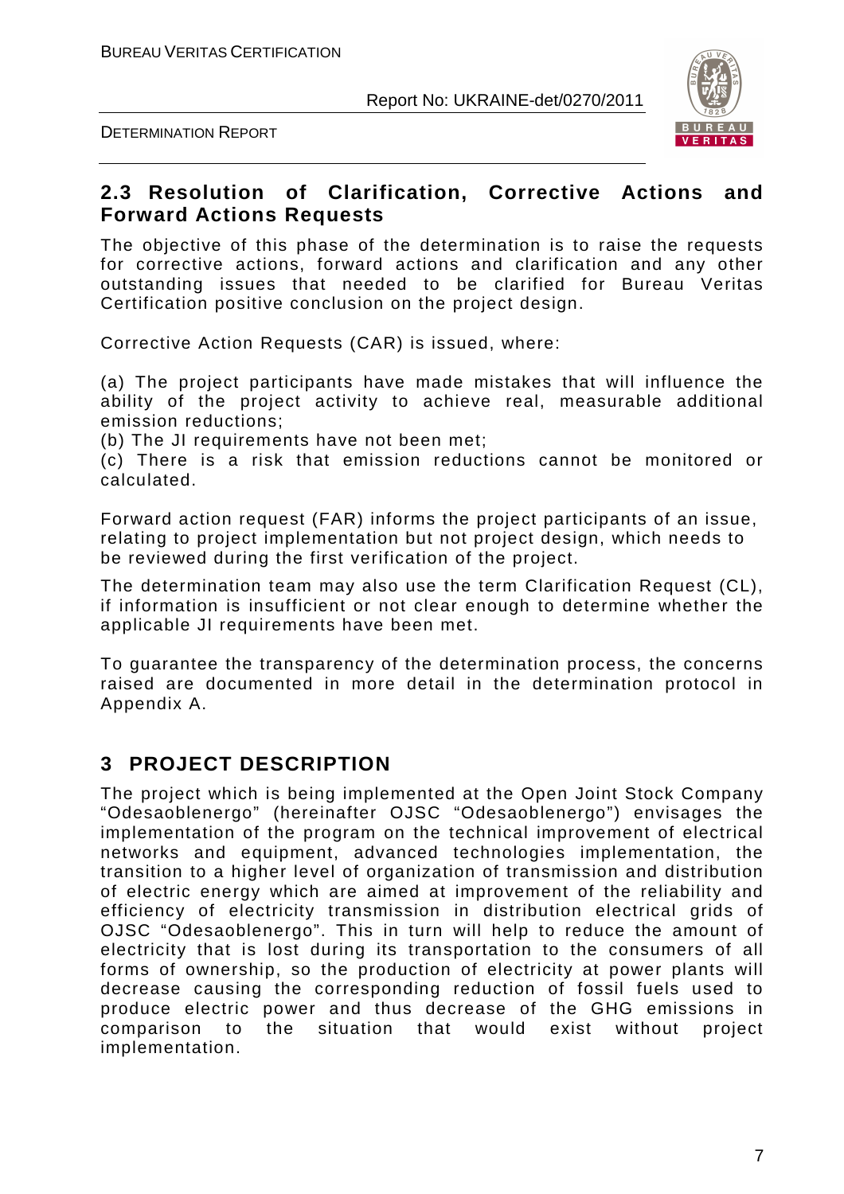## 2.3 Resolution of Clarification, Corrective Actions and Forward Actions Requests

The objective of this phase of the determination is to raise the requests for corrective actions, forward actions and clarification and any other outstanding issues that needed to be clarified for Bureau Veritas Certification positive conclusion on the project design.

Corrective Action Requests (CAR) is issued, where:

(a) The project participants have made mistakes that will influence the ability of the project activity to achieve real, measurable additional emission reductions;
(b) The JI requirements have not been met;
(c) There is a risk that emission reductions cannot be monitored or calculated.

Forward action request (FAR) informs the project participants of an issue, relating to project implementation but not project design, which needs to be reviewed during the first verification of the project.

The determination team may also use the term Clarification Request (CL), if information is insufficient or not clear enough to determine whether the applicable JI requirements have been met.

To guarantee the transparency of the determination process, the concerns raised are documented in more detail in the determination protocol in Appendix A.

# 3 PROJECT DESCRIPTION

The project which is being implemented at the Open Joint Stock Company "Odesaoblenergo" (hereinafter OJSC "Odesaoblenergo") envisages the implementation of the program on the technical improvement of electrical networks and equipment, advanced technologies implementation, the transition to a higher level of organization of transmission and distribution of electric energy which are aimed at improvement of the reliability and efficiency of electricity transmission in distribution electrical grids of OJSC "Odesaoblenergo". This in turn will help to reduce the amount of electricity that is lost during its transportation to the consumers of all forms of ownership, so the production of electricity at power plants will decrease causing the corresponding reduction of fossil fuels used to produce electric power and thus decrease of the GHG emissions in comparison to the situation that would exist without project implementation.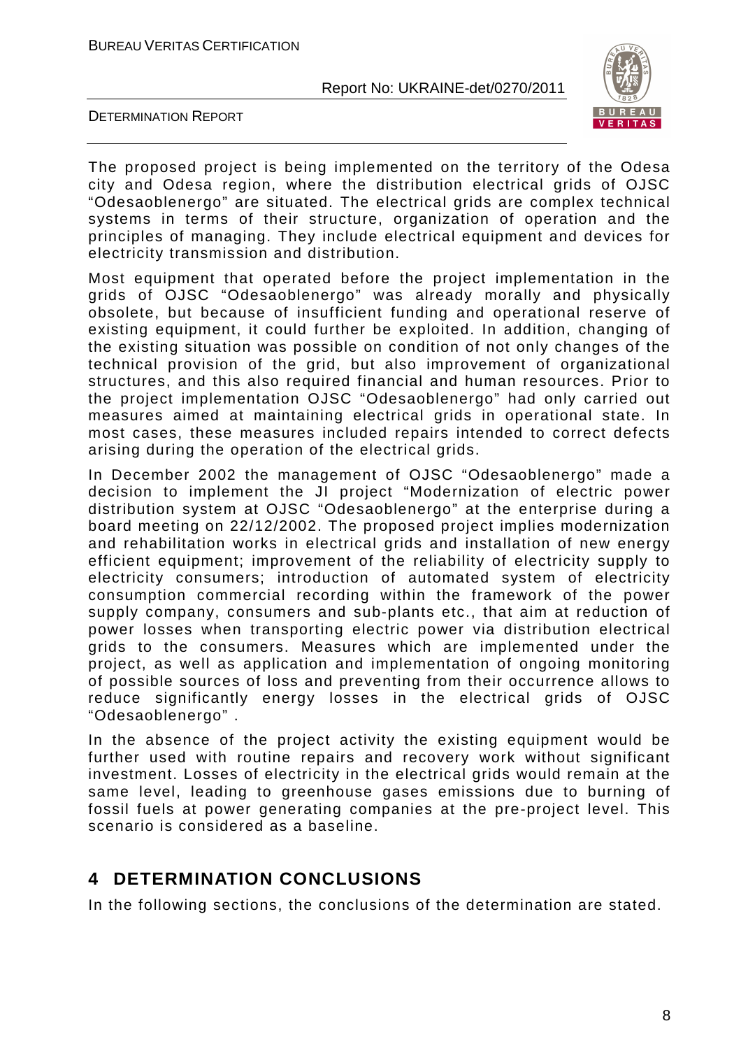The proposed project is being implemented on the territory of the Odesa city and Odesa region, where the distribution electrical grids of OJSC "Odesaoblenergo" are situated. The electrical grids are complex technical systems in terms of their structure, organization of operation and the principles of managing. They include electrical equipment and devices for electricity transmission and distribution.

Most equipment that operated before the project implementation in the grids of OJSC "Odesaoblenergo" was already morally and physically obsolete, but because of insufficient funding and operational reserve of existing equipment, it could further be exploited. In addition, changing of the existing situation was possible on condition of not only changes of the technical provision of the grid, but also improvement of organizational structures, and this also required financial and human resources. Prior to the project implementation OJSC "Odesaoblenergo" had only carried out measures aimed at maintaining electrical grids in operational state. In most cases, these measures included repairs intended to correct defects arising during the operation of the electrical grids.

In December 2002 the management of OJSC "Odesaoblenergo" made a decision to implement the JI project "Modernization of electric power distribution system at OJSC "Odesaoblenergo" at the enterprise during a board meeting on 22/12/2002. The proposed project implies modernization and rehabilitation works in electrical grids and installation of new energy efficient equipment; improvement of the reliability of electricity supply to electricity consumers; introduction of automated system of electricity consumption commercial recording within the framework of the power supply company, consumers and sub-plants etc., that aim at reduction of power losses when transporting electric power via distribution electrical grids to the consumers. Measures which are implemented under the project, as well as application and implementation of ongoing monitoring of possible sources of loss and preventing from their occurrence allows to reduce significantly energy losses in the electrical grids of OJSC "Odesaoblenergo" .

In the absence of the project activity the existing equipment would be further used with routine repairs and recovery work without significant investment. Losses of electricity in the electrical grids would remain at the same level, leading to greenhouse gases emissions due to burning of fossil fuels at power generating companies at the pre-project level. This scenario is considered as a baseline.

## 4 DETERMINATION CONCLUSIONS

In the following sections, the conclusions of the determination are stated.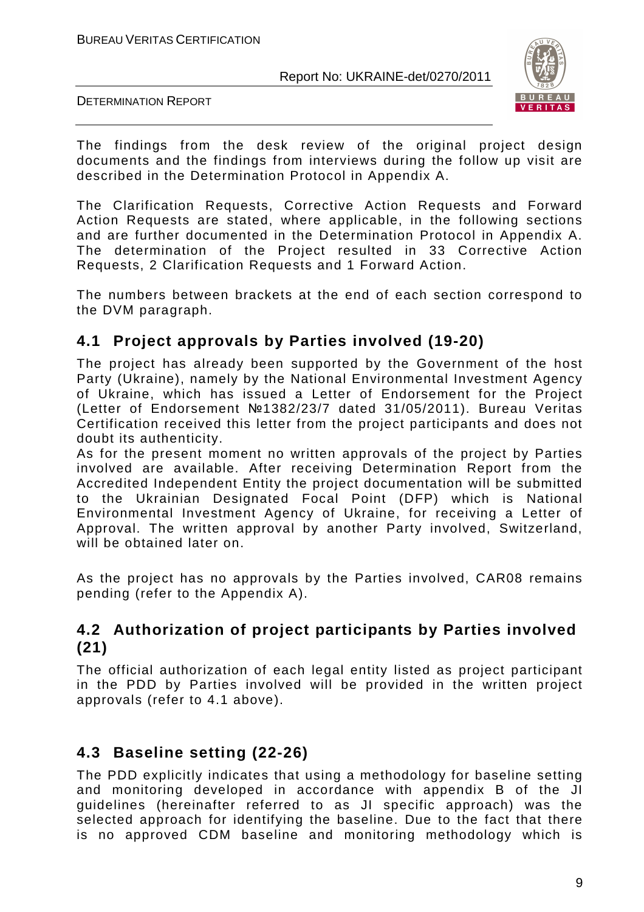The findings from the desk review of the original project design documents and the findings from interviews during the follow up visit are described in the Determination Protocol in Appendix A.

The Clarification Requests, Corrective Action Requests and Forward Action Requests are stated, where applicable, in the following sections and are further documented in the Determination Protocol in Appendix A. The determination of the Project resulted in 33 Corrective Action Requests, 2 Clarification Requests and 1 Forward Action.

The numbers between brackets at the end of each section correspond to the DVM paragraph.

## 4.1 Project approvals by Parties involved (19-20)

The project has already been supported by the Government of the host Party (Ukraine), namely by the National Environmental Investment Agency of Ukraine, which has issued a Letter of Endorsement for the Project (Letter of Endorsement №1382/23/7 dated 31/05/2011). Bureau Veritas Certification received this letter from the project participants and does not doubt its authenticity.
As for the present moment no written approvals of the project by Parties involved are available. After receiving Determination Report from the Accredited Independent Entity the project documentation will be submitted to the Ukrainian Designated Focal Point (DFP) which is National Environmental Investment Agency of Ukraine, for receiving a Letter of Approval. The written approval by another Party involved, Switzerland, will be obtained later on.

As the project has no approvals by the Parties involved, CAR08 remains pending (refer to the Appendix A).

## 4.2 Authorization of project participants by Parties involved (21)

The official authorization of each legal entity listed as project participant in the PDD by Parties involved will be provided in the written project approvals (refer to 4.1 above).

## 4.3 Baseline setting (22-26)

The PDD explicitly indicates that using a methodology for baseline setting and monitoring developed in accordance with appendix B of the JI guidelines (hereinafter referred to as JI specific approach) was the selected approach for identifying the baseline. Due to the fact that there is no approved CDM baseline and monitoring methodology which is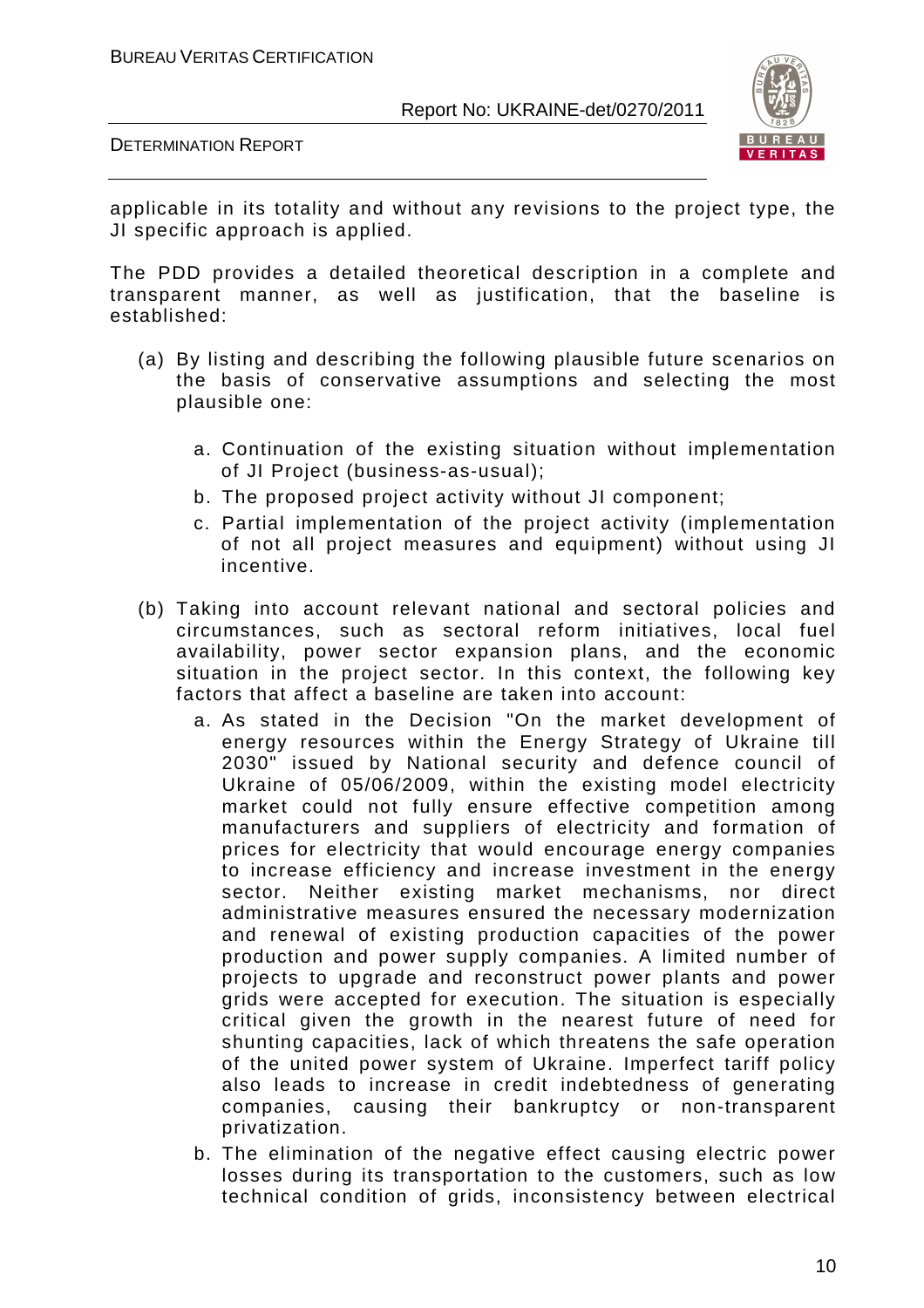applicable in its totality and without any revisions to the project type, the JI specific approach is applied.

The PDD provides a detailed theoretical description in a complete and transparent manner, as well as justification, that the baseline is established:

(a) By listing and describing the following plausible future scenarios on the basis of conservative assumptions and selecting the most plausible one:

   a. Continuation of the existing situation without implementation of JI Project (business-as-usual);
   b. The proposed project activity without JI component;
   c. Partial implementation of the project activity (implementation of not all project measures and equipment) without using JI incentive.

(b) Taking into account relevant national and sectoral policies and circumstances, such as sectoral reform initiatives, local fuel availability, power sector expansion plans, and the economic situation in the project sector. In this context, the following key factors that affect a baseline are taken into account:

   a. As stated in the Decision "On the market development of energy resources within the Energy Strategy of Ukraine till 2030" issued by National security and defence council of Ukraine of 05/06/2009, within the existing model electricity market could not fully ensure effective competition among manufacturers and suppliers of electricity and formation of prices for electricity that would encourage energy companies to increase efficiency and increase investment in the energy sector. Neither existing market mechanisms, nor direct administrative measures ensured the necessary modernization and renewal of existing production capacities of the power production and power supply companies. A limited number of projects to upgrade and reconstruct power plants and power grids were accepted for execution. The situation is especially critical given the growth in the nearest future of need for shunting capacities, lack of which threatens the safe operation of the united power system of Ukraine. Imperfect tariff policy also leads to increase in credit indebtedness of generating companies, causing their bankruptcy or non-transparent privatization.
   b. The elimination of the negative effect causing electric power losses during its transportation to the customers, such as low technical condition of grids, inconsistency between electrical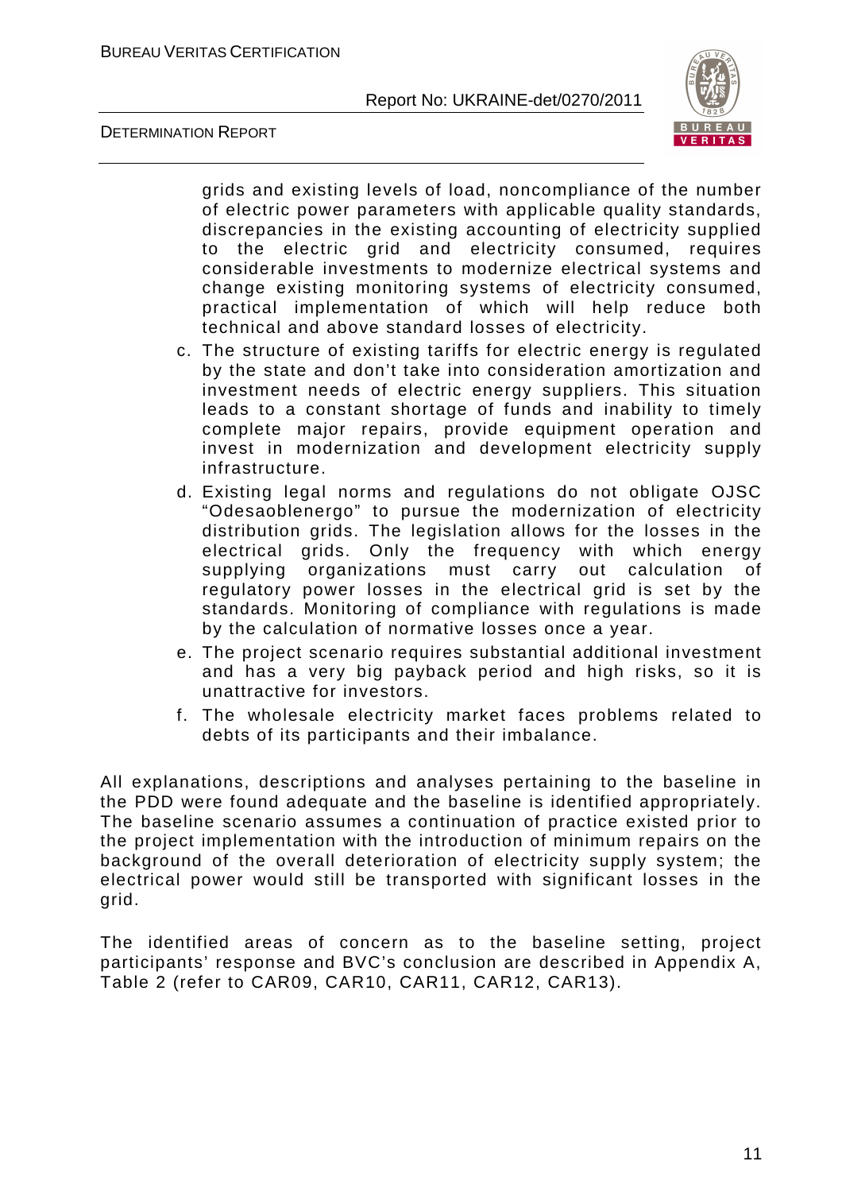grids and existing levels of load, noncompliance of the number of electric power parameters with applicable quality standards, discrepancies in the existing accounting of electricity supplied to the electric grid and electricity consumed, requires considerable investments to modernize electrical systems and change existing monitoring systems of electricity consumed, practical implementation of which will help reduce both technical and above standard losses of electricity.

c. The structure of existing tariffs for electric energy is regulated by the state and don't take into consideration amortization and investment needs of electric energy suppliers. This situation leads to a constant shortage of funds and inability to timely complete major repairs, provide equipment operation and invest in modernization and development electricity supply infrastructure.

d. Existing legal norms and regulations do not obligate OJSC "Odesaoblenergo" to pursue the modernization of electricity distribution grids. The legislation allows for the losses in the electrical grids. Only the frequency with which energy supplying organizations must carry out calculation of regulatory power losses in the electrical grid is set by the standards. Monitoring of compliance with regulations is made by the calculation of normative losses once a year.

e. The project scenario requires substantial additional investment and has a very big payback period and high risks, so it is unattractive for investors.

f. The wholesale electricity market faces problems related to debts of its participants and their imbalance.

All explanations, descriptions and analyses pertaining to the baseline in the PDD were found adequate and the baseline is identified appropriately. The baseline scenario assumes a continuation of practice existed prior to the project implementation with the introduction of minimum repairs on the background of the overall deterioration of electricity supply system; the electrical power would still be transported with significant losses in the grid.

The identified areas of concern as to the baseline setting, project participants' response and BVC's conclusion are described in Appendix A, Table 2 (refer to CAR09, CAR10, CAR11, CAR12, CAR13).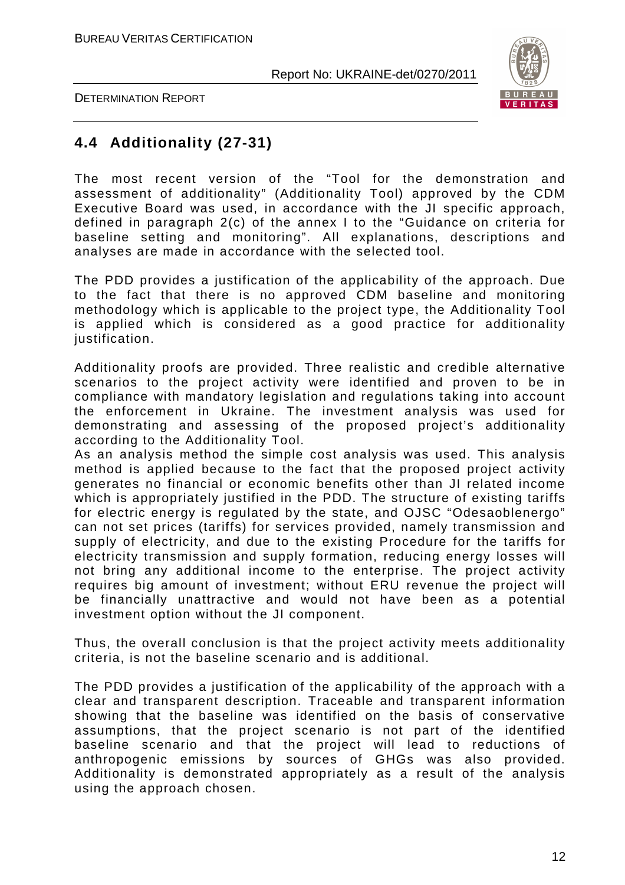## 4.4 Additionality (27-31)

The most recent version of the "Tool for the demonstration and assessment of additionality" (Additionality Tool) approved by the CDM Executive Board was used, in accordance with the JI specific approach, defined in paragraph 2(c) of the annex I to the "Guidance on criteria for baseline setting and monitoring". All explanations, descriptions and analyses are made in accordance with the selected tool.

The PDD provides a justification of the applicability of the approach. Due to the fact that there is no approved CDM baseline and monitoring methodology which is applicable to the project type, the Additionality Tool is applied which is considered as a good practice for additionality justification.

Additionality proofs are provided. Three realistic and credible alternative scenarios to the project activity were identified and proven to be in compliance with mandatory legislation and regulations taking into account the enforcement in Ukraine. The investment analysis was used for demonstrating and assessing of the proposed project's additionality according to the Additionality Tool.
As an analysis method the simple cost analysis was used. This analysis method is applied because to the fact that the proposed project activity generates no financial or economic benefits other than JI related income which is appropriately justified in the PDD. The structure of existing tariffs for electric energy is regulated by the state, and OJSC "Odesaoblenergo" can not set prices (tariffs) for services provided, namely transmission and supply of electricity, and due to the existing Procedure for the tariffs for electricity transmission and supply formation, reducing energy losses will not bring any additional income to the enterprise. The project activity requires big amount of investment; without ERU revenue the project will be financially unattractive and would not have been as a potential investment option without the JI component.

Thus, the overall conclusion is that the project activity meets additionality criteria, is not the baseline scenario and is additional.

The PDD provides a justification of the applicability of the approach with a clear and transparent description. Traceable and transparent information showing that the baseline was identified on the basis of conservative assumptions, that the project scenario is not part of the identified baseline scenario and that the project will lead to reductions of anthropogenic emissions by sources of GHGs was also provided. Additionality is demonstrated appropriately as a result of the analysis using the approach chosen.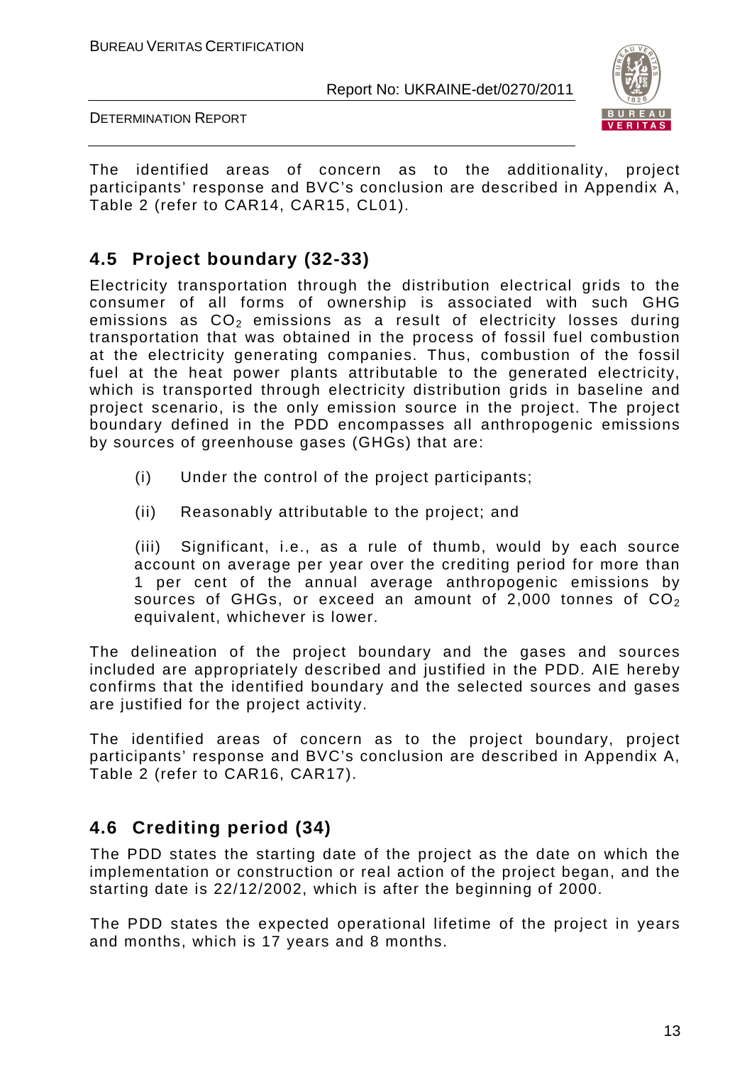The identified areas of concern as to the additionality, project participants' response and BVC's conclusion are described in Appendix A, Table 2 (refer to CAR14, CAR15, CL01).

## 4.5 Project boundary (32-33)

Electricity transportation through the distribution electrical grids to the consumer of all forms of ownership is associated with such GHG emissions as $CO_2$ emissions as a result of electricity losses during transportation that was obtained in the process of fossil fuel combustion at the electricity generating companies. Thus, combustion of the fossil fuel at the heat power plants attributable to the generated electricity, which is transported through electricity distribution grids in baseline and project scenario, is the only emission source in the project. The project boundary defined in the PDD encompasses all anthropogenic emissions by sources of greenhouse gases (GHGs) that are:

(i) Under the control of the project participants;

(ii) Reasonably attributable to the project; and

(iii) Significant, i.e., as a rule of thumb, would by each source account on average per year over the crediting period for more than 1 per cent of the annual average anthropogenic emissions by sources of GHGs, or exceed an amount of 2,000 tonnes of $CO_2$ equivalent, whichever is lower.

The delineation of the project boundary and the gases and sources included are appropriately described and justified in the PDD. AIE hereby confirms that the identified boundary and the selected sources and gases are justified for the project activity.

The identified areas of concern as to the project boundary, project participants' response and BVC's conclusion are described in Appendix A, Table 2 (refer to CAR16, CAR17).

## 4.6 Crediting period (34)

The PDD states the starting date of the project as the date on which the implementation or construction or real action of the project began, and the starting date is 22/12/2002, which is after the beginning of 2000.

The PDD states the expected operational lifetime of the project in years and months, which is 17 years and 8 months.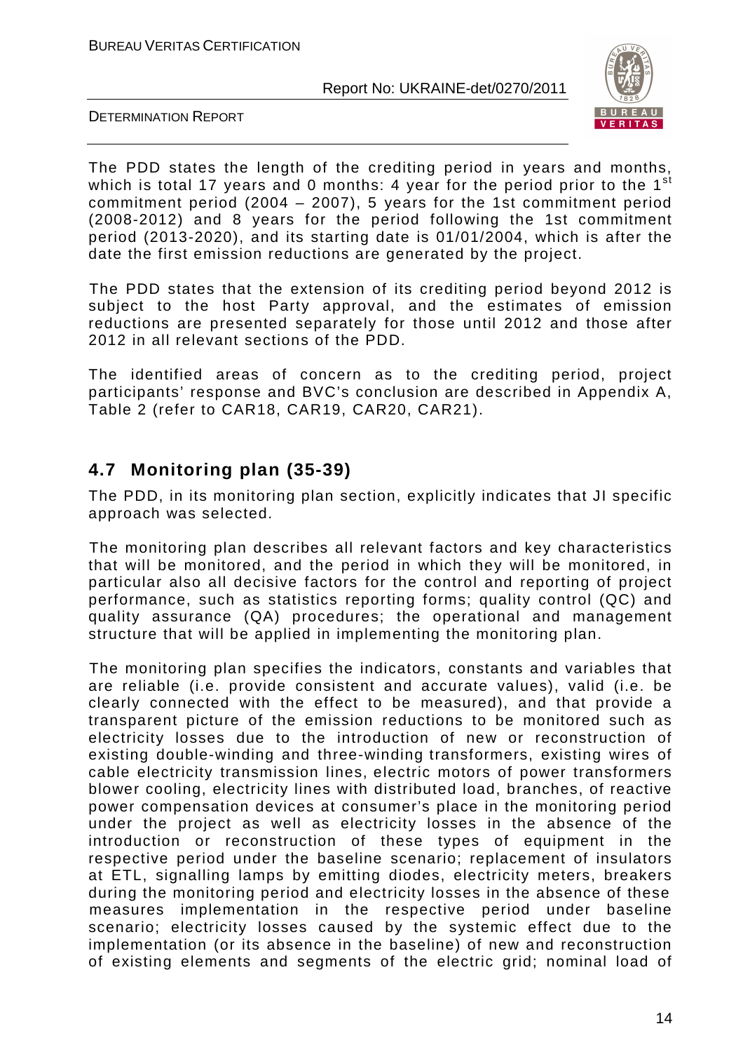The PDD states the length of the crediting period in years and months, which is total 17 years and 0 months: 4 year for the period prior to the 1st commitment period (2004 – 2007), 5 years for the 1st commitment period (2008-2012) and 8 years for the period following the 1st commitment period (2013-2020), and its starting date is 01/01/2004, which is after the date the first emission reductions are generated by the project.

The PDD states that the extension of its crediting period beyond 2012 is subject to the host Party approval, and the estimates of emission reductions are presented separately for those until 2012 and those after 2012 in all relevant sections of the PDD.

The identified areas of concern as to the crediting period, project participants' response and BVC's conclusion are described in Appendix A, Table 2 (refer to CAR18, CAR19, CAR20, CAR21).

## 4.7 Monitoring plan (35-39)

The PDD, in its monitoring plan section, explicitly indicates that JI specific approach was selected.

The monitoring plan describes all relevant factors and key characteristics that will be monitored, and the period in which they will be monitored, in particular also all decisive factors for the control and reporting of project performance, such as statistics reporting forms; quality control (QC) and quality assurance (QA) procedures; the operational and management structure that will be applied in implementing the monitoring plan.

The monitoring plan specifies the indicators, constants and variables that are reliable (i.e. provide consistent and accurate values), valid (i.e. be clearly connected with the effect to be measured), and that provide a transparent picture of the emission reductions to be monitored such as electricity losses due to the introduction of new or reconstruction of existing double-winding and three-winding transformers, existing wires of cable electricity transmission lines, electric motors of power transformers blower cooling, electricity lines with distributed load, branches, of reactive power compensation devices at consumer's place in the monitoring period under the project as well as electricity losses in the absence of the introduction or reconstruction of these types of equipment in the respective period under the baseline scenario; replacement of insulators at ETL, signalling lamps by emitting diodes, electricity meters, breakers during the monitoring period and electricity losses in the absence of these measures implementation in the respective period under baseline scenario; electricity losses caused by the systemic effect due to the implementation (or its absence in the baseline) of new and reconstruction of existing elements and segments of the electric grid; nominal load of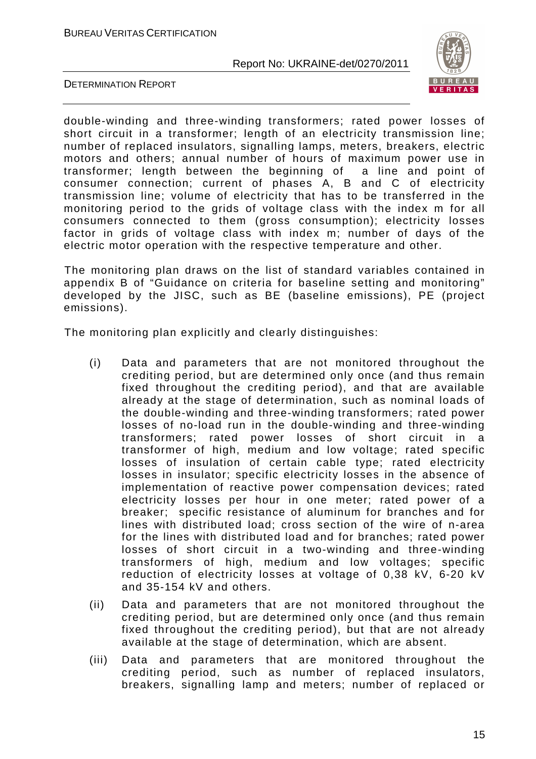double-winding and three-winding transformers; rated power losses of short circuit in a transformer; length of an electricity transmission line; number of replaced insulators, signalling lamps, meters, breakers, electric motors and others; annual number of hours of maximum power use in transformer; length between the beginning of a line and point of consumer connection; current of phases A, B and C of electricity transmission line; volume of electricity that has to be transferred in the monitoring period to the grids of voltage class with the index m for all consumers connected to them (gross consumption); electricity losses factor in grids of voltage class with index m; number of days of the electric motor operation with the respective temperature and other.

The monitoring plan draws on the list of standard variables contained in appendix B of "Guidance on criteria for baseline setting and monitoring" developed by the JISC, such as BE (baseline emissions), PE (project emissions).

The monitoring plan explicitly and clearly distinguishes:

(i) Data and parameters that are not monitored throughout the crediting period, but are determined only once (and thus remain fixed throughout the crediting period), and that are available already at the stage of determination, such as nominal loads of the double-winding and three-winding transformers; rated power losses of no-load run in the double-winding and three-winding transformers; rated power losses of short circuit in a transformer of high, medium and low voltage; rated specific losses of insulation of certain cable type; rated electricity losses in insulator; specific electricity losses in the absence of implementation of reactive power compensation devices; rated electricity losses per hour in one meter; rated power of a breaker; specific resistance of aluminum for branches and for lines with distributed load; cross section of the wire of n-area for the lines with distributed load and for branches; rated power losses of short circuit in a two-winding and three-winding transformers of high, medium and low voltages; specific reduction of electricity losses at voltage of 0,38 kV, 6-20 kV and 35-154 kV and others.

(ii) Data and parameters that are not monitored throughout the crediting period, but are determined only once (and thus remain fixed throughout the crediting period), but that are not already available at the stage of determination, which are absent.

(iii) Data and parameters that are monitored throughout the crediting period, such as number of replaced insulators, breakers, signalling lamp and meters; number of replaced or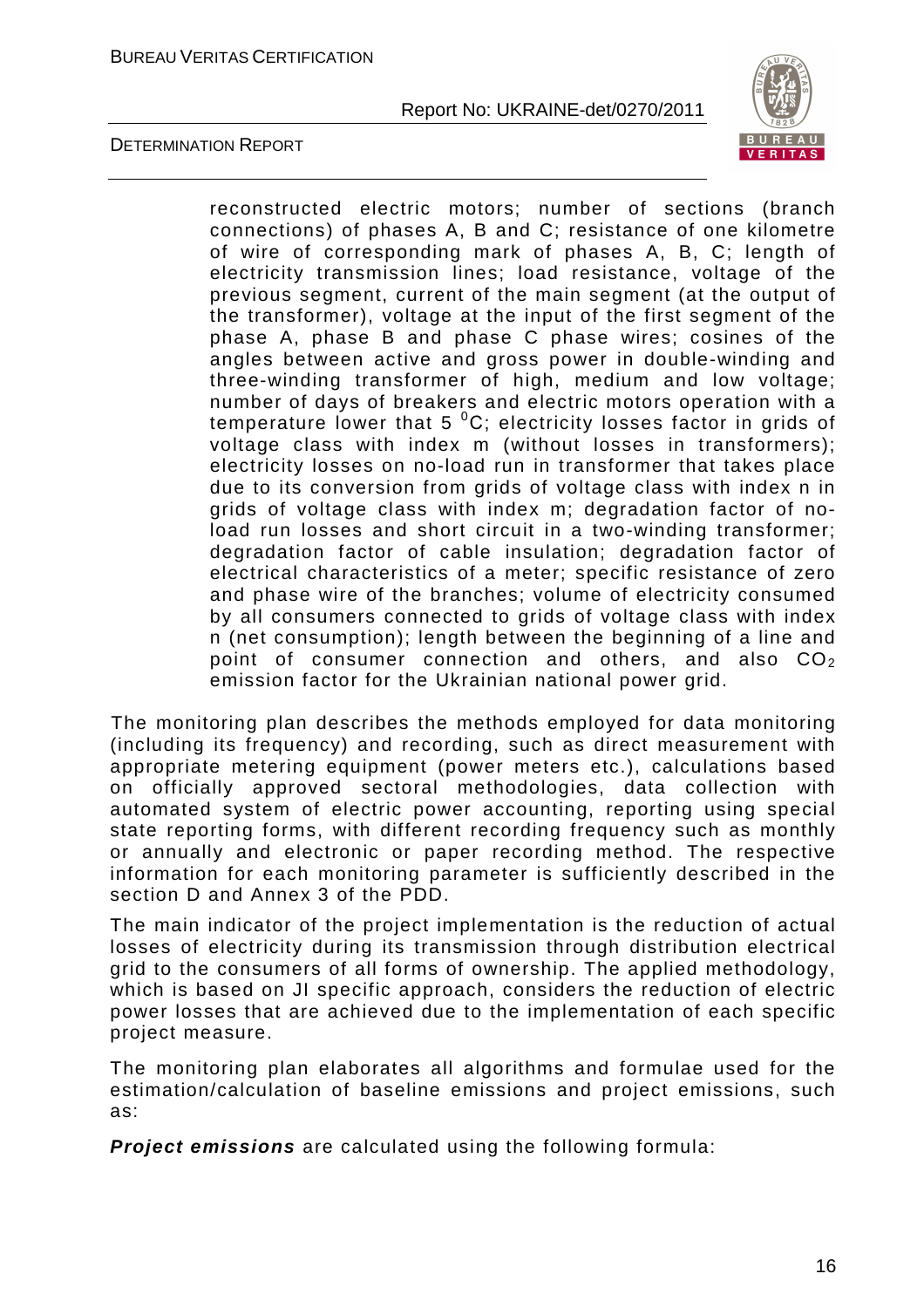reconstructed electric motors; number of sections (branch connections) of phases A, B and C; resistance of one kilometre of wire of corresponding mark of phases A, B, C; length of electricity transmission lines; load resistance, voltage of the previous segment, current of the main segment (at the output of the transformer), voltage at the input of the first segment of the phase A, phase B and phase C phase wires; cosines of the angles between active and gross power in double-winding and three-winding transformer of high, medium and low voltage; number of days of breakers and electric motors operation with a temperature lower that 5 $^0$C; electricity losses factor in grids of voltage class with index m (without losses in transformers); electricity losses on no-load run in transformer that takes place due to its conversion from grids of voltage class with index n in grids of voltage class with index m; degradation factor of no-load run losses and short circuit in a two-winding transformer; degradation factor of cable insulation; degradation factor of electrical characteristics of a meter; specific resistance of zero and phase wire of the branches; volume of electricity consumed by all consumers connected to grids of voltage class with index n (net consumption); length between the beginning of a line and point of consumer connection and others, and also $CO_2$ emission factor for the Ukrainian national power grid.

The monitoring plan describes the methods employed for data monitoring (including its frequency) and recording, such as direct measurement with appropriate metering equipment (power meters etc.), calculations based on officially approved sectoral methodologies, data collection with automated system of electric power accounting, reporting using special state reporting forms, with different recording frequency such as monthly or annually and electronic or paper recording method. The respective information for each monitoring parameter is sufficiently described in the section D and Annex 3 of the PDD.

The main indicator of the project implementation is the reduction of actual losses of electricity during its transmission through distribution electrical grid to the consumers of all forms of ownership. The applied methodology, which is based on JI specific approach, considers the reduction of electric power losses that are achieved due to the implementation of each specific project measure.

The monitoring plan elaborates all algorithms and formulae used for the estimation/calculation of baseline emissions and project emissions, such as:

***Project emissions*** are calculated using the following formula: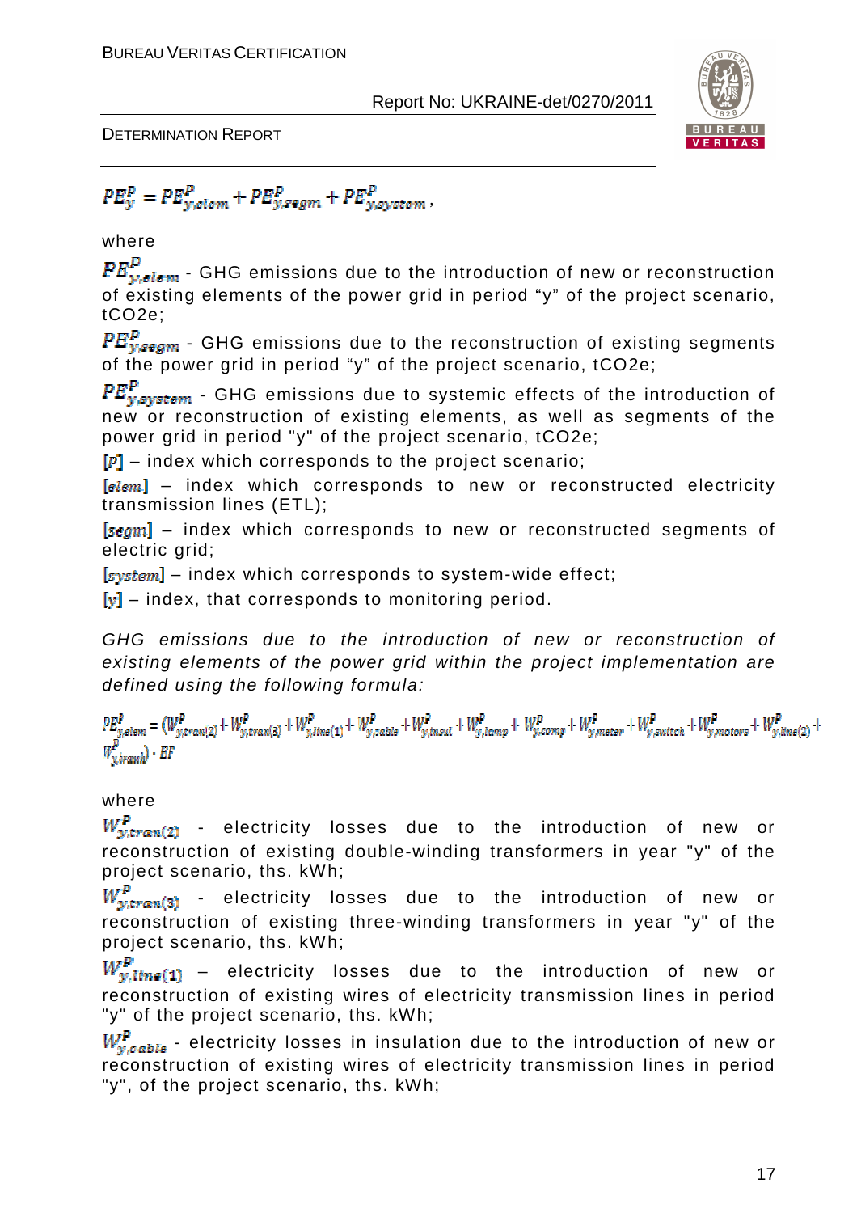$$PE_y^P = PE_{y,elem}^P + PE_{y,segm}^P + PE_{y,system}^P,$$

where

$PE_{y,elem}^P$ - GHG emissions due to the introduction of new or reconstruction of existing elements of the power grid in period "y" of the project scenario, tCO2e;

$PE_{y,segm}^P$ - GHG emissions due to the reconstruction of existing segments of the power grid in period "y" of the project scenario, tCO2e;

$PE_{y,system}^P$ - GHG emissions due to systemic effects of the introduction of new or reconstruction of existing elements, as well as segments of the power grid in period "y" of the project scenario, tCO2e;

$[P]$ – index which corresponds to the project scenario;

$[elem]$ – index which corresponds to new or reconstructed electricity transmission lines (ETL);

$[segm]$ – index which corresponds to new or reconstructed segments of electric grid;

$[system]$ – index which corresponds to system-wide effect;

$[y]$ – index, that corresponds to monitoring period.

*GHG emissions due to the introduction of new or reconstruction of existing elements of the power grid within the project implementation are defined using the following formula:*

$$PE_{y,elem}^P = (W_{y,tran(2)}^P + W_{y,tran(3)}^P + W_{y,line(1)}^P + W_{y,cable}^P + W_{y,insul}^P + W_{y,lamp}^P + W_{y,comp}^P + W_{y,meter}^P + W_{y,switch}^P + W_{y,motors}^P + W_{y,line(2)}^P + W_{y,tranih}^P) \cdot EF$$

where

$W_{y,tran(2)}^P$ - electricity losses due to the introduction of new or reconstruction of existing double-winding transformers in year "y" of the project scenario, ths. kWh;

$W_{y,tran(3)}^P$ - electricity losses due to the introduction of new or reconstruction of existing three-winding transformers in year "y" of the project scenario, ths. kWh;

$W_{y,line(1)}^P$ – electricity losses due to the introduction of new or reconstruction of existing wires of electricity transmission lines in period "y" of the project scenario, ths. kWh;

$W_{y,cable}^P$ - electricity losses in insulation due to the introduction of new or reconstruction of existing wires of electricity transmission lines in period "y", of the project scenario, ths. kWh;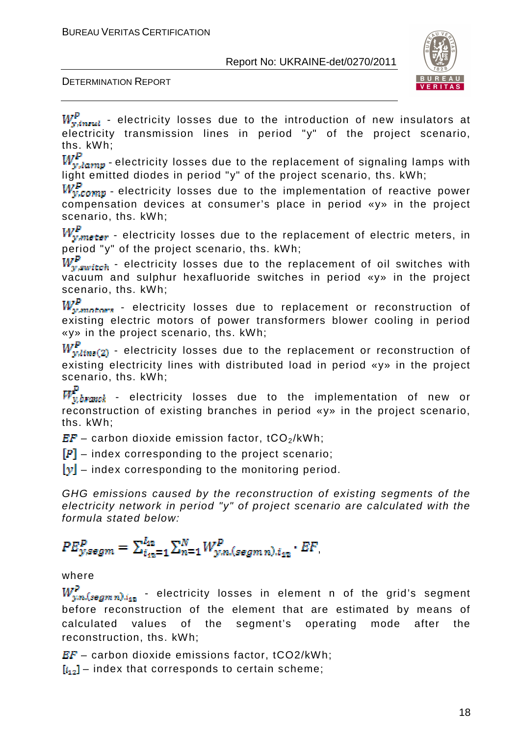$W^P_{y,insul}$ - electricity losses due to the introduction of new insulators at electricity transmission lines in period "y" of the project scenario, ths. kWh;

$W^P_{y,lamp}$ - electricity losses due to the replacement of signaling lamps with light emitted diodes in period "y" of the project scenario, ths. kWh;

$W^P_{y,comp}$ - electricity losses due to the implementation of reactive power compensation devices at consumer's place in period «y» in the project scenario, ths. kWh;

$W^P_{y,meter}$ - electricity losses due to the replacement of electric meters, in period "y" of the project scenario, ths. kWh;

$W^P_{y,switch}$ - electricity losses due to the replacement of oil switches with vacuum and sulphur hexafluoride switches in period «y» in the project scenario, ths. kWh;

$W^P_{y,motors}$ - electricity losses due to replacement or reconstruction of existing electric motors of power transformers blower cooling in period «y» in the project scenario, ths. kWh;

$W^P_{y,line(2)}$ - electricity losses due to the replacement or reconstruction of existing electricity lines with distributed load in period «y» in the project scenario, ths. kWh;

$W^P_{y,branch}$ - electricity losses due to the implementation of new or reconstruction of existing branches in period «y» in the project scenario, ths. kWh;

$EF$ – carbon dioxide emission factor, $tCO_2/kWh$;

$[P]$ – index corresponding to the project scenario;

$[y]$ – index corresponding to the monitoring period.

*GHG emissions caused by the reconstruction of existing segments of the electricity network in period "y" of project scenario are calculated with the formula stated below:*

$$PE^P_{y,segm} = \sum_{i_{12}=1}^{I_{12}} \sum_{n=1}^{N} W^P_{y,n,(segm\ n),i_{12}} \cdot EF,$$

where

$W^P_{y,n,(segm\ n),i_{12}}$ - electricity losses in element n of the grid's segment before reconstruction of the element that are estimated by means of calculated values of the segment's operating mode after the reconstruction, ths. kWh;

$EF$ – carbon dioxide emissions factor, tCO2/kWh;

$[i_{12}]$ – index that corresponds to certain scheme;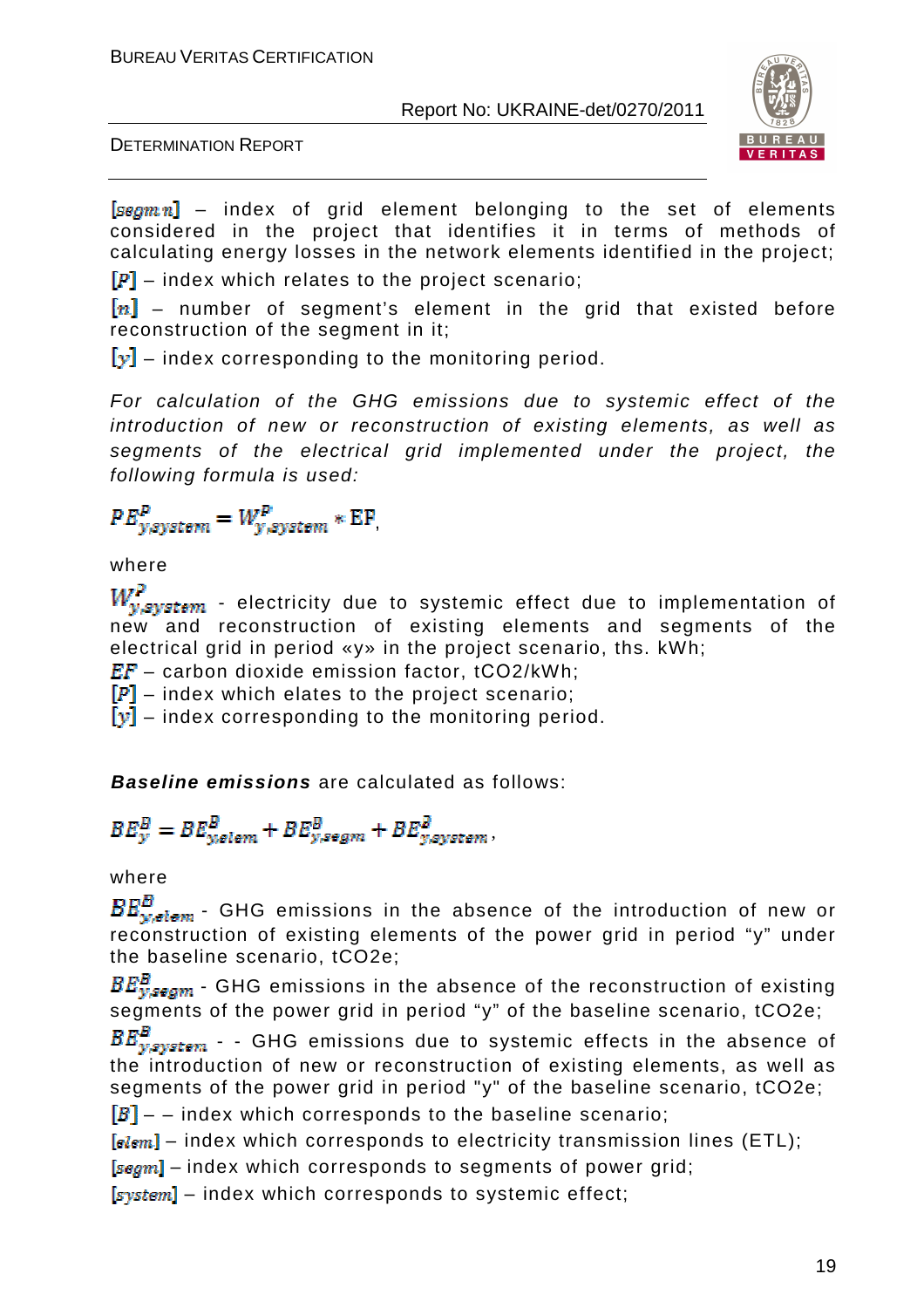$[segm\,n]$ – index of grid element belonging to the set of elements considered in the project that identifies it in terms of methods of calculating energy losses in the network elements identified in the project;

$[P]$ – index which relates to the project scenario;

$[n]$ – number of segment's element in the grid that existed before reconstruction of the segment in it;

$[y]$ – index corresponding to the monitoring period.

*For calculation of the GHG emissions due to systemic effect of the introduction of new or reconstruction of existing elements, as well as segments of the electrical grid implemented under the project, the following formula is used:*

$$PE^{P}_{y,system} = W^{P}_{y,system} * EF,$$

where

$W^{P}_{y,system}$ - electricity due to systemic effect due to implementation of new and reconstruction of existing elements and segments of the electrical grid in period «y» in the project scenario, ths. kWh;

$EF$ – carbon dioxide emission factor, $tCO_2/kWh$;

$[P]$ – index which elates to the project scenario;

$[y]$ – index corresponding to the monitoring period.

**Baseline emissions** are calculated as follows:

$$BE^{B}_{y} = BE^{B}_{y,elem} + BE^{B}_{y,segm} + BE^{B}_{y,system},$$

where

$BE^{B}_{y,elem}$ - GHG emissions in the absence of the introduction of new or reconstruction of existing elements of the power grid in period "y" under the baseline scenario, tCO2e;

$BE^{B}_{y,segm}$ - GHG emissions in the absence of the reconstruction of existing segments of the power grid in period "y" of the baseline scenario, tCO2e;

$BE^{B}_{y,system}$ - - GHG emissions due to systemic effects in the absence of the introduction of new or reconstruction of existing elements, as well as segments of the power grid in period "y" of the baseline scenario, tCO2e;

$[B]$ – – index which corresponds to the baseline scenario;

$[elem]$ – index which corresponds to electricity transmission lines (ETL);

$[segm]$ – index which corresponds to segments of power grid;

$[system]$ – index which corresponds to systemic effect;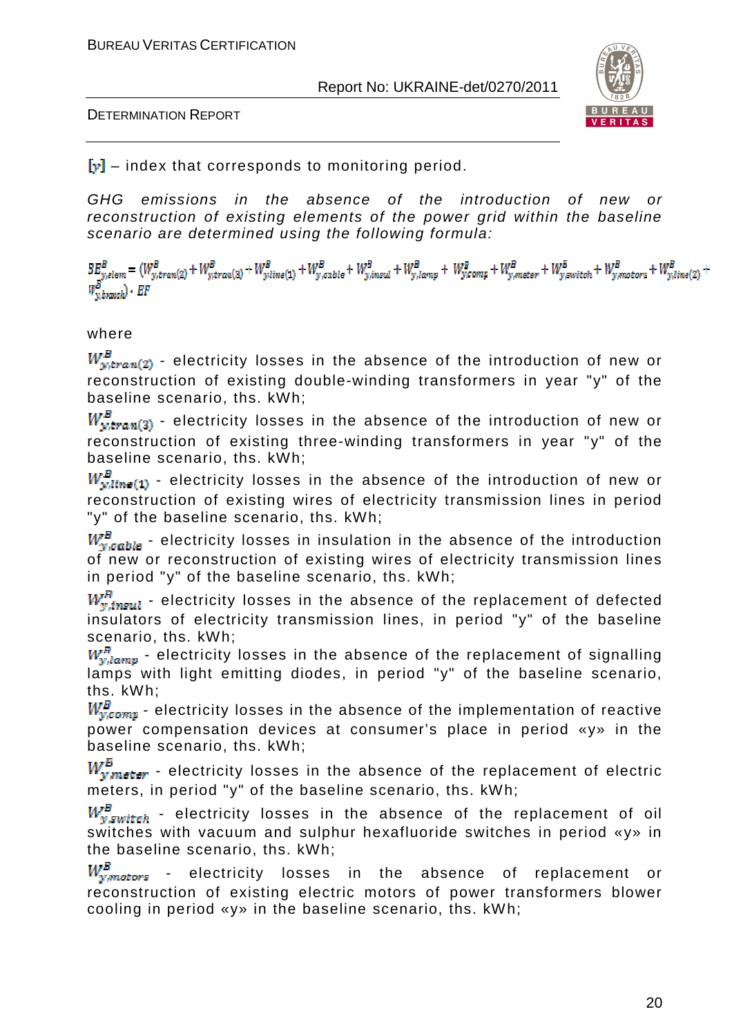$[y]$ – index that corresponds to monitoring period.

*GHG emissions in the absence of the introduction of new or reconstruction of existing elements of the power grid within the baseline scenario are determined using the following formula:*

$$BE^{B}_{y,elem} = (W^{B}_{y,tran(2)} + W^{B}_{y,tran(3)} + W^{B}_{y,line(1)} + W^{B}_{y,cable} + W^{B}_{y,insul} + W^{B}_{y,lamp} + W^{B}_{y,comp} + W^{B}_{y,meter} + W^{B}_{y,switch} + W^{B}_{y,motors} + W^{B}_{y,line(2)} + W^{B}_{y,branch}) \cdot EF$$

where

$W^{B}_{y,tran(2)}$ - electricity losses in the absence of the introduction of new or reconstruction of existing double-winding transformers in year "y" of the baseline scenario, ths. kWh;

$W^{B}_{y,tran(3)}$ - electricity losses in the absence of the introduction of new or reconstruction of existing three-winding transformers in year "y" of the baseline scenario, ths. kWh;

$W^{B}_{y,line(1)}$ - electricity losses in the absence of the introduction of new or reconstruction of existing wires of electricity transmission lines in period "y" of the baseline scenario, ths. kWh;

$W^{B}_{y,cable}$ - electricity losses in insulation in the absence of the introduction of new or reconstruction of existing wires of electricity transmission lines in period "y" of the baseline scenario, ths. kWh;

$W^{B}_{y,insul}$ - electricity losses in the absence of the replacement of defected insulators of electricity transmission lines, in period "y" of the baseline scenario, ths. kWh;

$W^{B}_{y,lamp}$ - electricity losses in the absence of the replacement of signalling lamps with light emitting diodes, in period "y" of the baseline scenario, ths. kWh;

$W^{B}_{y,comp}$ - electricity losses in the absence of the implementation of reactive power compensation devices at consumer's place in period «y» in the baseline scenario, ths. kWh;

$W^{B}_{y,meter}$ - electricity losses in the absence of the replacement of electric meters, in period "y" of the baseline scenario, ths. kWh;

$W^{B}_{y,switch}$ - electricity losses in the absence of the replacement of oil switches with vacuum and sulphur hexafluoride switches in period «y» in the baseline scenario, ths. kWh;

$W^{B}_{y,motors}$ - electricity losses in the absence of replacement or reconstruction of existing electric motors of power transformers blower cooling in period «y» in the baseline scenario, ths. kWh;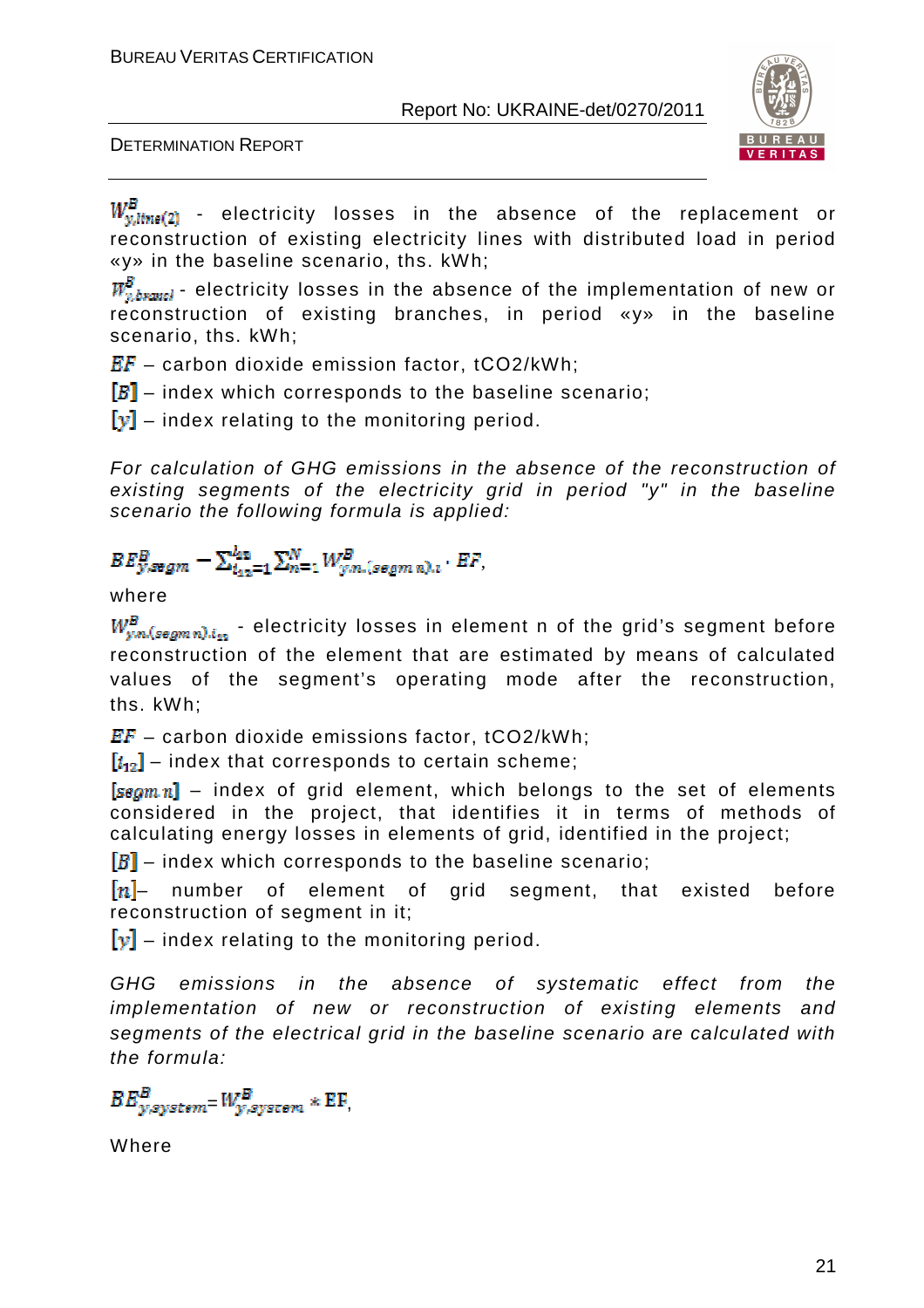$W^{B}_{y,line(2)}$ - electricity losses in the absence of the replacement or reconstruction of existing electricity lines with distributed load in period «y» in the baseline scenario, ths. kWh;

$W^{B}_{y,branch}$ - electricity losses in the absence of the implementation of new or reconstruction of existing branches, in period «y» in the baseline scenario, ths. kWh;

$EF$ – carbon dioxide emission factor, tCO2/kWh;

$[B]$ – index which corresponds to the baseline scenario;

$[y]$ – index relating to the monitoring period.

*For calculation of GHG emissions in the absence of the reconstruction of existing segments of the electricity grid in period "y" in the baseline scenario the following formula is applied:*

$$BE^{B}_{y,segm} = \sum_{i_{12}=1}^{l_{12}} \sum_{n=1}^{N} W^{B}_{y,n,(segm\ n),i} \cdot EF,$$

where

$W^{B}_{y,n,(segm\ n),i_{12}}$ - electricity losses in element n of the grid's segment before reconstruction of the element that are estimated by means of calculated values of the segment's operating mode after the reconstruction, ths. kWh;

$EF$ – carbon dioxide emissions factor, tCO2/kWh;

$[i_{12}]$ – index that corresponds to certain scheme;

$[segm\ n]$ – index of grid element, which belongs to the set of elements considered in the project, that identifies it in terms of methods of calculating energy losses in elements of grid, identified in the project;

$[B]$ – index which corresponds to the baseline scenario;

$[n]$– number of element of grid segment, that existed before reconstruction of segment in it;

$[y]$ – index relating to the monitoring period.

*GHG emissions in the absence of systematic effect from the implementation of new or reconstruction of existing elements and segments of the electrical grid in the baseline scenario are calculated with the formula:*

$$BE^{B}_{y,system} = W^{B}_{y,system} * EF,$$

Where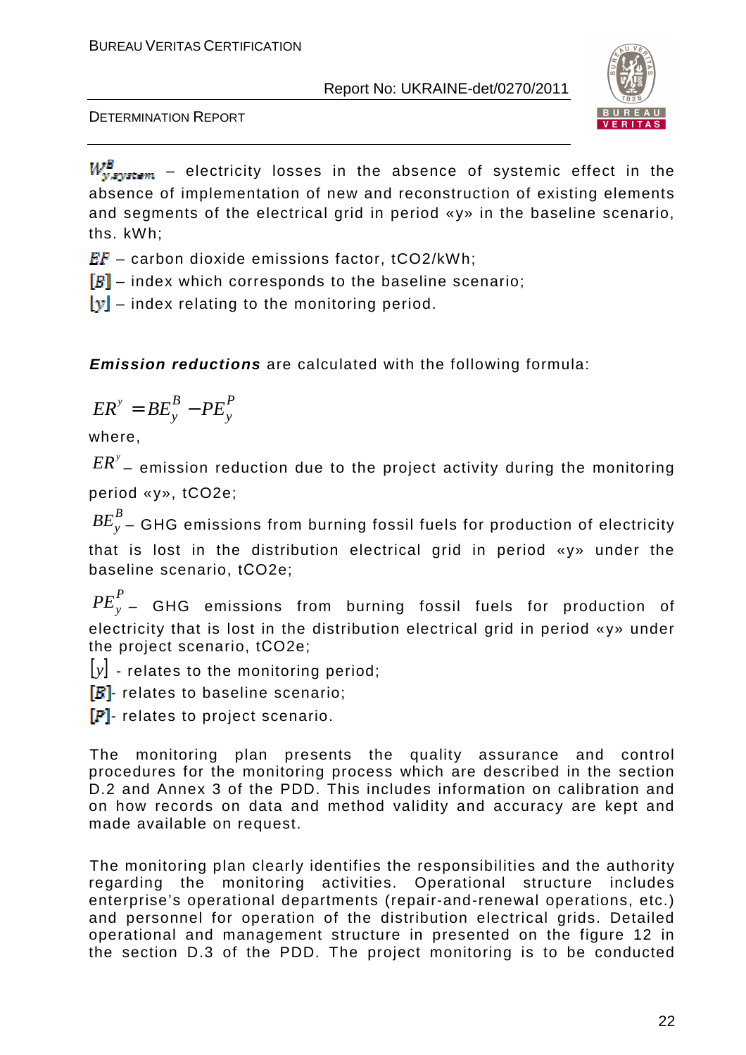$W^{B}_{y,system}$ – electricity losses in the absence of systemic effect in the absence of implementation of new and reconstruction of existing elements and segments of the electrical grid in period «y» in the baseline scenario, ths. kWh;

$EF$ – carbon dioxide emissions factor, tCO2/kWh;

$[B]$ – index which corresponds to the baseline scenario;

$[y]$ – index relating to the monitoring period.

***Emission reductions*** are calculated with the following formula:

$$ER^{y} = BE_{y}^{B} - PE_{y}^{P}$$

where,

$ER^{y}$ – emission reduction due to the project activity during the monitoring period «y», tCO2e;

$BE_{y}^{B}$ – GHG emissions from burning fossil fuels for production of electricity that is lost in the distribution electrical grid in period «y» under the baseline scenario, tCO2e;

$PE_{y}^{P}$ – GHG emissions from burning fossil fuels for production of electricity that is lost in the distribution electrical grid in period «y» under the project scenario, tCO2e;

$[y]$ - relates to the monitoring period;

$[B]$- relates to baseline scenario;

$[P]$- relates to project scenario.

The monitoring plan presents the quality assurance and control procedures for the monitoring process which are described in the section D.2 and Annex 3 of the PDD. This includes information on calibration and on how records on data and method validity and accuracy are kept and made available on request.

The monitoring plan clearly identifies the responsibilities and the authority regarding the monitoring activities. Operational structure includes enterprise's operational departments (repair-and-renewal operations, etc.) and personnel for operation of the distribution electrical grids. Detailed operational and management structure in presented on the figure 12 in the section D.3 of the PDD. The project monitoring is to be conducted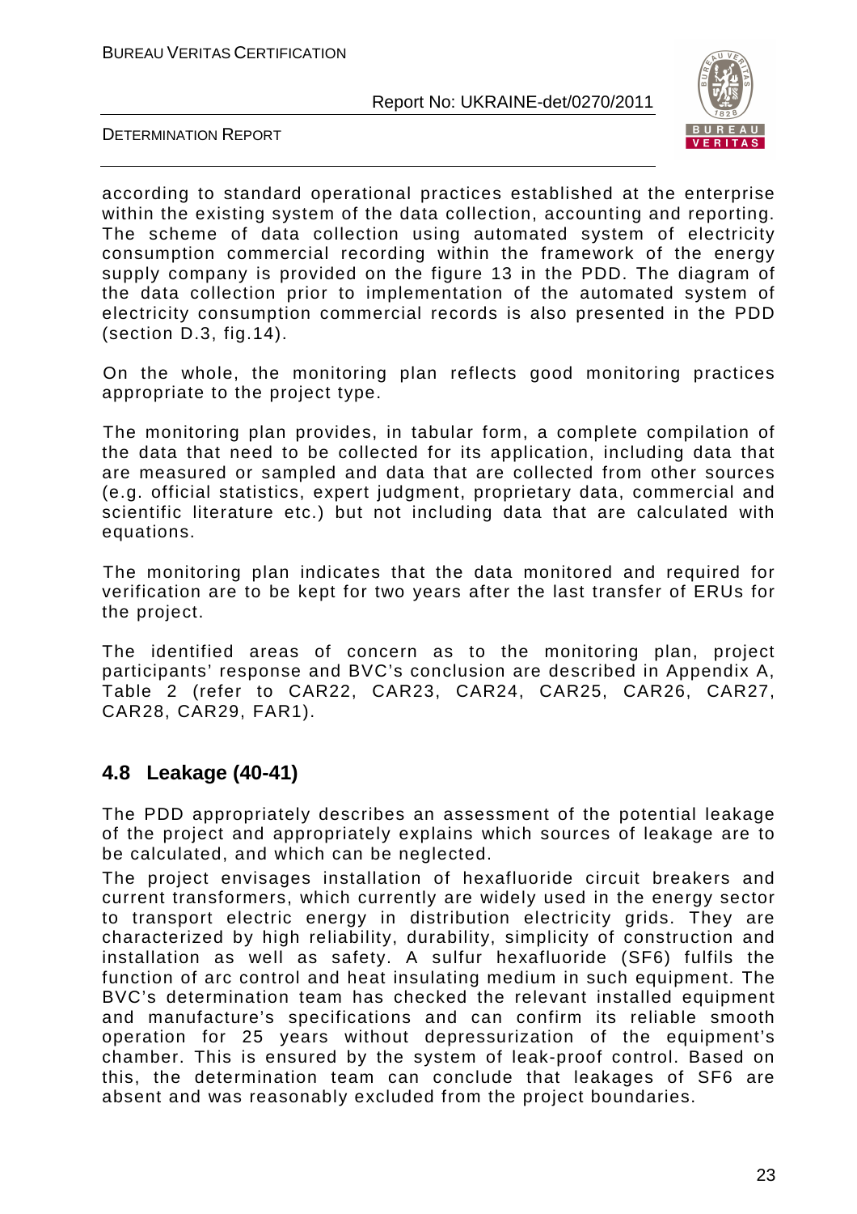according to standard operational practices established at the enterprise within the existing system of the data collection, accounting and reporting. The scheme of data collection using automated system of electricity consumption commercial recording within the framework of the energy supply company is provided on the figure 13 in the PDD. The diagram of the data collection prior to implementation of the automated system of electricity consumption commercial records is also presented in the PDD (section D.3, fig.14).

On the whole, the monitoring plan reflects good monitoring practices appropriate to the project type.

The monitoring plan provides, in tabular form, a complete compilation of the data that need to be collected for its application, including data that are measured or sampled and data that are collected from other sources (e.g. official statistics, expert judgment, proprietary data, commercial and scientific literature etc.) but not including data that are calculated with equations.

The monitoring plan indicates that the data monitored and required for verification are to be kept for two years after the last transfer of ERUs for the project.

The identified areas of concern as to the monitoring plan, project participants' response and BVC's conclusion are described in Appendix A, Table 2 (refer to CAR22, CAR23, CAR24, CAR25, CAR26, CAR27, CAR28, CAR29, FAR1).

## 4.8 Leakage (40-41)

The PDD appropriately describes an assessment of the potential leakage of the project and appropriately explains which sources of leakage are to be calculated, and which can be neglected.

The project envisages installation of hexafluoride circuit breakers and current transformers, which currently are widely used in the energy sector to transport electric energy in distribution electricity grids. They are characterized by high reliability, durability, simplicity of construction and installation as well as safety. A sulfur hexafluoride ($SF_6$) fulfils the function of arc control and heat insulating medium in such equipment. The BVC's determination team has checked the relevant installed equipment and manufacture's specifications and can confirm its reliable smooth operation for 25 years without depressurization of the equipment's chamber. This is ensured by the system of leak-proof control. Based on this, the determination team can conclude that leakages of $SF_6$ are absent and was reasonably excluded from the project boundaries.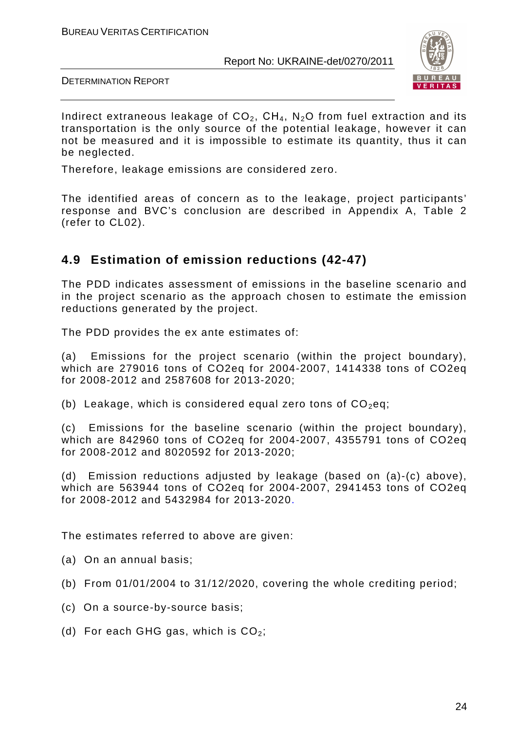Indirect extraneous leakage of $CO_2$, $CH_4$, $N_2O$ from fuel extraction and its transportation is the only source of the potential leakage, however it can not be measured and it is impossible to estimate its quantity, thus it can be neglected.

Therefore, leakage emissions are considered zero.

The identified areas of concern as to the leakage, project participants' response and BVC's conclusion are described in Appendix A, Table 2 (refer to CL02).

## 4.9 Estimation of emission reductions (42-47)

The PDD indicates assessment of emissions in the baseline scenario and in the project scenario as the approach chosen to estimate the emission reductions generated by the project.

The PDD provides the ex ante estimates of:

(a) Emissions for the project scenario (within the project boundary), which are 279016 tons of CO2eq for 2004-2007, 1414338 tons of CO2eq for 2008-2012 and 2587608 for 2013-2020;

(b) Leakage, which is considered equal zero tons of $CO_2$eq;

(c) Emissions for the baseline scenario (within the project boundary), which are 842960 tons of CO2eq for 2004-2007, 4355791 tons of CO2eq for 2008-2012 and 8020592 for 2013-2020;

(d) Emission reductions adjusted by leakage (based on (a)-(c) above), which are 563944 tons of CO2eq for 2004-2007, 2941453 tons of CO2eq for 2008-2012 and 5432984 for 2013-2020.

The estimates referred to above are given:

(a) On an annual basis;

(b) From 01/01/2004 to 31/12/2020, covering the whole crediting period;

(c) On a source-by-source basis;

(d) For each GHG gas, which is $CO_2$;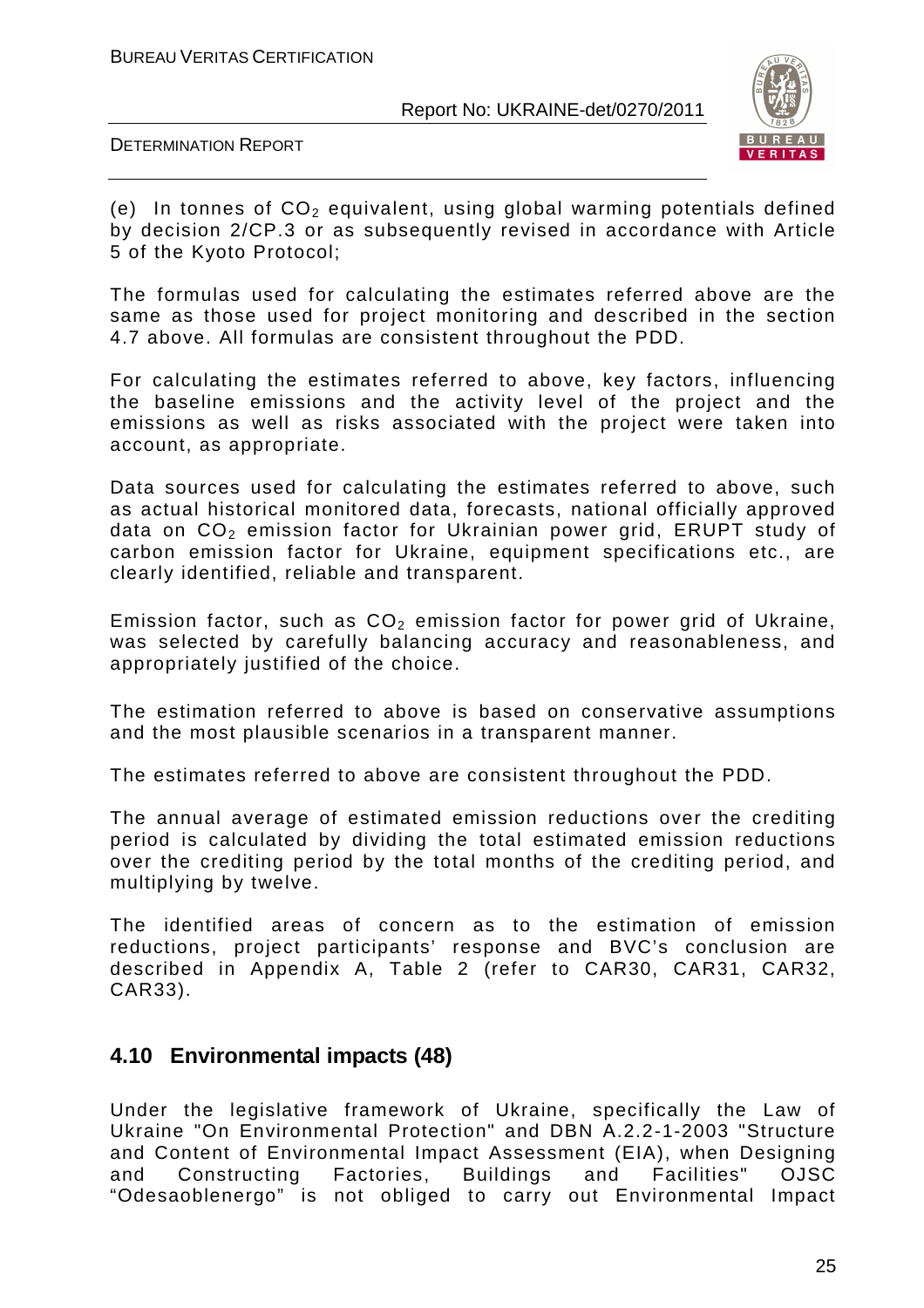(e) In tonnes of $CO_2$ equivalent, using global warming potentials defined by decision 2/CP.3 or as subsequently revised in accordance with Article 5 of the Kyoto Protocol;

The formulas used for calculating the estimates referred above are the same as those used for project monitoring and described in the section 4.7 above. All formulas are consistent throughout the PDD.

For calculating the estimates referred to above, key factors, influencing the baseline emissions and the activity level of the project and the emissions as well as risks associated with the project were taken into account, as appropriate.

Data sources used for calculating the estimates referred to above, such as actual historical monitored data, forecasts, national officially approved data on $CO_2$ emission factor for Ukrainian power grid, ERUPT study of carbon emission factor for Ukraine, equipment specifications etc., are clearly identified, reliable and transparent.

Emission factor, such as $CO_2$ emission factor for power grid of Ukraine, was selected by carefully balancing accuracy and reasonableness, and appropriately justified of the choice.

The estimation referred to above is based on conservative assumptions and the most plausible scenarios in a transparent manner.

The estimates referred to above are consistent throughout the PDD.

The annual average of estimated emission reductions over the crediting period is calculated by dividing the total estimated emission reductions over the crediting period by the total months of the crediting period, and multiplying by twelve.

The identified areas of concern as to the estimation of emission reductions, project participants' response and BVC's conclusion are described in Appendix A, Table 2 (refer to CAR30, CAR31, CAR32, CAR33).

## 4.10 Environmental impacts (48)

Under the legislative framework of Ukraine, specifically the Law of Ukraine "On Environmental Protection" and DBN A.2.2-1-2003 "Structure and Content of Environmental Impact Assessment (EIA), when Designing and Constructing Factories, Buildings and Facilities" OJSC "Odesaoblenergo" is not obliged to carry out Environmental Impact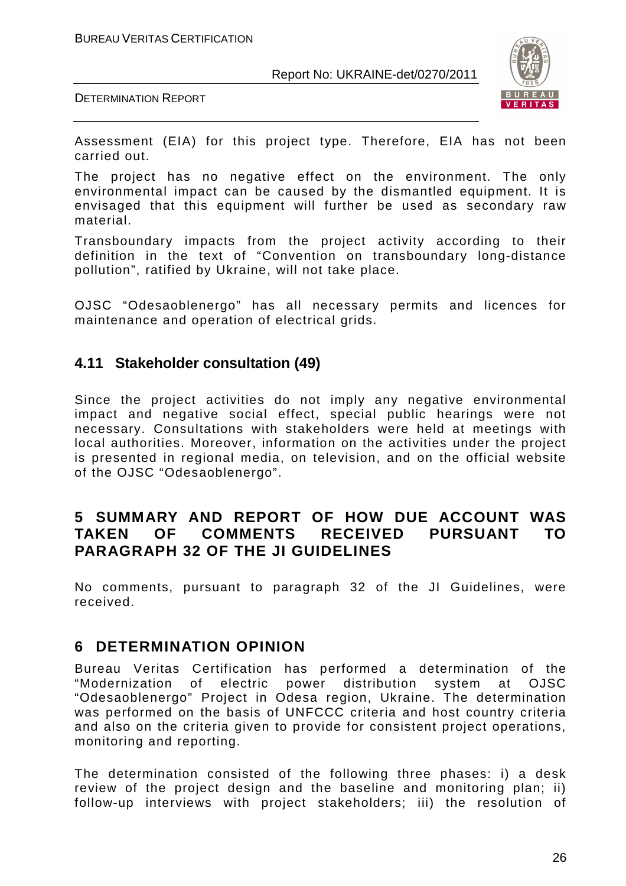Assessment (EIA) for this project type. Therefore, EIA has not been carried out.

The project has no negative effect on the environment. The only environmental impact can be caused by the dismantled equipment. It is envisaged that this equipment will further be used as secondary raw material.

Transboundary impacts from the project activity according to their definition in the text of "Convention on transboundary long-distance pollution", ratified by Ukraine, will not take place.

OJSC "Odesaoblenergo" has all necessary permits and licences for maintenance and operation of electrical grids.

### 4.11 Stakeholder consultation (49)

Since the project activities do not imply any negative environmental impact and negative social effect, special public hearings were not necessary. Consultations with stakeholders were held at meetings with local authorities. Moreover, information on the activities under the project is presented in regional media, on television, and on the official website of the OJSC "Odesaoblenergo".

## 5 SUMMARY AND REPORT OF HOW DUE ACCOUNT WAS TAKEN OF COMMENTS RECEIVED PURSUANT TO PARAGRAPH 32 OF THE JI GUIDELINES

No comments, pursuant to paragraph 32 of the JI Guidelines, were received.

## 6 DETERMINATION OPINION

Bureau Veritas Certification has performed a determination of the "Modernization of electric power distribution system at OJSC "Odesaoblenergo" Project in Odesa region, Ukraine. The determination was performed on the basis of UNFCCC criteria and host country criteria and also on the criteria given to provide for consistent project operations, monitoring and reporting.

The determination consisted of the following three phases: i) a desk review of the project design and the baseline and monitoring plan; ii) follow-up interviews with project stakeholders; iii) the resolution of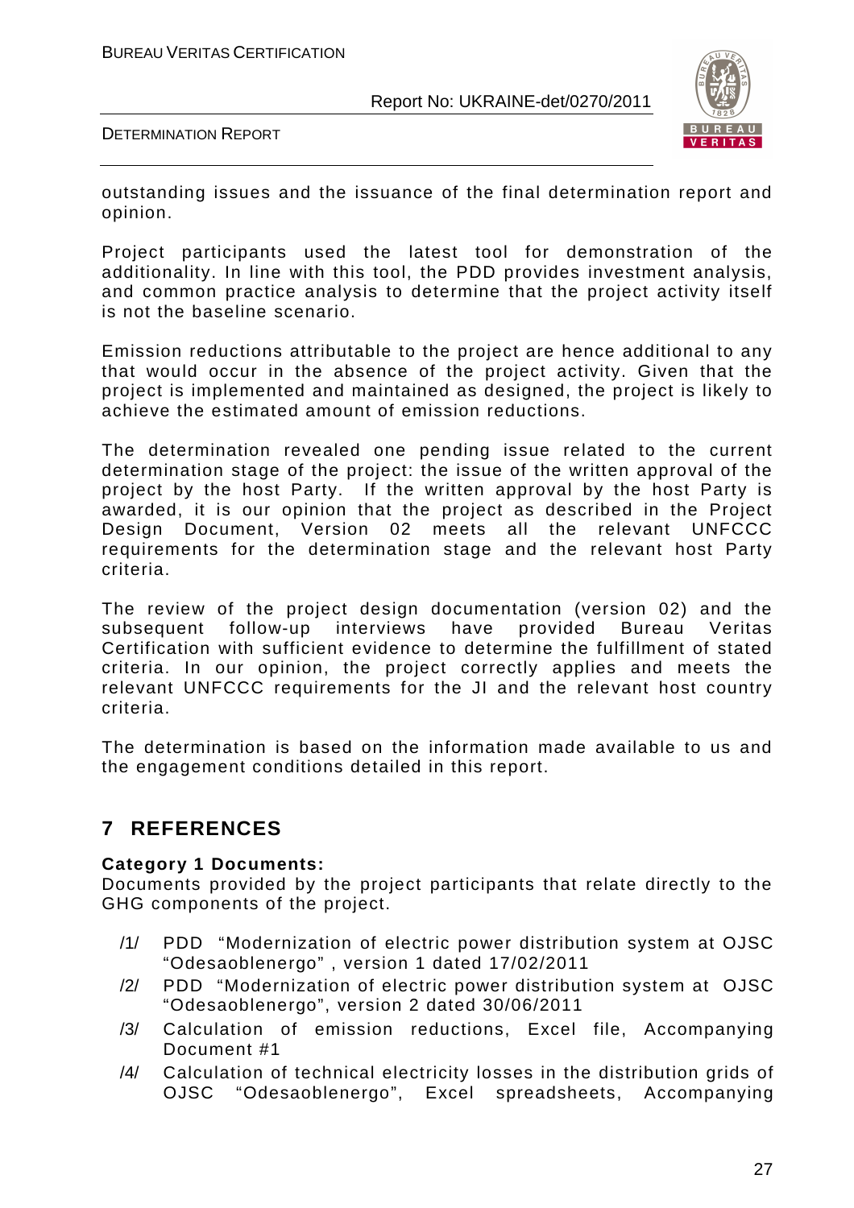outstanding issues and the issuance of the final determination report and opinion.

Project participants used the latest tool for demonstration of the additionality. In line with this tool, the PDD provides investment analysis, and common practice analysis to determine that the project activity itself is not the baseline scenario.

Emission reductions attributable to the project are hence additional to any that would occur in the absence of the project activity. Given that the project is implemented and maintained as designed, the project is likely to achieve the estimated amount of emission reductions.

The determination revealed one pending issue related to the current determination stage of the project: the issue of the written approval of the project by the host Party. If the written approval by the host Party is awarded, it is our opinion that the project as described in the Project Design Document, Version 02 meets all the relevant UNFCCC requirements for the determination stage and the relevant host Party criteria.

The review of the project design documentation (version 02) and the subsequent follow-up interviews have provided Bureau Veritas Certification with sufficient evidence to determine the fulfillment of stated criteria. In our opinion, the project correctly applies and meets the relevant UNFCCC requirements for the JI and the relevant host country criteria.

The determination is based on the information made available to us and the engagement conditions detailed in this report.

# 7 REFERENCES

**Category 1 Documents:**

Documents provided by the project participants that relate directly to the GHG components of the project.

/1/ PDD "Modernization of electric power distribution system at OJSC "Odesaoblenergo" , version 1 dated 17/02/2011

/2/ PDD "Modernization of electric power distribution system at OJSC "Odesaoblenergo", version 2 dated 30/06/2011

/3/ Calculation of emission reductions, Excel file, Accompanying Document #1

/4/ Calculation of technical electricity losses in the distribution grids of OJSC "Odesaoblenergo", Excel spreadsheets, Accompanying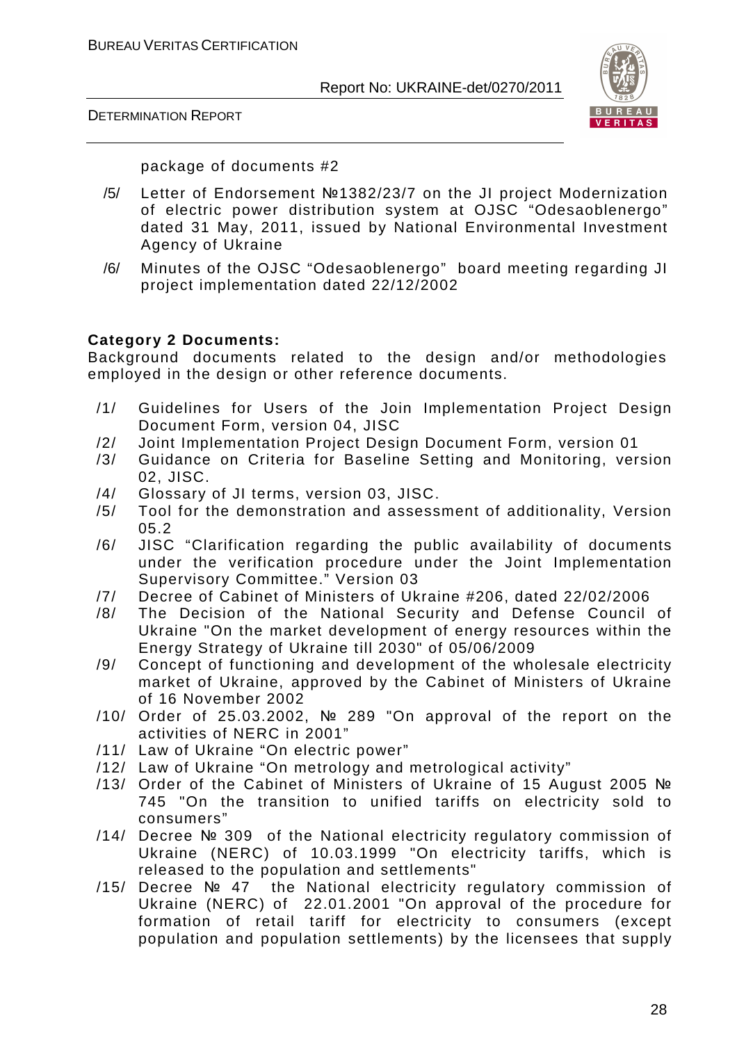package of documents #2

/5/ Letter of Endorsement №1382/23/7 on the JI project Modernization of electric power distribution system at OJSC "Odesaoblenergo" dated 31 May, 2011, issued by National Environmental Investment Agency of Ukraine

/6/ Minutes of the OJSC "Odesaoblenergo" board meeting regarding JI project implementation dated 22/12/2002

**Category 2 Documents:**

Background documents related to the design and/or methodologies employed in the design or other reference documents.

/1/ Guidelines for Users of the Join Implementation Project Design Document Form, version 04, JISC

/2/ Joint Implementation Project Design Document Form, version 01

/3/ Guidance on Criteria for Baseline Setting and Monitoring, version 02, JISC.

/4/ Glossary of JI terms, version 03, JISC.

/5/ Tool for the demonstration and assessment of additionality, Version 05.2

/6/ JISC "Clarification regarding the public availability of documents under the verification procedure under the Joint Implementation Supervisory Committee." Version 03

/7/ Decree of Cabinet of Ministers of Ukraine #206, dated 22/02/2006

/8/ The Decision of the National Security and Defense Council of Ukraine "On the market development of energy resources within the Energy Strategy of Ukraine till 2030" of 05/06/2009

/9/ Concept of functioning and development of the wholesale electricity market of Ukraine, approved by the Cabinet of Ministers of Ukraine of 16 November 2002

/10/ Order of 25.03.2002, № 289 "On approval of the report on the activities of NERC in 2001"

/11/ Law of Ukraine "On electric power"

/12/ Law of Ukraine "On metrology and metrological activity"

/13/ Order of the Cabinet of Ministers of Ukraine of 15 August 2005 № 745 "On the transition to unified tariffs on electricity sold to consumers"

/14/ Decree № 309 of the National electricity regulatory commission of Ukraine (NERC) of 10.03.1999 "On electricity tariffs, which is released to the population and settlements"

/15/ Decree № 47 the National electricity regulatory commission of Ukraine (NERC) of 22.01.2001 "On approval of the procedure for formation of retail tariff for electricity to consumers (except population and population settlements) by the licensees that supply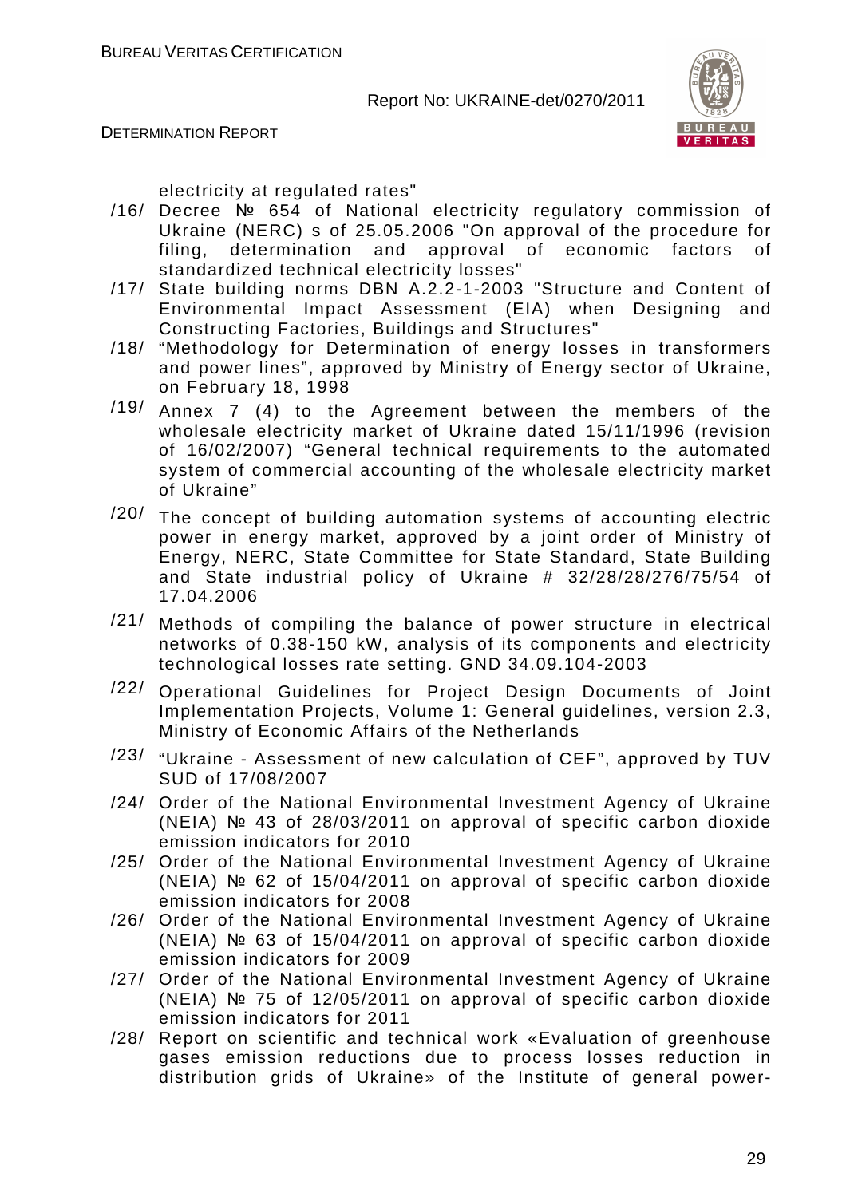electricity at regulated rates"

/16/ Decree № 654 of National electricity regulatory commission of Ukraine (NERC) s of 25.05.2006 "On approval of the procedure for filing, determination and approval of economic factors of standardized technical electricity losses"

/17/ State building norms DBN A.2.2-1-2003 "Structure and Content of Environmental Impact Assessment (EIA) when Designing and Constructing Factories, Buildings and Structures"

/18/ "Methodology for Determination of energy losses in transformers and power lines", approved by Ministry of Energy sector of Ukraine, on February 18, 1998

/19/ Annex 7 (4) to the Agreement between the members of the wholesale electricity market of Ukraine dated 15/11/1996 (revision of 16/02/2007) "General technical requirements to the automated system of commercial accounting of the wholesale electricity market of Ukraine"

/20/ The concept of building automation systems of accounting electric power in energy market, approved by a joint order of Ministry of Energy, NERC, State Committee for State Standard, State Building and State industrial policy of Ukraine # 32/28/28/276/75/54 of 17.04.2006

/21/ Methods of compiling the balance of power structure in electrical networks of 0.38-150 kW, analysis of its components and electricity technological losses rate setting. GND 34.09.104-2003

/22/ Operational Guidelines for Project Design Documents of Joint Implementation Projects, Volume 1: General guidelines, version 2.3, Ministry of Economic Affairs of the Netherlands

/23/ "Ukraine - Assessment of new calculation of CEF", approved by TUV SUD of 17/08/2007

/24/ Order of the National Environmental Investment Agency of Ukraine (NEIA) № 43 of 28/03/2011 on approval of specific carbon dioxide emission indicators for 2010

/25/ Order of the National Environmental Investment Agency of Ukraine (NEIA) № 62 of 15/04/2011 on approval of specific carbon dioxide emission indicators for 2008

/26/ Order of the National Environmental Investment Agency of Ukraine (NEIA) № 63 of 15/04/2011 on approval of specific carbon dioxide emission indicators for 2009

/27/ Order of the National Environmental Investment Agency of Ukraine (NEIA) № 75 of 12/05/2011 on approval of specific carbon dioxide emission indicators for 2011

/28/ Report on scientific and technical work «Evaluation of greenhouse gases emission reductions due to process losses reduction in distribution grids of Ukraine» of the Institute of general power-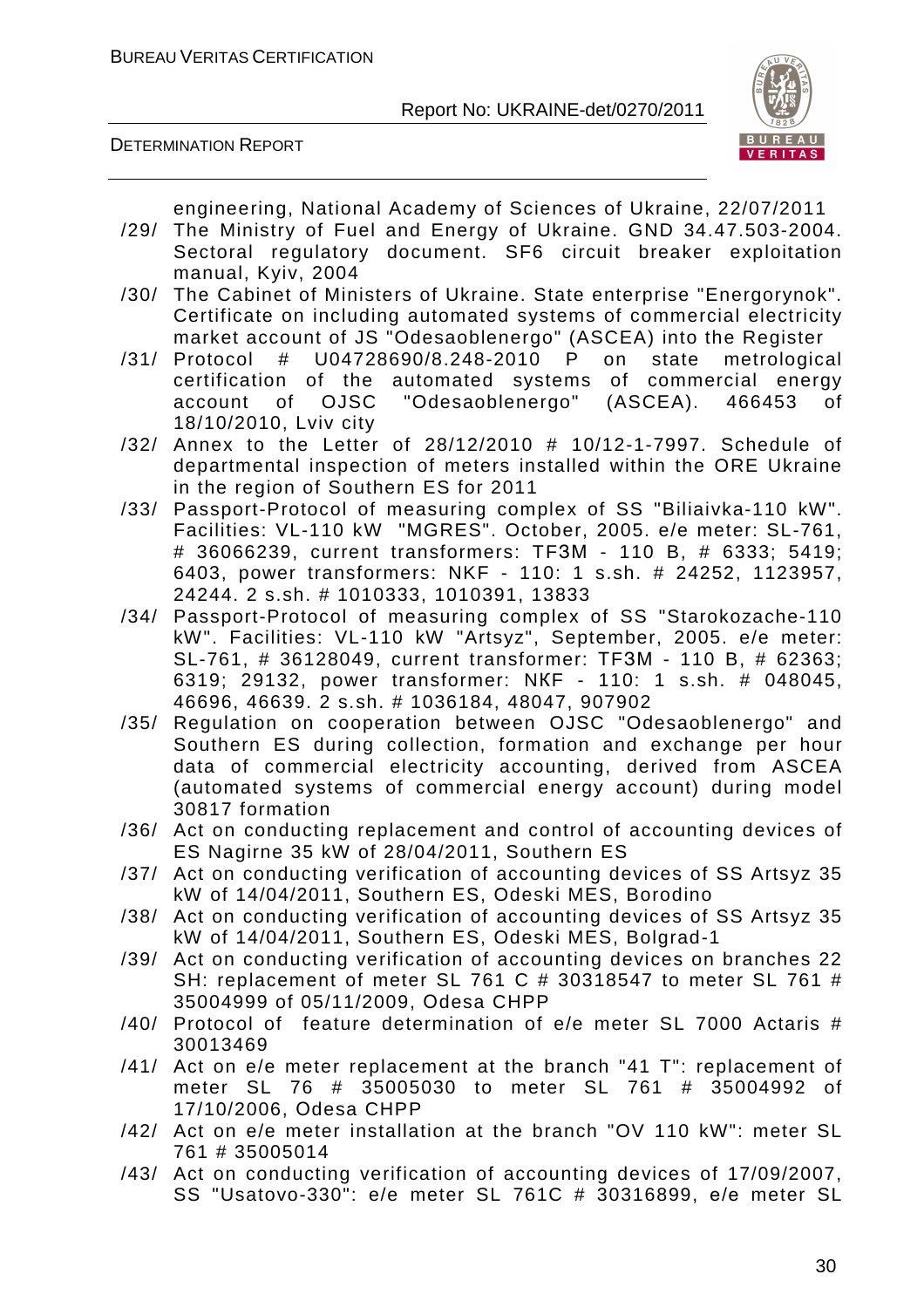engineering, National Academy of Sciences of Ukraine, 22/07/2011

/29/ The Ministry of Fuel and Energy of Ukraine. GND 34.47.503-2004. Sectoral regulatory document. SF6 circuit breaker exploitation manual, Kyiv, 2004

/30/ The Cabinet of Ministers of Ukraine. State enterprise "Energorynok". Certificate on including automated systems of commercial electricity market account of JS "Odesaoblenergo" (ASCEA) into the Register

/31/ Protocol # U04728690/8.248-2010 P on state metrological certification of the automated systems of commercial energy account of OJSC "Odesaoblenergo" (ASCEA). 466453 of 18/10/2010, Lviv city

/32/ Annex to the Letter of 28/12/2010 # 10/12-1-7997. Schedule of departmental inspection of meters installed within the ORE Ukraine in the region of Southern ES for 2011

/33/ Passport-Protocol of measuring complex of SS "Biliaivka-110 kW". Facilities: VL-110 kW "MGRES". October, 2005. e/e meter: SL-761, # 36066239, current transformers: TF3M - 110 B, # 6333; 5419; 6403, power transformers: NKF - 110: 1 s.sh. # 24252, 1123957, 24244. 2 s.sh. # 1010333, 1010391, 13833

/34/ Passport-Protocol of measuring complex of SS "Starokozache-110 kW". Facilities: VL-110 kW "Artsyz", September, 2005. e/e meter: SL-761, # 36128049, current transformer: TF3M - 110 B, # 62363; 6319; 29132, power transformer: NKF - 110: 1 s.sh. # 048045, 46696, 46639. 2 s.sh. # 1036184, 48047, 907902

/35/ Regulation on cooperation between OJSC "Odesaoblenergo" and Southern ES during collection, formation and exchange per hour data of commercial electricity accounting, derived from ASCEA (automated systems of commercial energy account) during model 30817 formation

/36/ Act on conducting replacement and control of accounting devices of ES Nagirne 35 kW of 28/04/2011, Southern ES

/37/ Act on conducting verification of accounting devices of SS Artsyz 35 kW of 14/04/2011, Southern ES, Odeski MES, Borodino

/38/ Act on conducting verification of accounting devices of SS Artsyz 35 kW of 14/04/2011, Southern ES, Odeski MES, Bolgrad-1

/39/ Act on conducting verification of accounting devices on branches 22 SH: replacement of meter SL 761 C # 30318547 to meter SL 761 # 35004999 of 05/11/2009, Odesa CHPP

/40/ Protocol of feature determination of e/e meter SL 7000 Actaris # 30013469

/41/ Act on e/e meter replacement at the branch "41 T": replacement of meter SL 76 # 35005030 to meter SL 761 # 35004992 of 17/10/2006, Odesa CHPP

/42/ Act on e/e meter installation at the branch "OV 110 kW": meter SL 761 # 35005014

/43/ Act on conducting verification of accounting devices of 17/09/2007, SS "Usatovo-330": e/e meter SL 761C # 30316899, e/e meter SL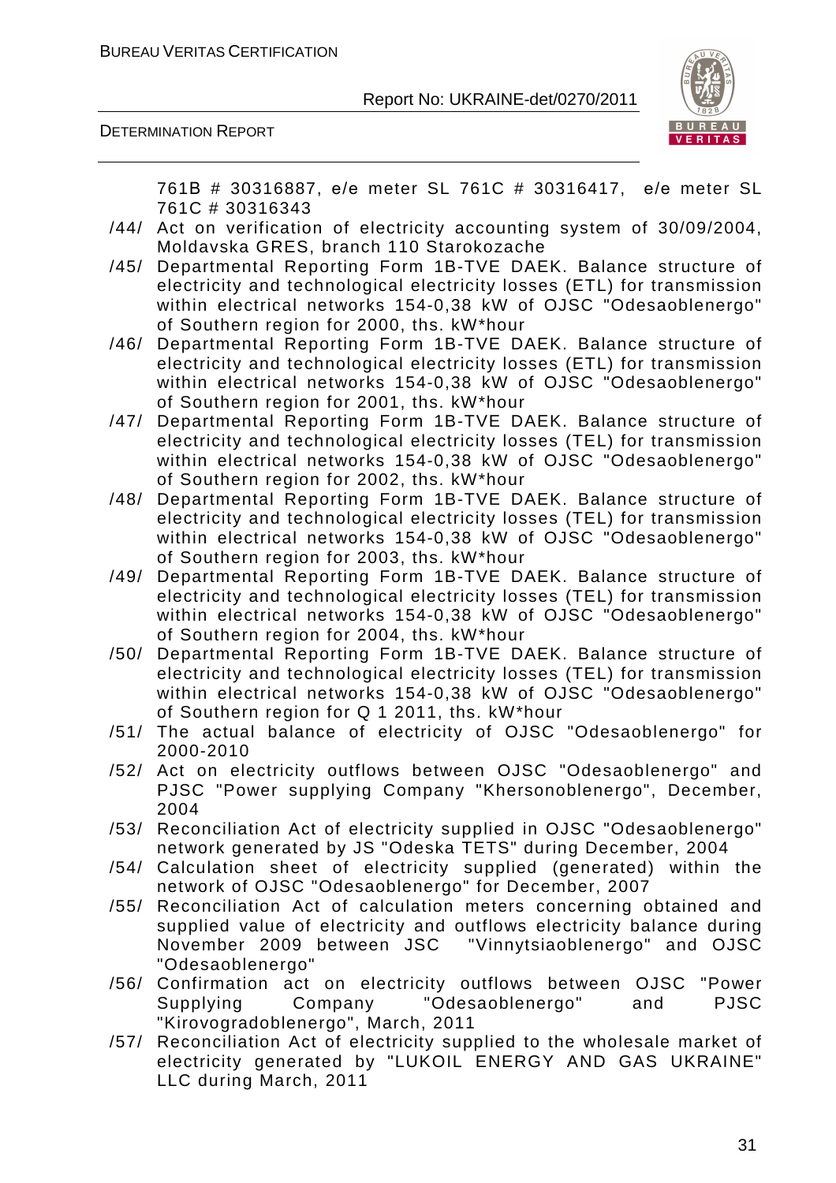761B # 30316887, e/e meter SL 761C # 30316417, e/e meter SL 761C # 30316343

/44/ Act on verification of electricity accounting system of 30/09/2004, Moldavska GRES, branch 110 Starokozache

/45/ Departmental Reporting Form 1B-TVE DAEK. Balance structure of electricity and technological electricity losses (ETL) for transmission within electrical networks 154-0,38 kW of OJSC "Odesaoblenergo" of Southern region for 2000, ths. kW*hour

/46/ Departmental Reporting Form 1B-TVE DAEK. Balance structure of electricity and technological electricity losses (ETL) for transmission within electrical networks 154-0,38 kW of OJSC "Odesaoblenergo" of Southern region for 2001, ths. kW*hour

/47/ Departmental Reporting Form 1B-TVE DAEK. Balance structure of electricity and technological electricity losses (TEL) for transmission within electrical networks 154-0,38 kW of OJSC "Odesaoblenergo" of Southern region for 2002, ths. kW*hour

/48/ Departmental Reporting Form 1B-TVE DAEK. Balance structure of electricity and technological electricity losses (TEL) for transmission within electrical networks 154-0,38 kW of OJSC "Odesaoblenergo" of Southern region for 2003, ths. kW*hour

/49/ Departmental Reporting Form 1B-TVE DAEK. Balance structure of electricity and technological electricity losses (TEL) for transmission within electrical networks 154-0,38 kW of OJSC "Odesaoblenergo" of Southern region for 2004, ths. kW*hour

/50/ Departmental Reporting Form 1B-TVE DAEK. Balance structure of electricity and technological electricity losses (TEL) for transmission within electrical networks 154-0,38 kW of OJSC "Odesaoblenergo" of Southern region for Q 1 2011, ths. kW*hour

/51/ The actual balance of electricity of OJSC "Odesaoblenergo" for 2000-2010

/52/ Act on electricity outflows between OJSC "Odesaoblenergo" and PJSC "Power supplying Company "Khersonoblenergo", December, 2004

/53/ Reconciliation Act of electricity supplied in OJSC "Odesaoblenergo" network generated by JS "Odeska TETS" during December, 2004

/54/ Calculation sheet of electricity supplied (generated) within the network of OJSC "Odesaoblenergo" for December, 2007

/55/ Reconciliation Act of calculation meters concerning obtained and supplied value of electricity and outflows electricity balance during November 2009 between JSC "Vinnytsiaoblenergo" and OJSC "Odesaoblenergo"

/56/ Confirmation act on electricity outflows between OJSC "Power Supplying Company "Odesaoblenergo" and PJSC "Kirovogradoblenergo", March, 2011

/57/ Reconciliation Act of electricity supplied to the wholesale market of electricity generated by "LUKOIL ENERGY AND GAS UKRAINE" LLC during March, 2011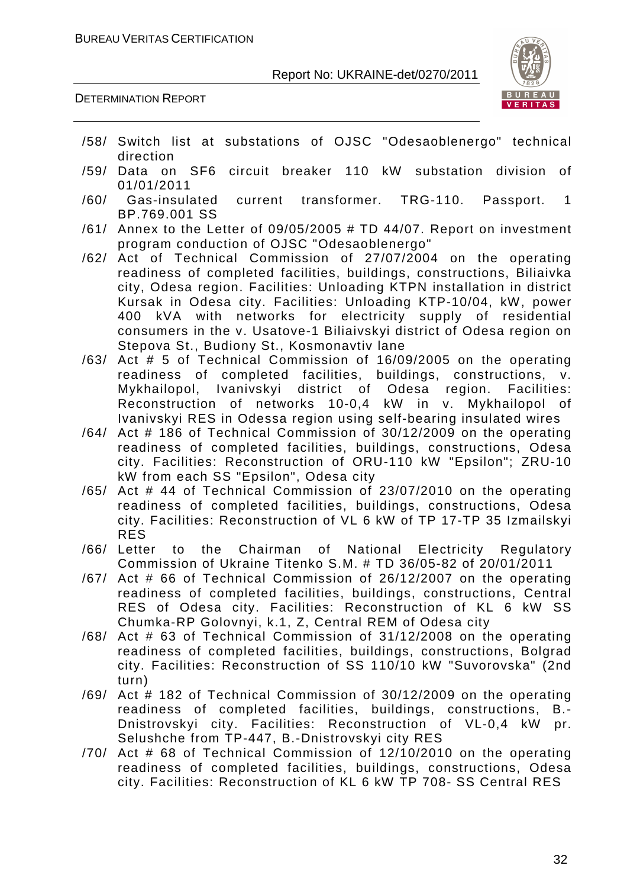/58/ Switch list at substations of OJSC "Odesaoblenergo" technical direction

/59/ Data on SF6 circuit breaker 110 kW substation division of 01/01/2011

/60/ Gas-insulated current transformer. TRG-110. Passport. 1 BP.769.001 SS

/61/ Annex to the Letter of 09/05/2005 # TD 44/07. Report on investment program conduction of OJSC "Odesaoblenergo"

/62/ Act of Technical Commission of 27/07/2004 on the operating readiness of completed facilities, buildings, constructions, Biliaivka city, Odesa region. Facilities: Unloading KTPN installation in district Kursak in Odesa city. Facilities: Unloading KTP-10/04, kW, power 400 kVA with networks for electricity supply of residential consumers in the v. Usatove-1 Biliaivskyi district of Odesa region on Stepova St., Budiony St., Kosmonavtiv lane

/63/ Act # 5 of Technical Commission of 16/09/2005 on the operating readiness of completed facilities, buildings, constructions, v. Mykhailopol, Ivanivskyi district of Odesa region. Facilities: Reconstruction of networks 10-0,4 kW in v. Mykhailopol of Ivanivskyi RES in Odessa region using self-bearing insulated wires

/64/ Act # 186 of Technical Commission of 30/12/2009 on the operating readiness of completed facilities, buildings, constructions, Odesa city. Facilities: Reconstruction of ORU-110 kW "Epsilon"; ZRU-10 kW from each SS "Epsilon", Odesa city

/65/ Act # 44 of Technical Commission of 23/07/2010 on the operating readiness of completed facilities, buildings, constructions, Odesa city. Facilities: Reconstruction of VL 6 kW of TP 17-TP 35 Izmailskyi RES

/66/ Letter to the Chairman of National Electricity Regulatory Commission of Ukraine Titenko S.M. # TD 36/05-82 of 20/01/2011

/67/ Act # 66 of Technical Commission of 26/12/2007 on the operating readiness of completed facilities, buildings, constructions, Central RES of Odesa city. Facilities: Reconstruction of KL 6 kW SS Chumka-RP Golovnyi, k.1, Z, Central REM of Odesa city

/68/ Act # 63 of Technical Commission of 31/12/2008 on the operating readiness of completed facilities, buildings, constructions, Bolgrad city. Facilities: Reconstruction of SS 110/10 kW "Suvorovska" (2nd turn)

/69/ Act # 182 of Technical Commission of 30/12/2009 on the operating readiness of completed facilities, buildings, constructions, B.-Dnistrovskyi city. Facilities: Reconstruction of VL-0,4 kW pr. Selushche from TP-447, B.-Dnistrovskyi city RES

/70/ Act # 68 of Technical Commission of 12/10/2010 on the operating readiness of completed facilities, buildings, constructions, Odesa city. Facilities: Reconstruction of KL 6 kW TP 708- SS Central RES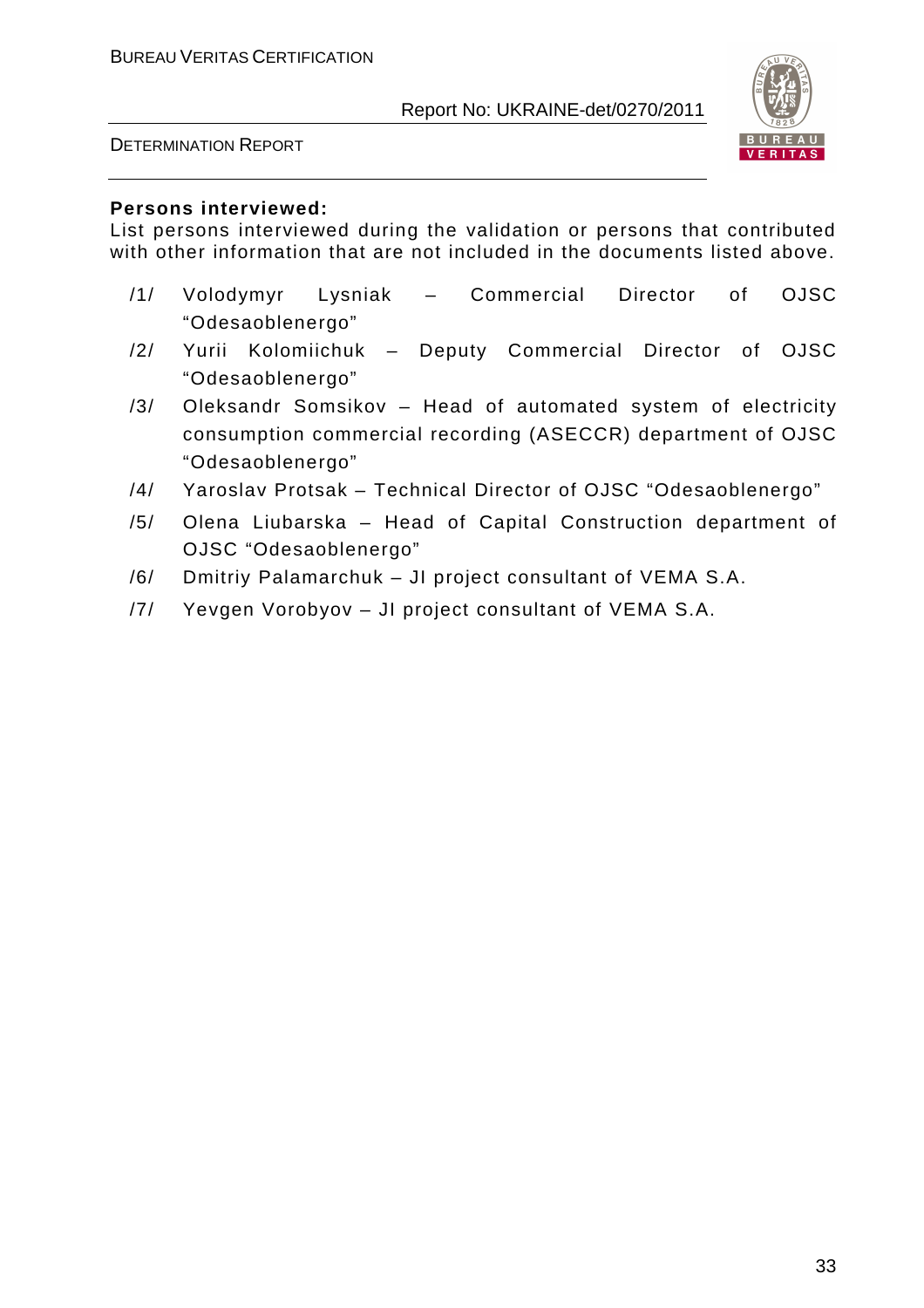**Persons interviewed:**

List persons interviewed during the validation or persons that contributed with other information that are not included in the documents listed above.

/1/ Volodymyr Lysniak – Commercial Director of OJSC "Odesaoblenergo"

/2/ Yurii Kolomiichuk – Deputy Commercial Director of OJSC "Odesaoblenergo"

/3/ Oleksandr Somsikov – Head of automated system of electricity consumption commercial recording (ASECCR) department of OJSC "Odesaoblenergo"

/4/ Yaroslav Protsak – Technical Director of OJSC "Odesaoblenergo"

/5/ Olena Liubarska – Head of Capital Construction department of OJSC "Odesaoblenergo"

/6/ Dmitriy Palamarchuk – JI project consultant of VEMA S.A.

/7/ Yevgen Vorobyov – JI project consultant of VEMA S.A.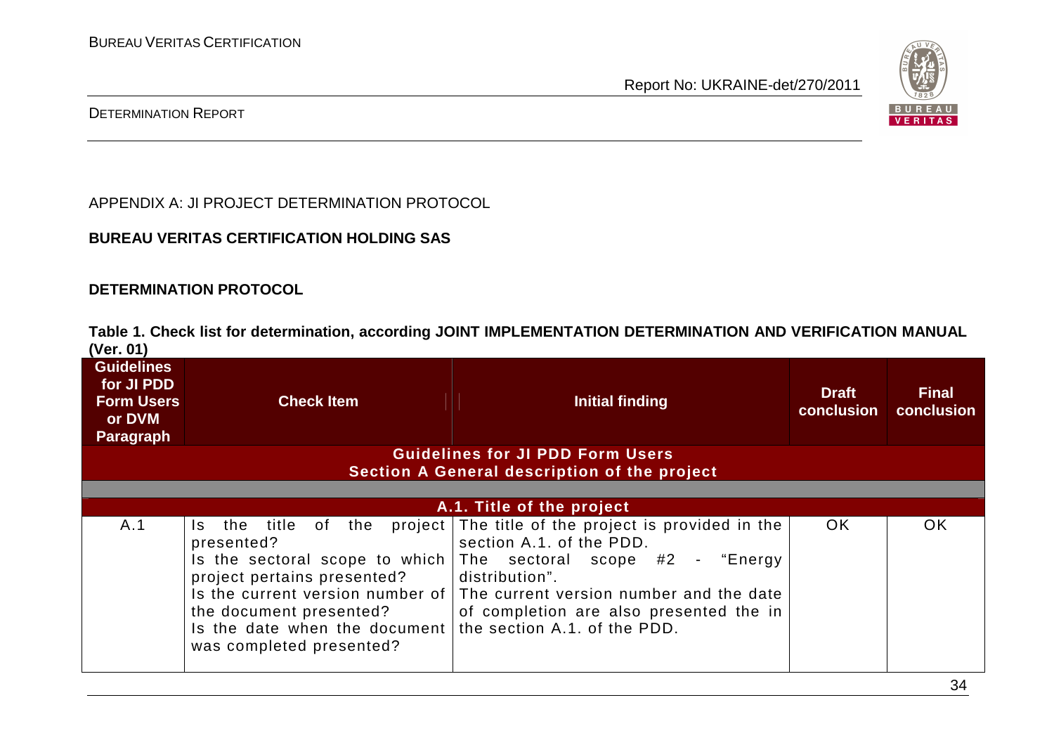APPENDIX A: JI PROJECT DETERMINATION PROTOCOL

**BUREAU VERITAS CERTIFICATION HOLDING SAS**

**DETERMINATION PROTOCOL**

**Table 1. Check list for determination, according JOINT IMPLEMENTATION DETERMINATION AND VERIFICATION MANUAL (Ver. 01)**

| Guidelines for JI PDD Form Users or DVM Paragraph | Check Item | Initial finding | Draft conclusion | Final conclusion |
|---|---|---|---|---|
| **Guidelines for JI PDD Form Users Section A General description of the project** | | | | |
| **A.1. Title of the project** | | | | |
| A.1 | Is the title of the project presented?<br>Is the sectoral scope to which project pertains presented?<br>Is the current version number of the document presented?<br>Is the date when the document was completed presented? | The title of the project is provided in the section A.1. of the PDD.<br>The sectoral scope #2 - "Energy distribution".<br>The current version number and the date of completion are also presented the in the section A.1. of the PDD. | OK | OK |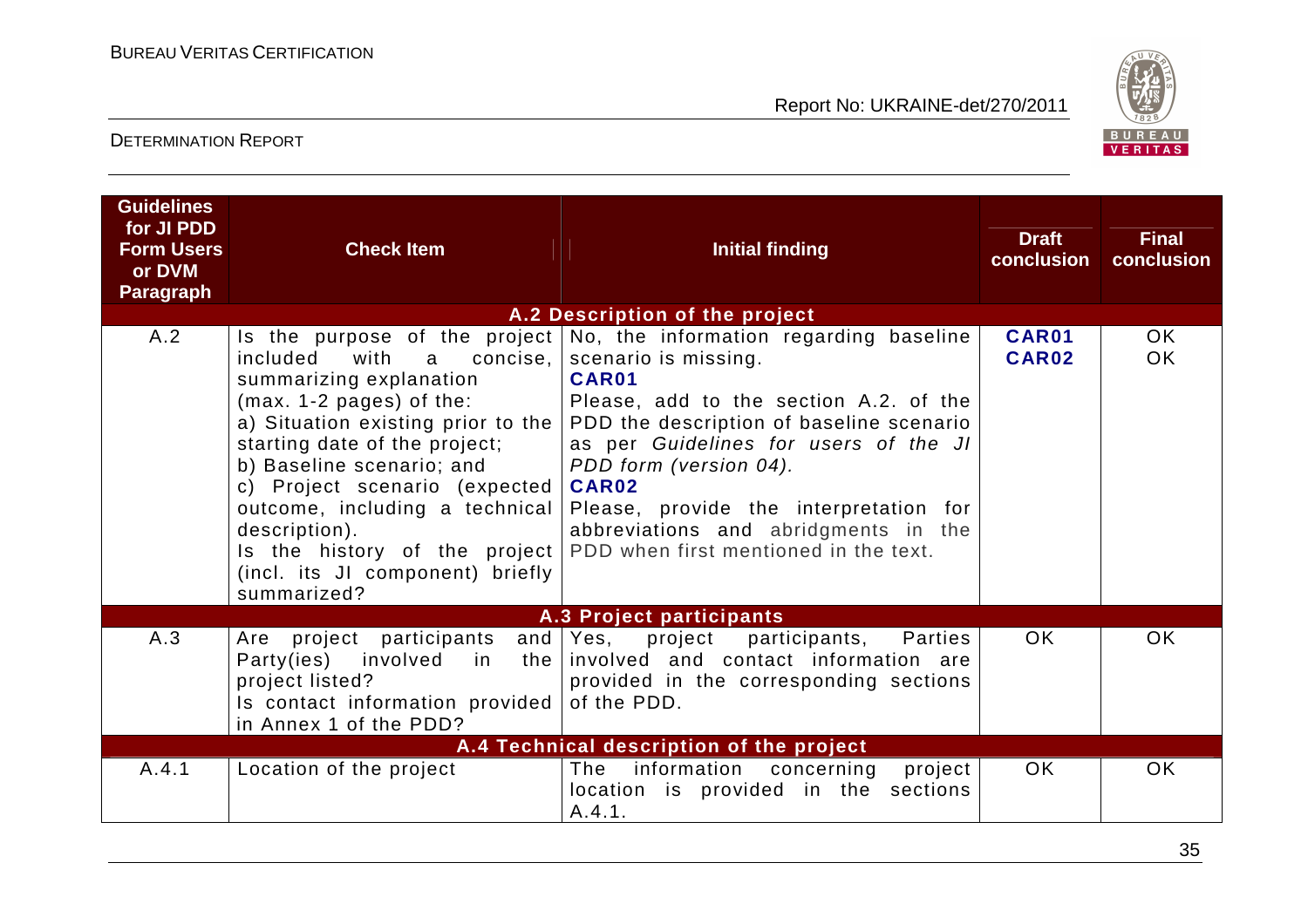| Guidelines for JI PDD Form Users or DVM Paragraph | Check Item | Initial finding | Draft conclusion | Final conclusion |
|---|---|---|---|---|
| | | **A.2 Description of the project** | | |
| A.2 | Is the purpose of the project included with a concise, summarizing explanation (max. 1-2 pages) of the:<br>a) Situation existing prior to the starting date of the project;<br>b) Baseline scenario; and<br>c) Project scenario (expected outcome, including a technical description).<br>Is the history of the project (incl. its JI component) briefly summarized? | No, the information regarding baseline scenario is missing.<br>**CAR01**<br>Please, add to the section A.2. of the PDD the description of baseline scenario as per *Guidelines for users of the JI PDD form (version 04).*<br>**CAR02**<br>Please, provide the interpretation for abbreviations and abridgments in the PDD when first mentioned in the text. | **CAR01**<br>**CAR02** | OK<br>OK |
| | | **A.3 Project participants** | | |
| A.3 | Are project participants and Party(ies) involved in the project listed?<br>Is contact information provided in Annex 1 of the PDD? | Yes, project participants, Parties involved and contact information are provided in the corresponding sections of the PDD. | OK | OK |
| | | **A.4 Technical description of the project** | | |
| A.4.1 | Location of the project | The information concerning project location is provided in the sections A.4.1. | OK | OK |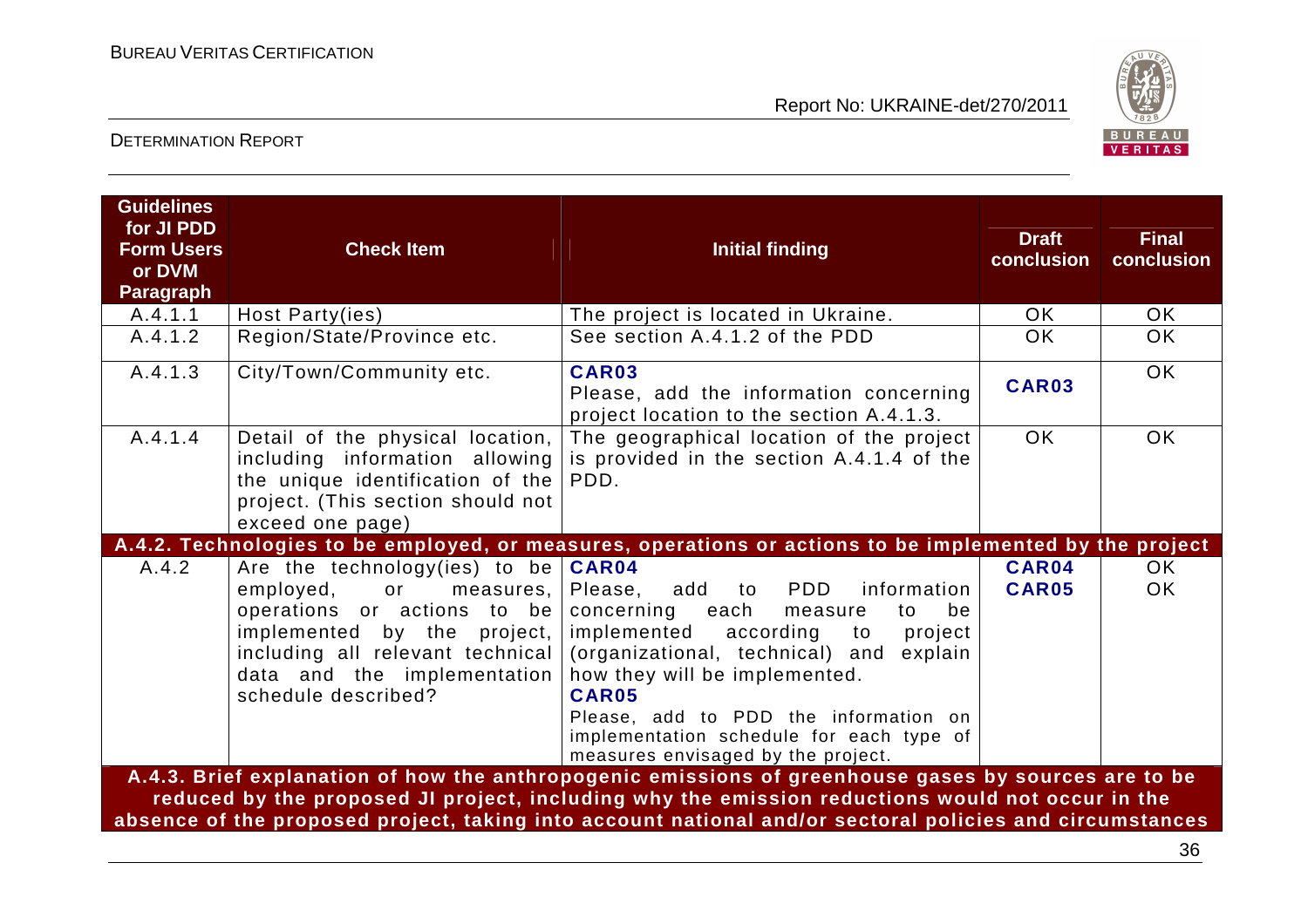| Guidelines for JI PDD Form Users or DVM Paragraph | Check Item | Initial finding | Draft conclusion | Final conclusion |
|---|---|---|---|---|
| A.4.1.1 | Host Party(ies) | The project is located in Ukraine. | OK | OK |
| A.4.1.2 | Region/State/Province etc. | See section A.4.1.2 of the PDD | OK | OK |
| A.4.1.3 | City/Town/Community etc. | **CAR03**<br>Please, add the information concerning project location to the section A.4.1.3. | **CAR03** | OK |
| A.4.1.4 | Detail of the physical location, including information allowing the unique identification of the project. (This section should not exceed one page) | The geographical location of the project is provided in the section A.4.1.4 of the PDD. | OK | OK |
| **A.4.2. Technologies to be employed, or measures, operations or actions to be implemented by the project** | | | | |
| A.4.2 | Are the technology(ies) to be employed, or measures, operations or actions to be implemented by the project, including all relevant technical data and the implementation schedule described? | **CAR04**<br>Please, add to PDD information concerning each measure to be implemented according to project (organizational, technical) and explain how they will be implemented.<br>**CAR05**<br>Please, add to PDD the information on implementation schedule for each type of measures envisaged by the project. | **CAR04**<br>**CAR05** | OK<br>OK |
| **A.4.3. Brief explanation of how the anthropogenic emissions of greenhouse gases by sources are to be reduced by the proposed JI project, including why the emission reductions would not occur in the absence of the proposed project, taking into account national and/or sectoral policies and circumstances** | | | | |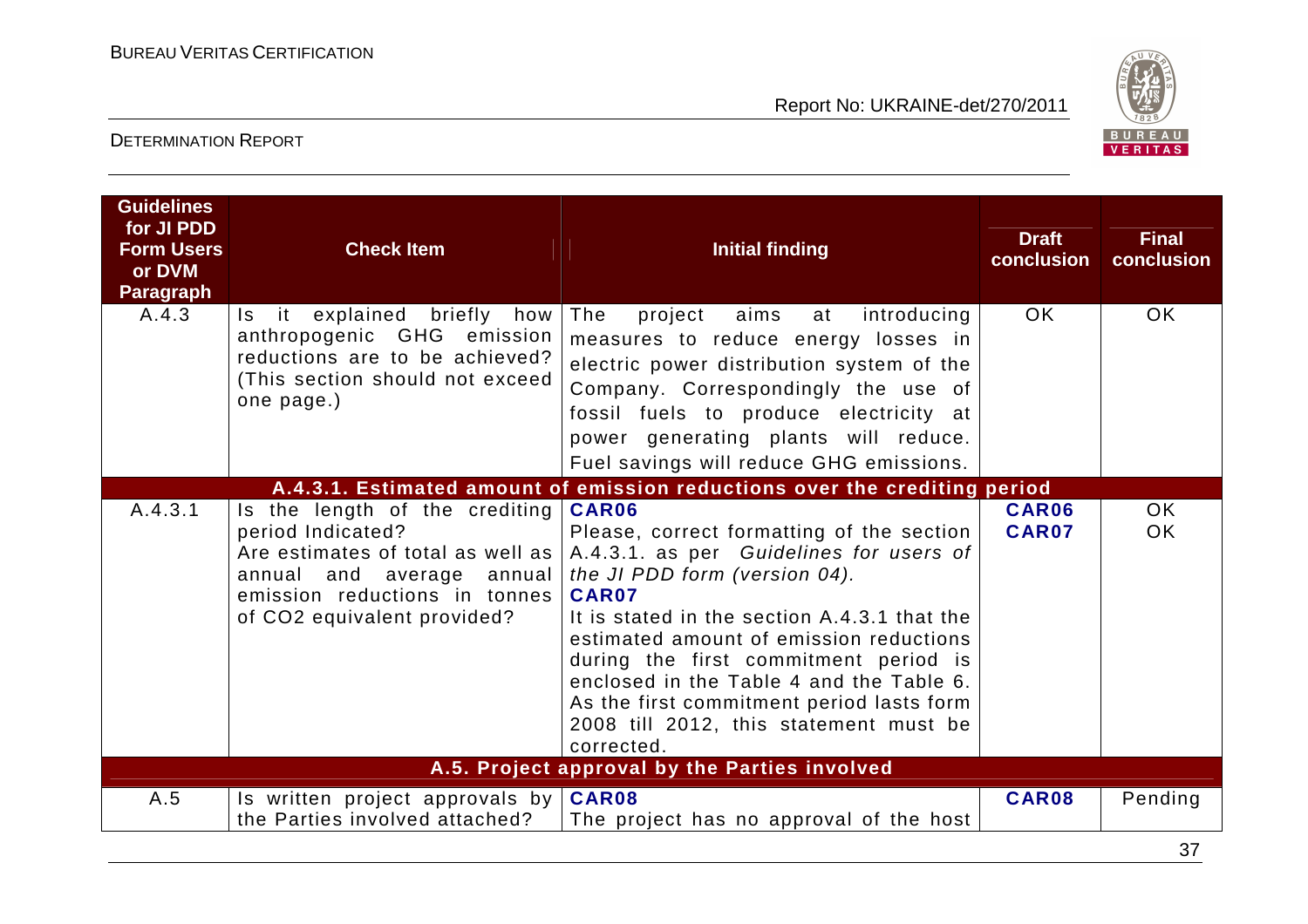| Guidelines for JI PDD Form Users or DVM Paragraph | Check Item | Initial finding | Draft conclusion | Final conclusion |
|---|---|---|---|---|
| A.4.3 | Is it explained briefly how anthropogenic GHG emission reductions are to be achieved? (This section should not exceed one page.) | The project aims at introducing measures to reduce energy losses in electric power distribution system of the Company. Correspondingly the use of fossil fuels to produce electricity at power generating plants will reduce. Fuel savings will reduce GHG emissions. | OK | OK |
| **A.4.3.1. Estimated amount of emission reductions over the crediting period** | | | | |
| A.4.3.1 | Is the length of the crediting period Indicated?<br>Are estimates of total as well as annual and average annual emission reductions in tonnes of CO2 equivalent provided? | **CAR06**<br>Please, correct formatting of the section A.4.3.1. as per *Guidelines for users of the JI PDD form (version 04).*<br>**CAR07**<br>It is stated in the section A.4.3.1 that the estimated amount of emission reductions during the first commitment period is enclosed in the Table 4 and the Table 6. As the first commitment period lasts form 2008 till 2012, this statement must be corrected. | **CAR06**<br>**CAR07** | OK<br>OK |
| **A.5. Project approval by the Parties involved** | | | | |
| A.5 | Is written project approvals by the Parties involved attached? | **CAR08**<br>The project has no approval of the host | **CAR08** | Pending |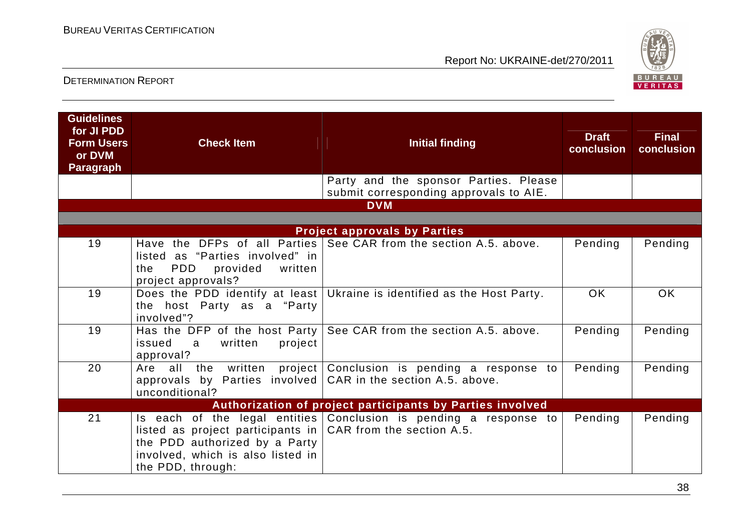| Guidelines for JI PDD Form Users or DVM Paragraph | Check Item | Initial finding | Draft conclusion | Final conclusion |
|---|---|---|---|---|
| | | Party and the sponsor Parties. Please submit corresponding approvals to AIE. | | |
| | | **DVM** | | |
| | | | | |
| | | **Project approvals by Parties** | | |
| 19 | Have the DFPs of all Parties listed as "Parties involved" in the PDD provided written project approvals? | See CAR from the section A.5. above. | Pending | Pending |
| 19 | Does the PDD identify at least the host Party as a "Party involved"? | Ukraine is identified as the Host Party. | OK | OK |
| 19 | Has the DFP of the host Party issued a written project approval? | See CAR from the section A.5. above. | Pending | Pending |
| 20 | Are all the written project approvals by Parties involved unconditional? | Conclusion is pending a response to CAR in the section A.5. above. | Pending | Pending |
| | | **Authorization of project participants by Parties involved** | | |
| 21 | Is each of the legal entities listed as project participants in the PDD authorized by a Party involved, which is also listed in the PDD, through: | Conclusion is pending a response to CAR from the section A.5. | Pending | Pending |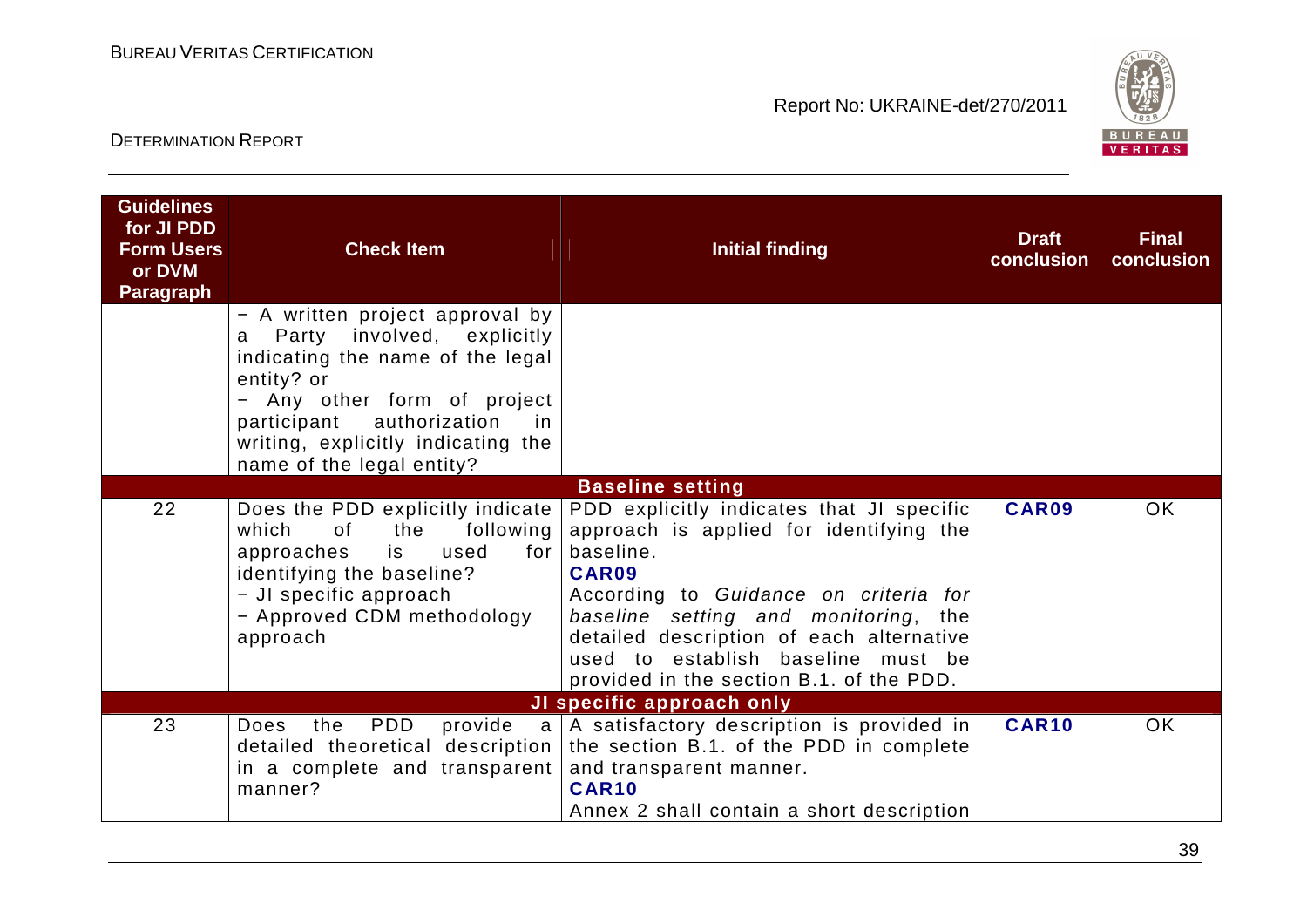| Guidelines for JI PDD Form Users or DVM Paragraph | Check Item | Initial finding | Draft conclusion | Final conclusion |
|---|---|---|---|---|
| | − A written project approval by a Party involved, explicitly indicating the name of the legal entity? or<br>− Any other form of project participant authorization in writing, explicitly indicating the name of the legal entity? | | | |
| | | **Baseline setting** | | |
| 22 | Does the PDD explicitly indicate which of the following approaches is used for identifying the baseline?<br>− JI specific approach<br>− Approved CDM methodology approach | PDD explicitly indicates that JI specific approach is applied for identifying the baseline.<br>**CAR09**<br>According to *Guidance on criteria for baseline setting and monitoring*, the detailed description of each alternative used to establish baseline must be provided in the section B.1. of the PDD. | **CAR09** | OK |
| | | **JI specific approach only** | | |
| 23 | Does the PDD provide a detailed theoretical description in a complete and transparent manner? | A satisfactory description is provided in the section B.1. of the PDD in complete and transparent manner.<br>**CAR10**<br>Annex 2 shall contain a short description | **CAR10** | OK |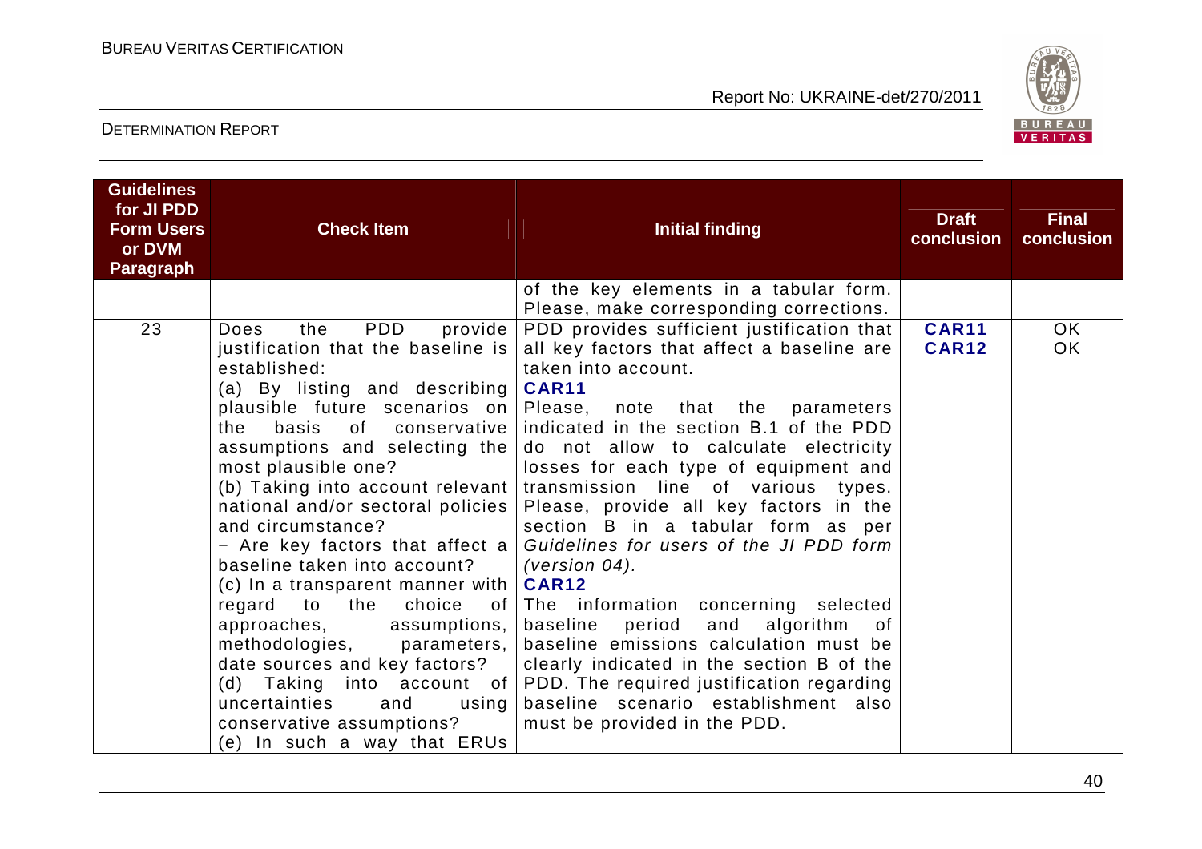| Guidelines for JI PDD Form Users or DVM Paragraph | Check Item | Initial finding | Draft conclusion | Final conclusion |
|---|---|---|---|---|
| | | of the key elements in a tabular form. Please, make corresponding corrections. | | |
| 23 | Does the PDD provide justification that the baseline is established:<br>(a) By listing and describing plausible future scenarios on the basis of conservative assumptions and selecting the most plausible one?<br>(b) Taking into account relevant national and/or sectoral policies and circumstance?<br>− Are key factors that affect a baseline taken into account?<br>(c) In a transparent manner with regard to the choice of approaches, assumptions, methodologies, parameters, date sources and key factors?<br>(d) Taking into account of uncertainties and using conservative assumptions?<br>(e) In such a way that ERUs | PDD provides sufficient justification that all key factors that affect a baseline are taken into account.<br>**CAR11**<br>Please, note that the parameters indicated in the section B.1 of the PDD do not allow to calculate electricity losses for each type of equipment and transmission line of various types. Please, provide all key factors in the section B in a tabular form as per *Guidelines for users of the JI PDD form (version 04).*<br>**CAR12**<br>The information concerning selected baseline period and algorithm of baseline emissions calculation must be clearly indicated in the section B of the PDD. The required justification regarding baseline scenario establishment also must be provided in the PDD. | **CAR11**<br>**CAR12** | OK<br>OK |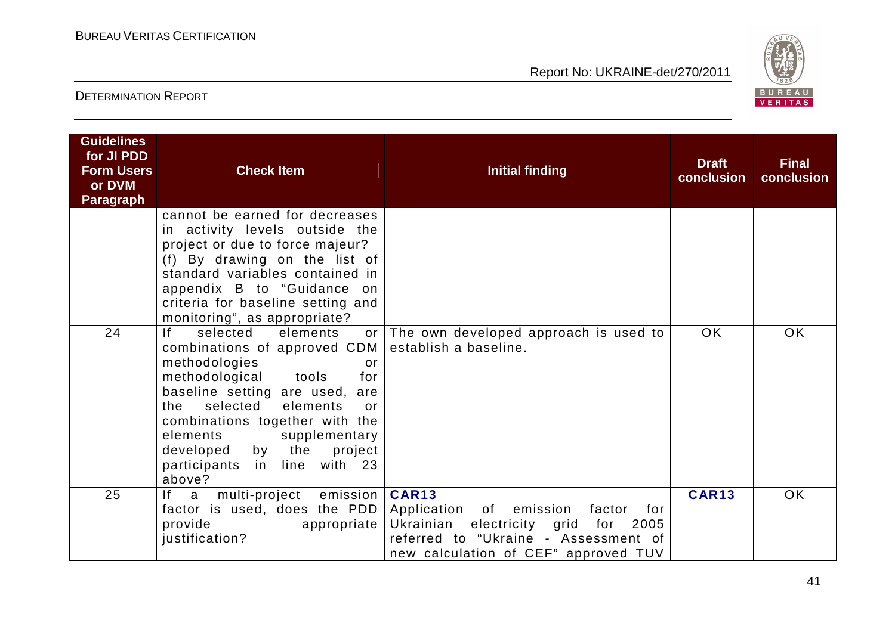| Guidelines for JI PDD Form Users or DVM Paragraph | Check Item | Initial finding | Draft conclusion | Final conclusion |
|---|---|---|---|---|
| | cannot be earned for decreases in activity levels outside the project or due to force majeur? (f) By drawing on the list of standard variables contained in appendix B to "Guidance on criteria for baseline setting and monitoring", as appropriate? | | | |
| 24 | If selected elements or combinations of approved CDM methodologies or methodological tools for baseline setting are used, are the selected elements or combinations together with the elements supplementary developed by the project participants in line with 23 above? | The own developed approach is used to establish a baseline. | OK | OK |
| 25 | If a multi-project emission factor is used, does the PDD provide appropriate justification? | **CAR13** Application of emission factor for Ukrainian electricity grid for 2005 referred to "Ukraine - Assessment of new calculation of CEF" approved TUV | **CAR13** | OK |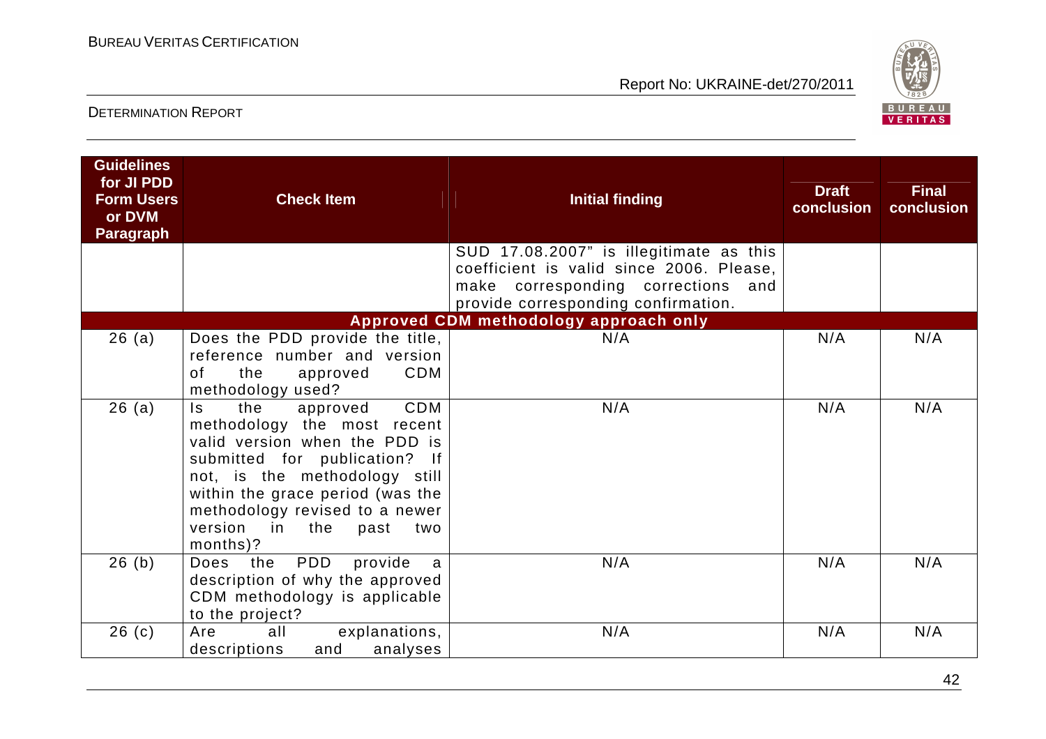| Guidelines for JI PDD Form Users or DVM Paragraph | Check Item | Initial finding | Draft conclusion | Final conclusion |
|---|---|---|---|---|
| | | SUD 17.08.2007" is illegitimate as this coefficient is valid since 2006. Please, make corresponding corrections and provide corresponding confirmation. | | |
| | | **Approved CDM methodology approach only** | | |
| 26 (a) | Does the PDD provide the title, reference number and version of the approved CDM methodology used? | N/A | N/A | N/A |
| 26 (a) | Is the approved CDM methodology the most recent valid version when the PDD is submitted for publication? If not, is the methodology still within the grace period (was the methodology revised to a newer version in the past two months)? | N/A | N/A | N/A |
| 26 (b) | Does the PDD provide a description of why the approved CDM methodology is applicable to the project? | N/A | N/A | N/A |
| 26 (c) | Are all explanations, descriptions and analyses | N/A | N/A | N/A |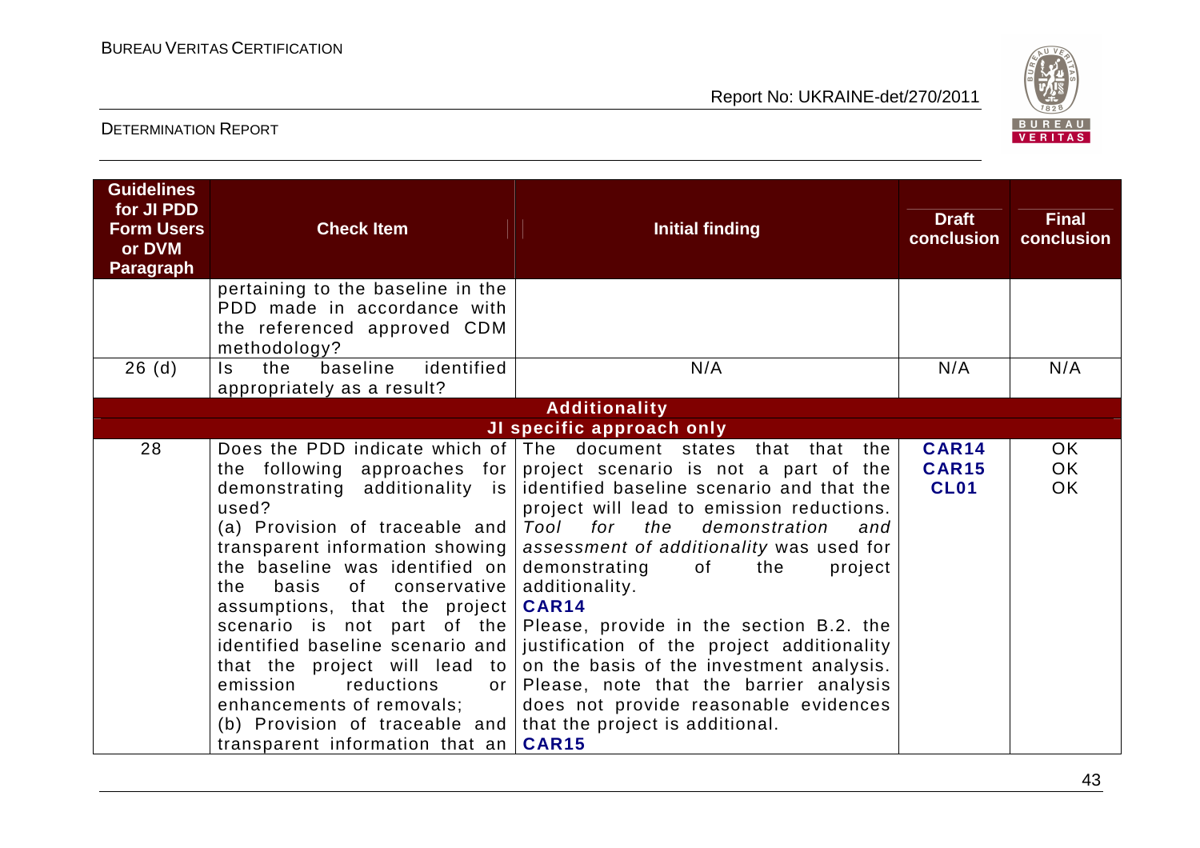| Guidelines for JI PDD Form Users or DVM Paragraph | Check Item | Initial finding | Draft conclusion | Final conclusion |
|---|---|---|---|---|
| | pertaining to the baseline in the PDD made in accordance with the referenced approved CDM methodology? | | | |
| 26 (d) | Is the baseline identified appropriately as a result? | N/A | N/A | N/A |
| **Additionality** | | | | |
| **JI specific approach only** | | | | |
| 28 | Does the PDD indicate which of the following approaches for demonstrating additionality is used?<br>(a) Provision of traceable and transparent information showing the baseline was identified on the basis of conservative assumptions, that the project scenario is not part of the identified baseline scenario and that the project will lead to emission reductions or enhancements of removals;<br>(b) Provision of traceable and transparent information that an | The document states that that the project scenario is not a part of the identified baseline scenario and that the project will lead to emission reductions. *Tool for the demonstration and assessment of additionality* was used for demonstrating of the project additionality.<br>**CAR14**<br>Please, provide in the section B.2. the justification of the project additionality on the basis of the investment analysis. Please, note that the barrier analysis does not provide reasonable evidences that the project is additional.<br>**CAR15** | **CAR14**<br>**CAR15**<br>**CL01** | OK<br>OK<br>OK |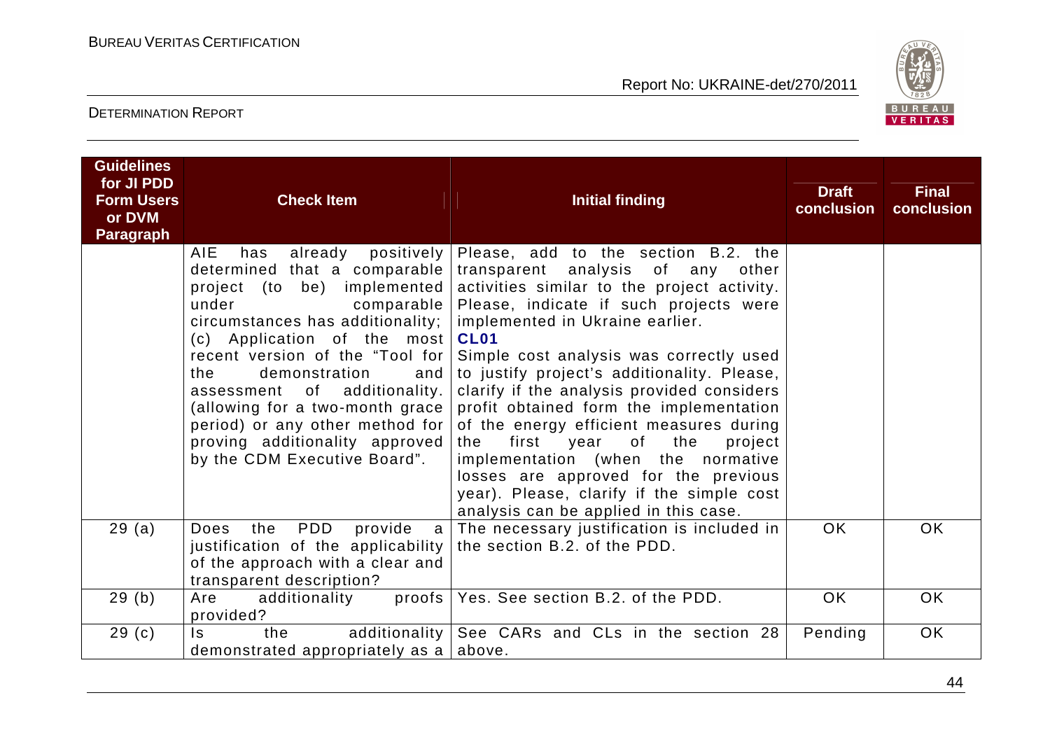| Guidelines for JI PDD Form Users or DVM Paragraph | Check Item | Initial finding | Draft conclusion | Final conclusion |
|---|---|---|---|---|
| | AIE has already positively determined that a comparable project (to be) implemented under comparable circumstances has additionality; (c) Application of the most recent version of the "Tool for the demonstration and assessment of additionality. (allowing for a two-month grace period) or any other method for proving additionality approved by the CDM Executive Board". | Please, add to the section B.2. the transparent analysis of any other activities similar to the project activity. Please, indicate if such projects were implemented in Ukraine earlier. **CL01** Simple cost analysis was correctly used to justify project's additionality. Please, clarify if the analysis provided considers profit obtained form the implementation of the energy efficient measures during the first year of the project implementation (when the normative losses are approved for the previous year). Please, clarify if the simple cost analysis can be applied in this case. | | |
| 29 (a) | Does the PDD provide a justification of the applicability of the approach with a clear and transparent description? | The necessary justification is included in the section B.2. of the PDD. | OK | OK |
| 29 (b) | Are additionality proofs provided? | Yes. See section B.2. of the PDD. | OK | OK |
| 29 (c) | Is the additionality demonstrated appropriately as a | See CARs and CLs in the section 28 above. | Pending | OK |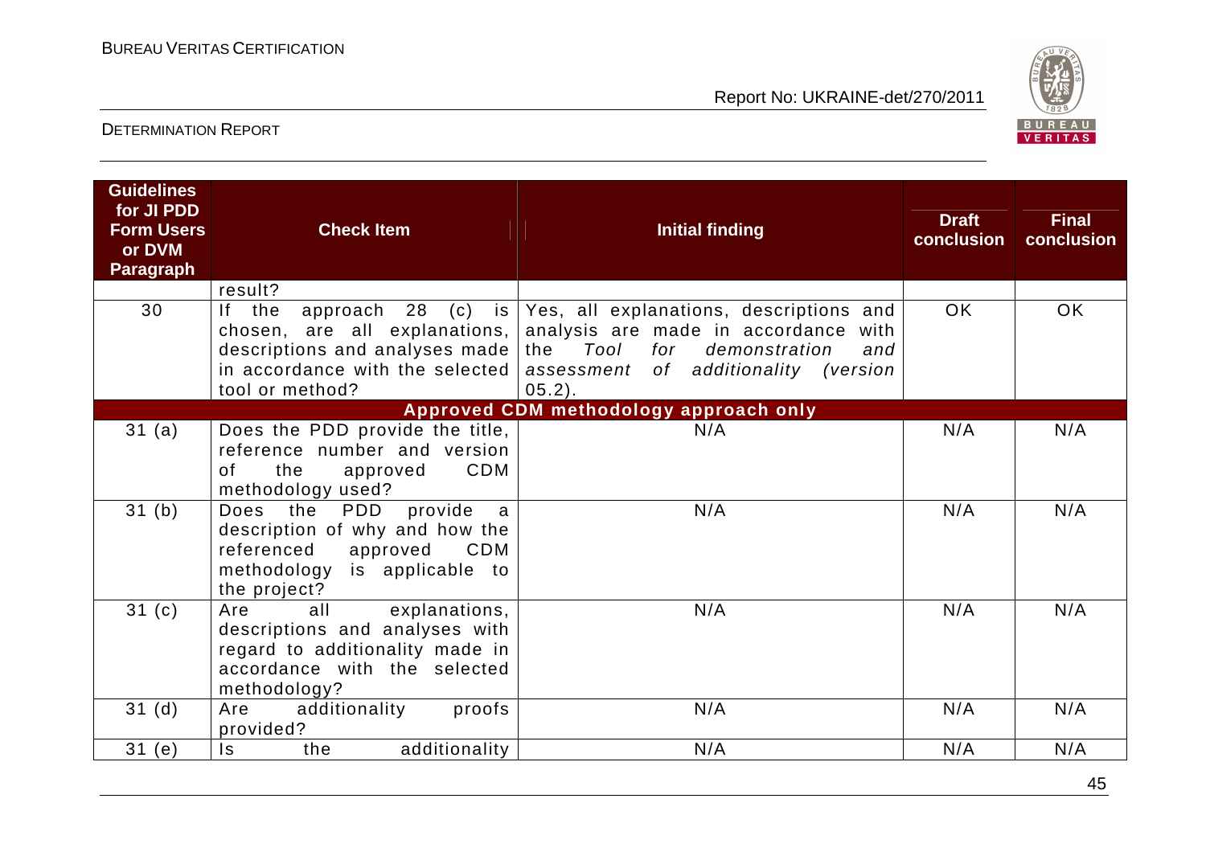| Guidelines for JI PDD Form Users or DVM Paragraph | Check Item | Initial finding | Draft conclusion | Final conclusion |
|---|---|---|---|---|
| | result? | | | |
| 30 | If the approach 28 (c) is chosen, are all explanations, descriptions and analyses made in accordance with the selected tool or method? | Yes, all explanations, descriptions and analysis are made in accordance with the *Tool for demonstration and assessment of additionality (version* 05.2). | OK | OK |
| **Approved CDM methodology approach only** | | | | |
| 31 (a) | Does the PDD provide the title, reference number and version of the approved CDM methodology used? | N/A | N/A | N/A |
| 31 (b) | Does the PDD provide a description of why and how the referenced approved CDM methodology is applicable to the project? | N/A | N/A | N/A |
| 31 (c) | Are all explanations, descriptions and analyses with regard to additionality made in accordance with the selected methodology? | N/A | N/A | N/A |
| 31 (d) | Are additionality proofs provided? | N/A | N/A | N/A |
| 31 (e) | Is the additionality | N/A | N/A | N/A |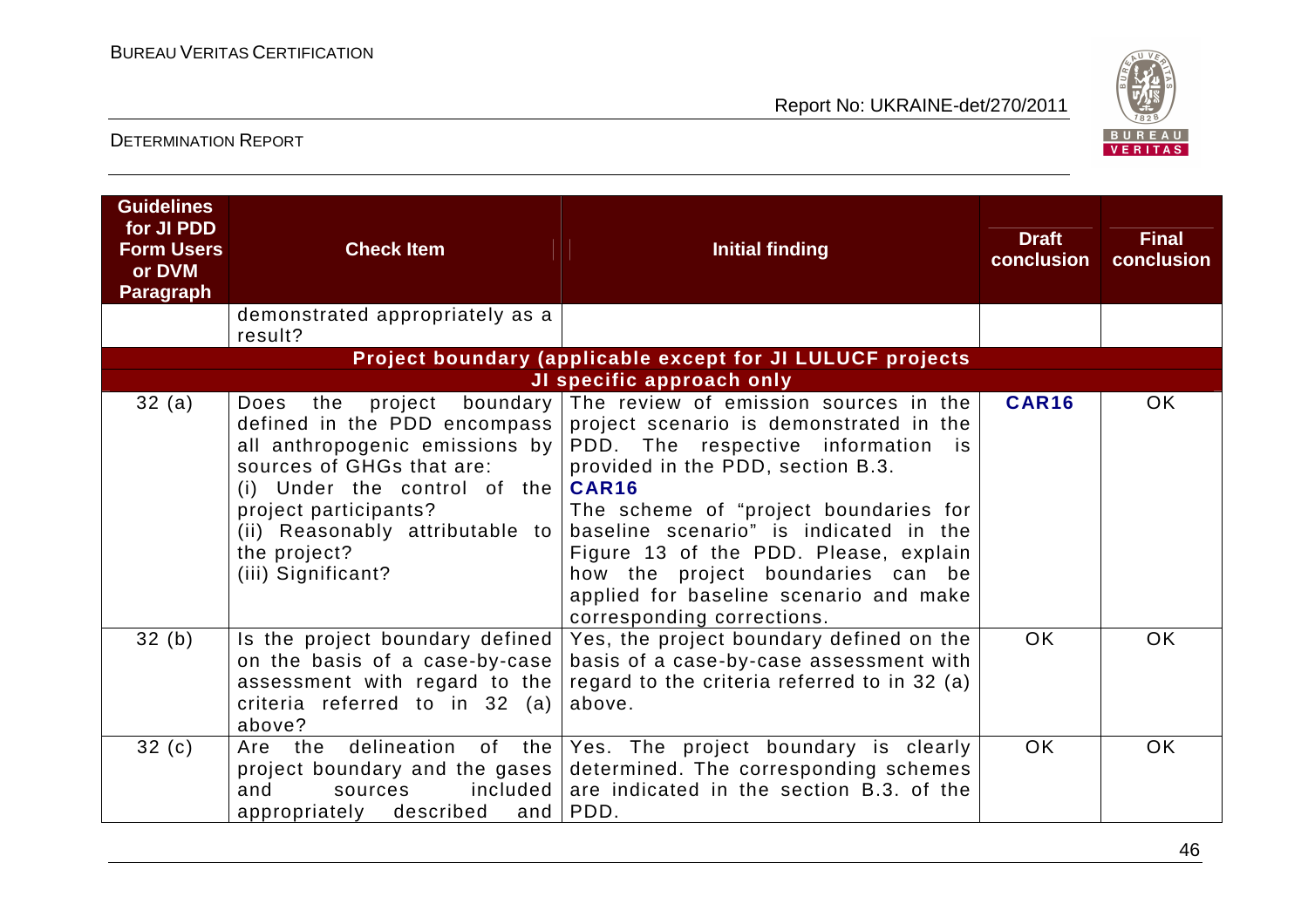| Guidelines for JI PDD Form Users or DVM Paragraph | Check Item | Initial finding | Draft conclusion | Final conclusion |
|---|---|---|---|---|
| | demonstrated appropriately as a result? | | | |
| **Project boundary (applicable except for JI LULUCF projects JI specific approach only** | | | | |
| 32 (a) | Does the project boundary defined in the PDD encompass all anthropogenic emissions by sources of GHGs that are:<br>(i) Under the control of the project participants?<br>(ii) Reasonably attributable to the project?<br>(iii) Significant? | The review of emission sources in the project scenario is demonstrated in the PDD. The respective information is provided in the PDD, section B.3.<br>**CAR16**<br>The scheme of "project boundaries for baseline scenario" is indicated in the Figure 13 of the PDD. Please, explain how the project boundaries can be applied for baseline scenario and make corresponding corrections. | **CAR16** | OK |
| 32 (b) | Is the project boundary defined on the basis of a case-by-case assessment with regard to the criteria referred to in 32 (a) above? | Yes, the project boundary defined on the basis of a case-by-case assessment with regard to the criteria referred to in 32 (a) above. | OK | OK |
| 32 (c) | Are the delineation of the project boundary and the gases and sources included appropriately described and | Yes. The project boundary is clearly determined. The corresponding schemes are indicated in the section B.3. of the PDD. | OK | OK |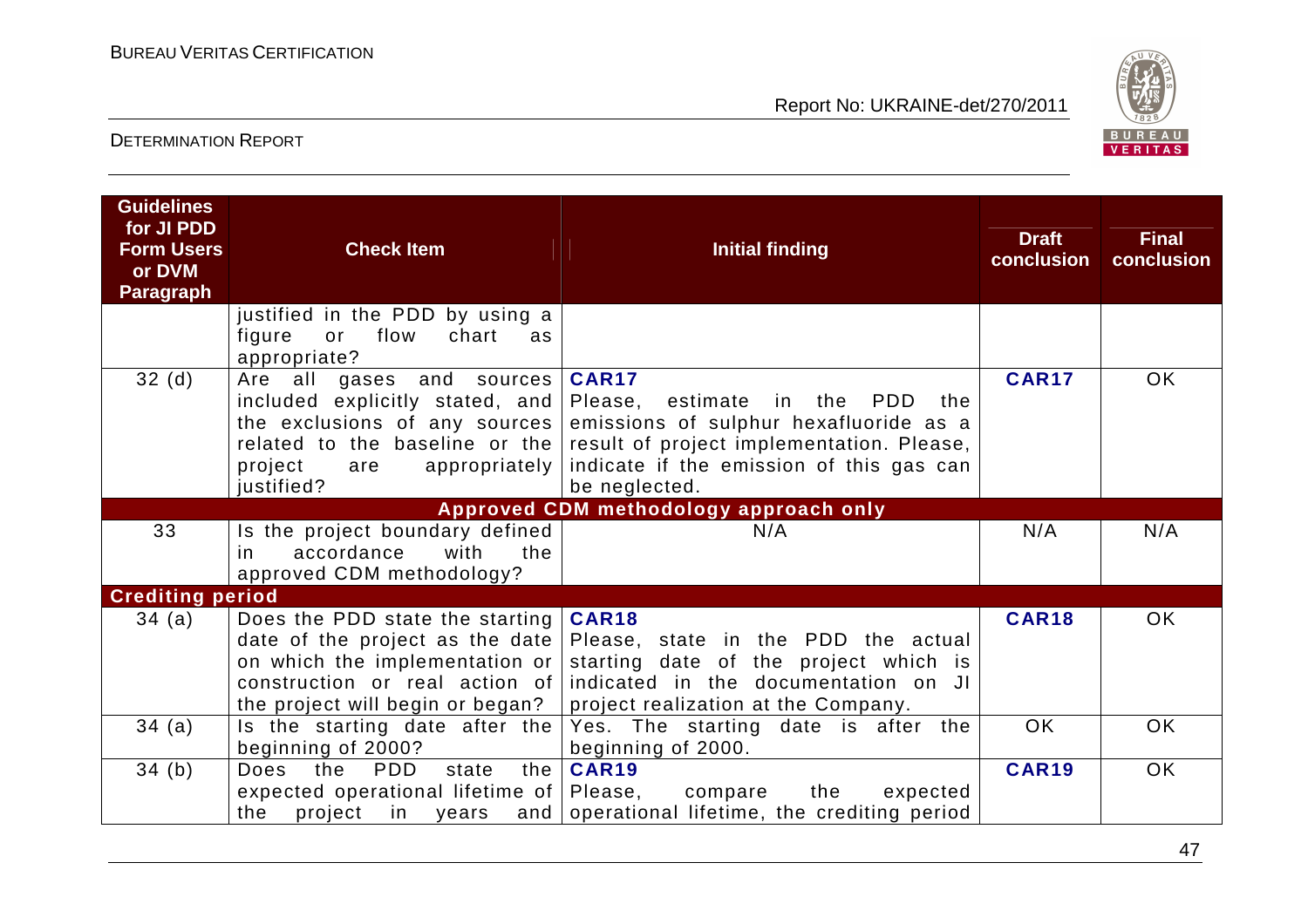| Guidelines for JI PDD Form Users or DVM Paragraph | Check Item | Initial finding | Draft conclusion | Final conclusion |
|---|---|---|---|---|
| | justified in the PDD by using a figure or flow chart as appropriate? | | | |
| 32 (d) | Are all gases and sources included explicitly stated, and the exclusions of any sources related to the baseline or the project are appropriately justified? | **CAR17** Please, estimate in the PDD the emissions of sulphur hexafluoride as a result of project implementation. Please, indicate if the emission of this gas can be neglected. | **CAR17** | OK |
| **Approved CDM methodology approach only** | | | | |
| 33 | Is the project boundary defined in accordance with the approved CDM methodology? | N/A | N/A | N/A |
| **Crediting period** | | | | |
| 34 (a) | Does the PDD state the starting date of the project as the date on which the implementation or construction or real action of the project will begin or began? | **CAR18** Please, state in the PDD the actual starting date of the project which is indicated in the documentation on JI project realization at the Company. | **CAR18** | OK |
| 34 (a) | Is the starting date after the beginning of 2000? | Yes. The starting date is after the beginning of 2000. | OK | OK |
| 34 (b) | Does the PDD state the expected operational lifetime of the project in years and | **CAR19** Please, compare the expected operational lifetime, the crediting period | **CAR19** | OK |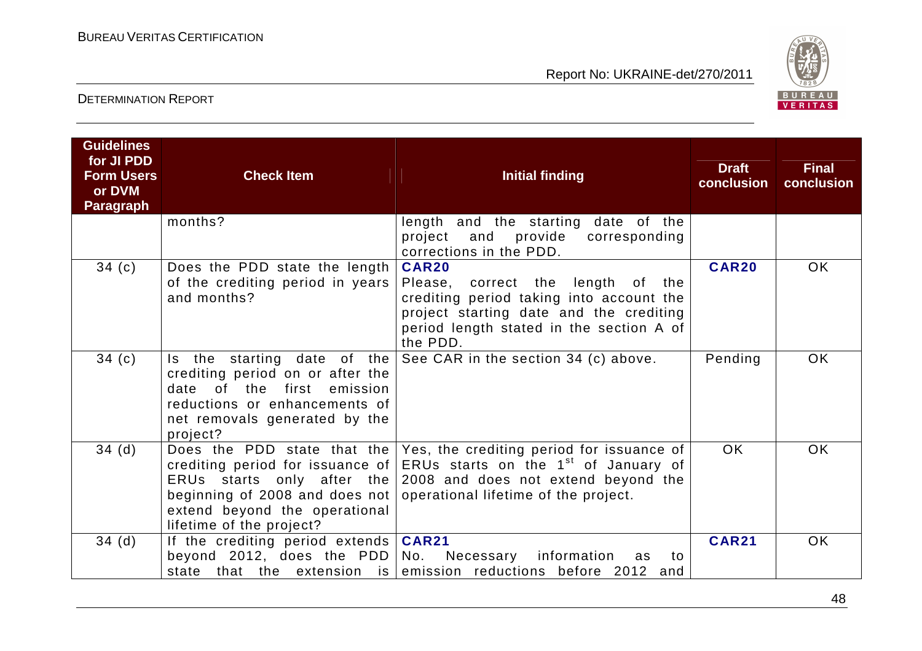| Guidelines for JI PDD Form Users or DVM Paragraph | Check Item | Initial finding | Draft conclusion | Final conclusion |
|---|---|---|---|---|
| | months? | length and the starting date of the project and provide corresponding corrections in the PDD. | | |
| 34 (c) | Does the PDD state the length of the crediting period in years and months? | **CAR20** Please, correct the length of the crediting period taking into account the project starting date and the crediting period length stated in the section A of the PDD. | **CAR20** | OK |
| 34 (c) | Is the starting date of the crediting period on or after the date of the first emission reductions or enhancements of net removals generated by the project? | See CAR in the section 34 (c) above. | Pending | OK |
| 34 (d) | Does the PDD state that the crediting period for issuance of ERUs starts only after the beginning of 2008 and does not extend beyond the operational lifetime of the project? | Yes, the crediting period for issuance of ERUs starts on the 1st of January of 2008 and does not extend beyond the operational lifetime of the project. | OK | OK |
| 34 (d) | If the crediting period extends beyond 2012, does the PDD state that the extension is | **CAR21** No. Necessary information as to emission reductions before 2012 and | **CAR21** | OK |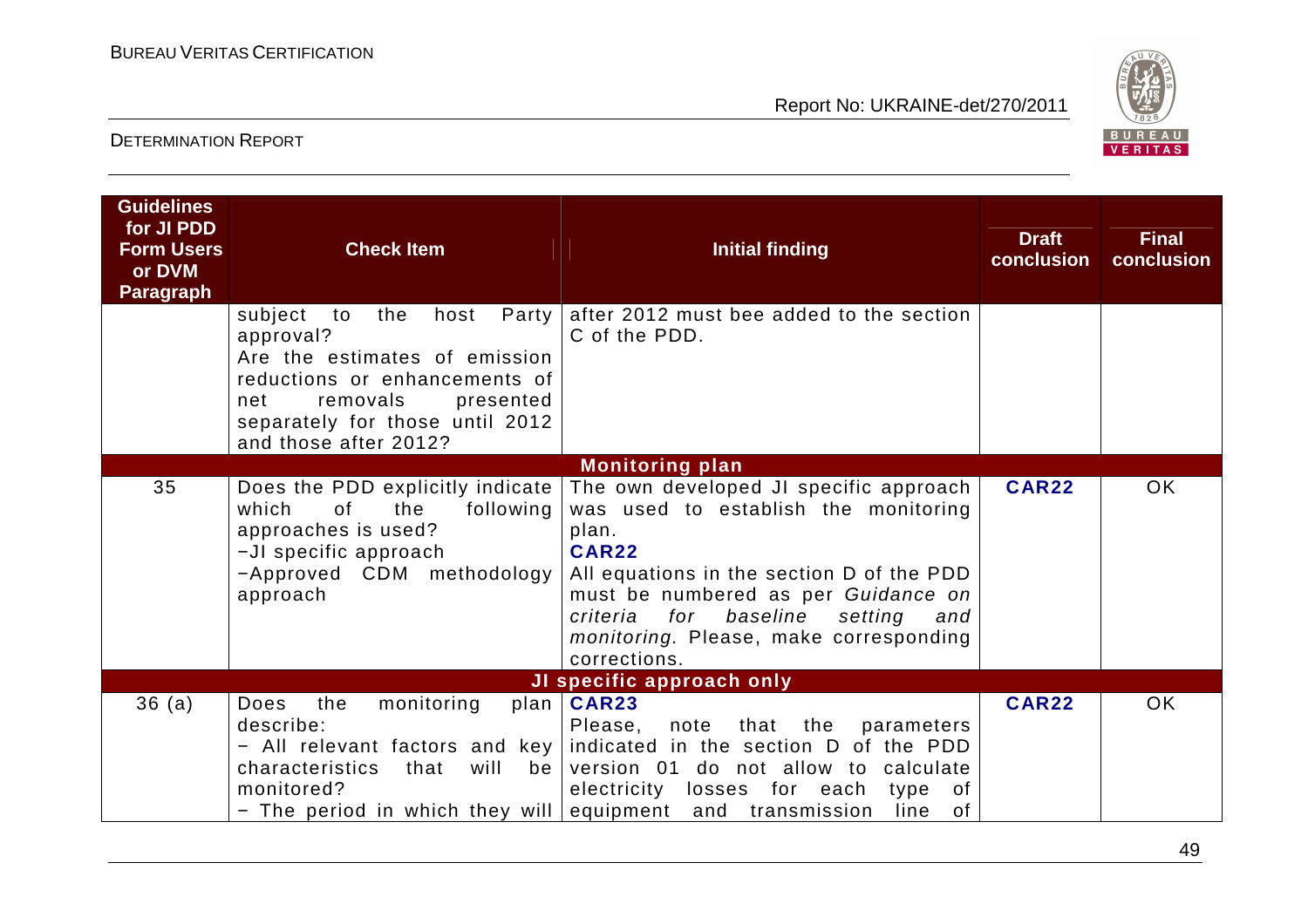| Guidelines for JI PDD Form Users or DVM Paragraph | Check Item | Initial finding | Draft conclusion | Final conclusion |
|---|---|---|---|---|
| | subject to the host Party approval?<br>Are the estimates of emission reductions or enhancements of net removals presented separately for those until 2012 and those after 2012? | after 2012 must bee added to the section C of the PDD. | | |
| **Monitoring plan** | | | | |
| 35 | Does the PDD explicitly indicate which of the following approaches is used?<br>−JI specific approach<br>−Approved CDM methodology approach | The own developed JI specific approach was used to establish the monitoring plan.<br>**CAR22**<br>All equations in the section D of the PDD must be numbered as per *Guidance on criteria for baseline setting and monitoring.* Please, make corresponding corrections. | **CAR22** | OK |
| **JI specific approach only** | | | | |
| 36 (a) | Does the monitoring plan describe:<br>− All relevant factors and key characteristics that will be monitored?<br>− The period in which they will | **CAR23**<br>Please, note that the parameters indicated in the section D of the PDD version 01 do not allow to calculate electricity losses for each type of equipment and transmission line of | **CAR22** | OK |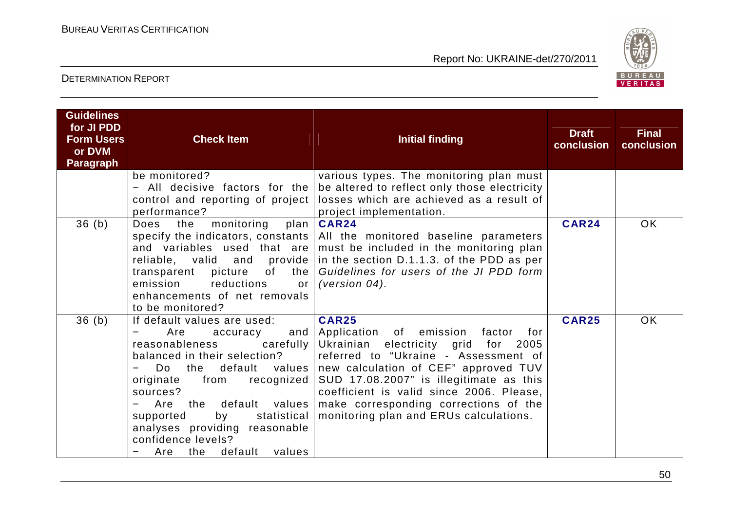| Guidelines for JI PDD Form Users or DVM Paragraph | Check Item | Initial finding | Draft conclusion | Final conclusion |
|---|---|---|---|---|
| | be monitored?<br>− All decisive factors for the control and reporting of project performance? | various types. The monitoring plan must be altered to reflect only those electricity losses which are achieved as a result of project implementation. | | |
| 36 (b) | Does the monitoring plan specify the indicators, constants and variables used that are reliable, valid and provide transparent picture of the emission reductions or enhancements of net removals to be monitored? | **CAR24**<br>All the monitored baseline parameters must be included in the monitoring plan in the section D.1.1.3. of the PDD as per *Guidelines for users of the JI PDD form (version 04).* | **CAR24** | OK |
| 36 (b) | If default values are used:<br>− Are accuracy and reasonableness carefully balanced in their selection?<br>− Do the default values originate from recognized sources?<br>− Are the default values supported by statistical analyses providing reasonable confidence levels?<br>− Are the default values | **CAR25**<br>Application of emission factor for Ukrainian electricity grid for 2005 referred to "Ukraine - Assessment of new calculation of CEF" approved TUV SUD 17.08.2007" is illegitimate as this coefficient is valid since 2006. Please, make corresponding corrections of the monitoring plan and ERUs calculations. | **CAR25** | OK |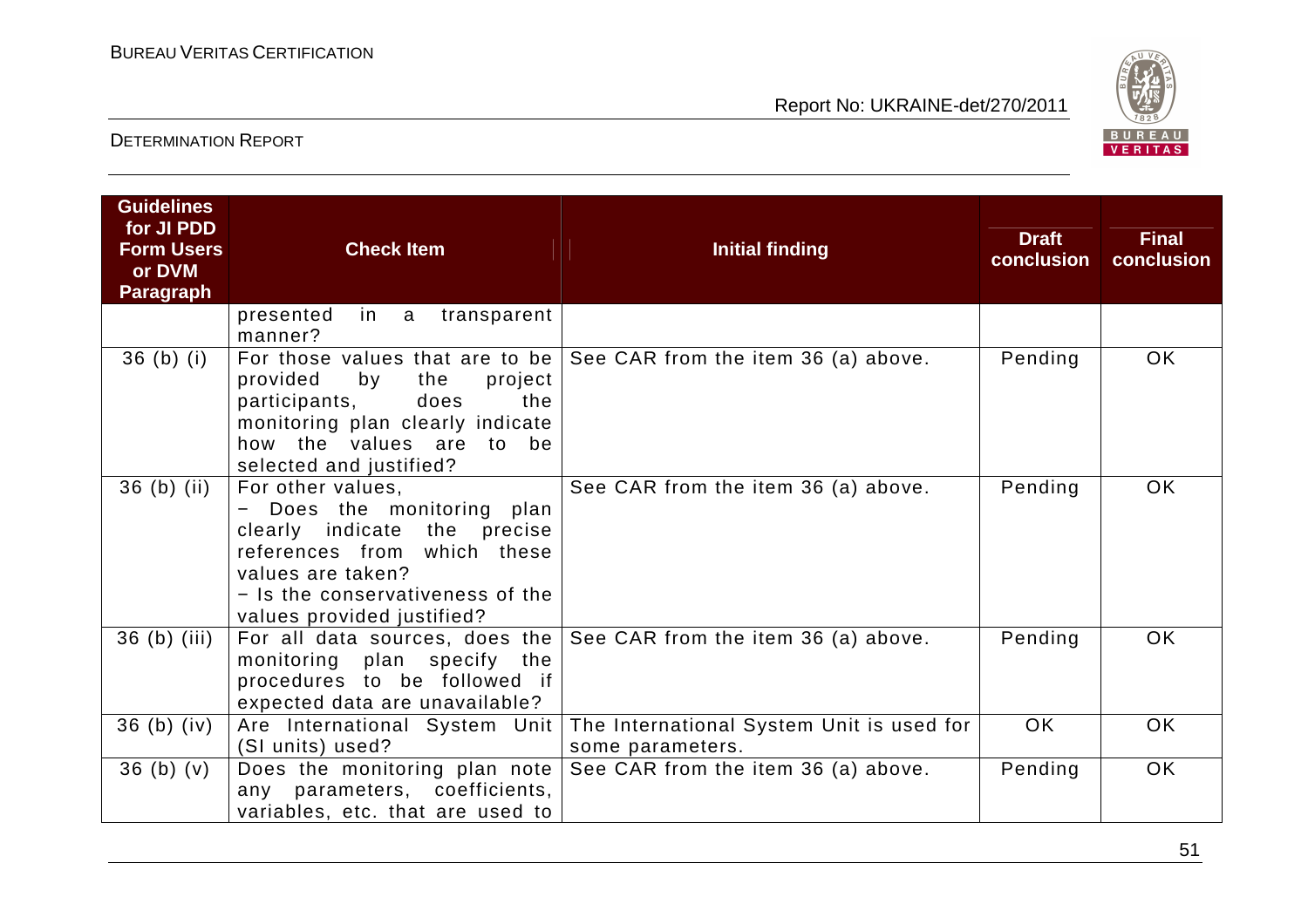| Guidelines for JI PDD Form Users or DVM Paragraph | Check Item | Initial finding | Draft conclusion | Final conclusion |
|---|---|---|---|---|
| | presented in a transparent manner? | | | |
| 36 (b) (i) | For those values that are to be provided by the project participants, does the monitoring plan clearly indicate how the values are to be selected and justified? | See CAR from the item 36 (a) above. | Pending | OK |
| 36 (b) (ii) | For other values,<br>− Does the monitoring plan clearly indicate the precise references from which these values are taken?<br>− Is the conservativeness of the values provided justified? | See CAR from the item 36 (a) above. | Pending | OK |
| 36 (b) (iii) | For all data sources, does the monitoring plan specify the procedures to be followed if expected data are unavailable? | See CAR from the item 36 (a) above. | Pending | OK |
| 36 (b) (iv) | Are International System Unit (SI units) used? | The International System Unit is used for some parameters. | OK | OK |
| 36 (b) (v) | Does the monitoring plan note any parameters, coefficients, variables, etc. that are used to | See CAR from the item 36 (a) above. | Pending | OK |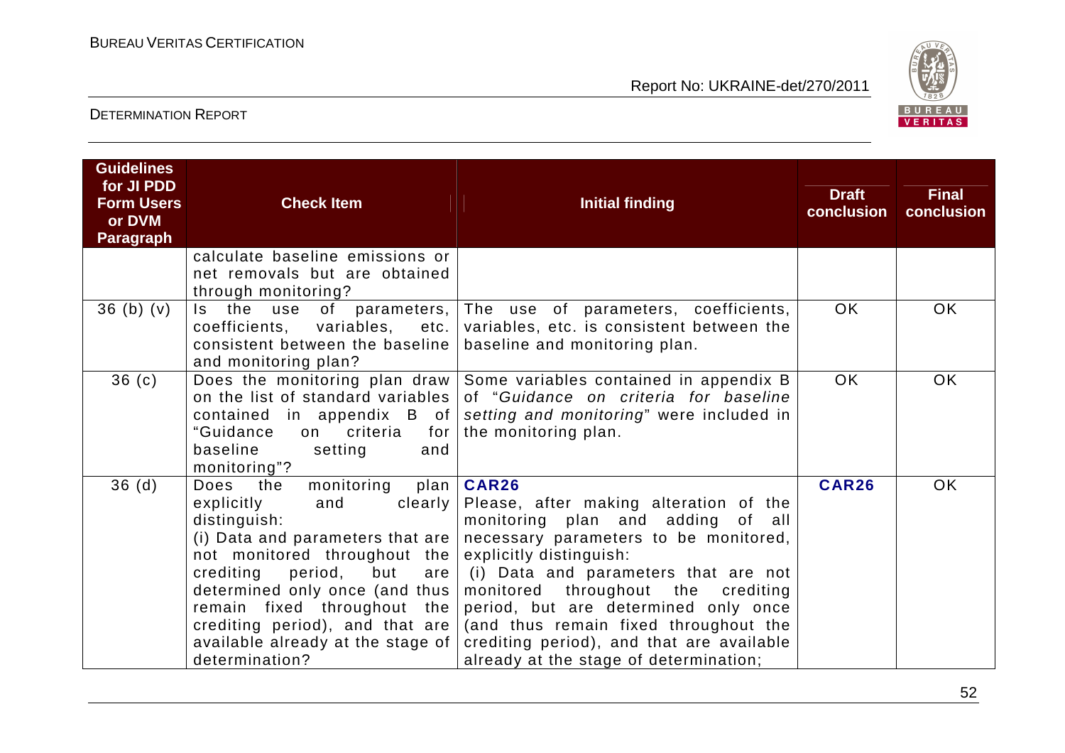| Guidelines for JI PDD Form Users or DVM Paragraph | Check Item | Initial finding | Draft conclusion | Final conclusion |
|---|---|---|---|---|
| | calculate baseline emissions or net removals but are obtained through monitoring? | | | |
| 36 (b) (v) | Is the use of parameters, coefficients, variables, etc. consistent between the baseline and monitoring plan? | The use of parameters, coefficients, variables, etc. is consistent between the baseline and monitoring plan. | OK | OK |
| 36 (c) | Does the monitoring plan draw on the list of standard variables contained in appendix B of "Guidance on criteria for baseline setting and monitoring"? | Some variables contained in appendix B of "*Guidance on criteria for baseline setting and monitoring*" were included in the monitoring plan. | OK | OK |
| 36 (d) | Does the monitoring plan explicitly and clearly distinguish:<br>(i) Data and parameters that are not monitored throughout the crediting period, but are determined only once (and thus remain fixed throughout the crediting period), and that are available already at the stage of determination? | **CAR26**<br>Please, after making alteration of the monitoring plan and adding of all necessary parameters to be monitored, explicitly distinguish:<br>(i) Data and parameters that are not monitored throughout the crediting period, but are determined only once (and thus remain fixed throughout the crediting period), and that are available already at the stage of determination; | **CAR26** | OK |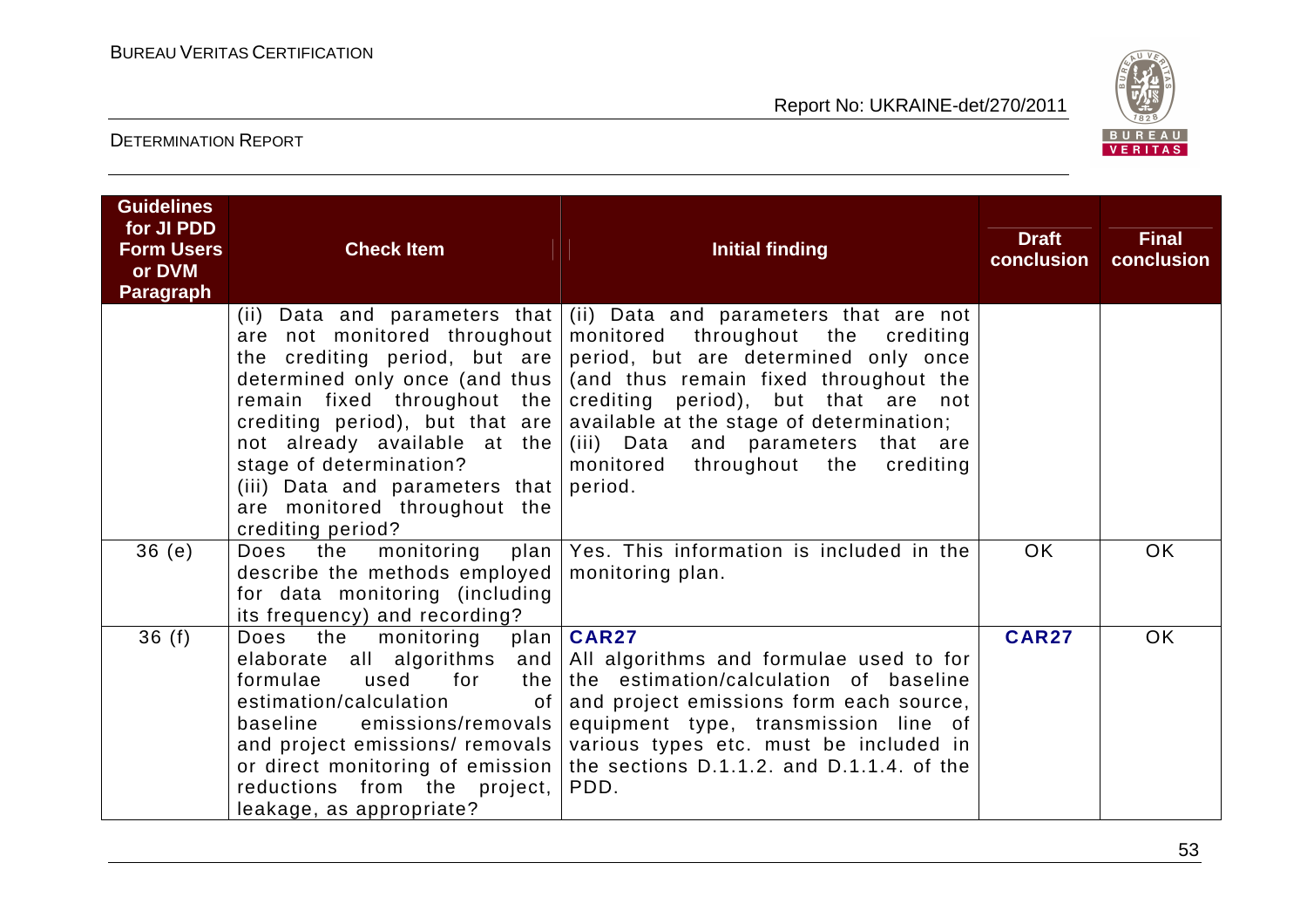| Guidelines for JI PDD Form Users or DVM Paragraph | Check Item | Initial finding | Draft conclusion | Final conclusion |
|---|---|---|---|---|
| | (ii) Data and parameters that are not monitored throughout the crediting period, but are determined only once (and thus remain fixed throughout the crediting period), but that are not already available at the stage of determination?<br>(iii) Data and parameters that are monitored throughout the crediting period? | (ii) Data and parameters that are not monitored throughout the crediting period, but are determined only once (and thus remain fixed throughout the crediting period), but that are not available at the stage of determination;<br>(iii) Data and parameters that are monitored throughout the crediting period. | | |
| 36 (e) | Does the monitoring plan describe the methods employed for data monitoring (including its frequency) and recording? | Yes. This information is included in the monitoring plan. | OK | OK |
| 36 (f) | Does the monitoring plan elaborate all algorithms and formulae used for the estimation/calculation of baseline emissions/removals and project emissions/ removals or direct monitoring of emission reductions from the project, leakage, as appropriate? | **CAR27**<br>All algorithms and formulae used to for the estimation/calculation of baseline and project emissions form each source, equipment type, transmission line of various types etc. must be included in the sections D.1.1.2. and D.1.1.4. of the PDD. | **CAR27** | OK |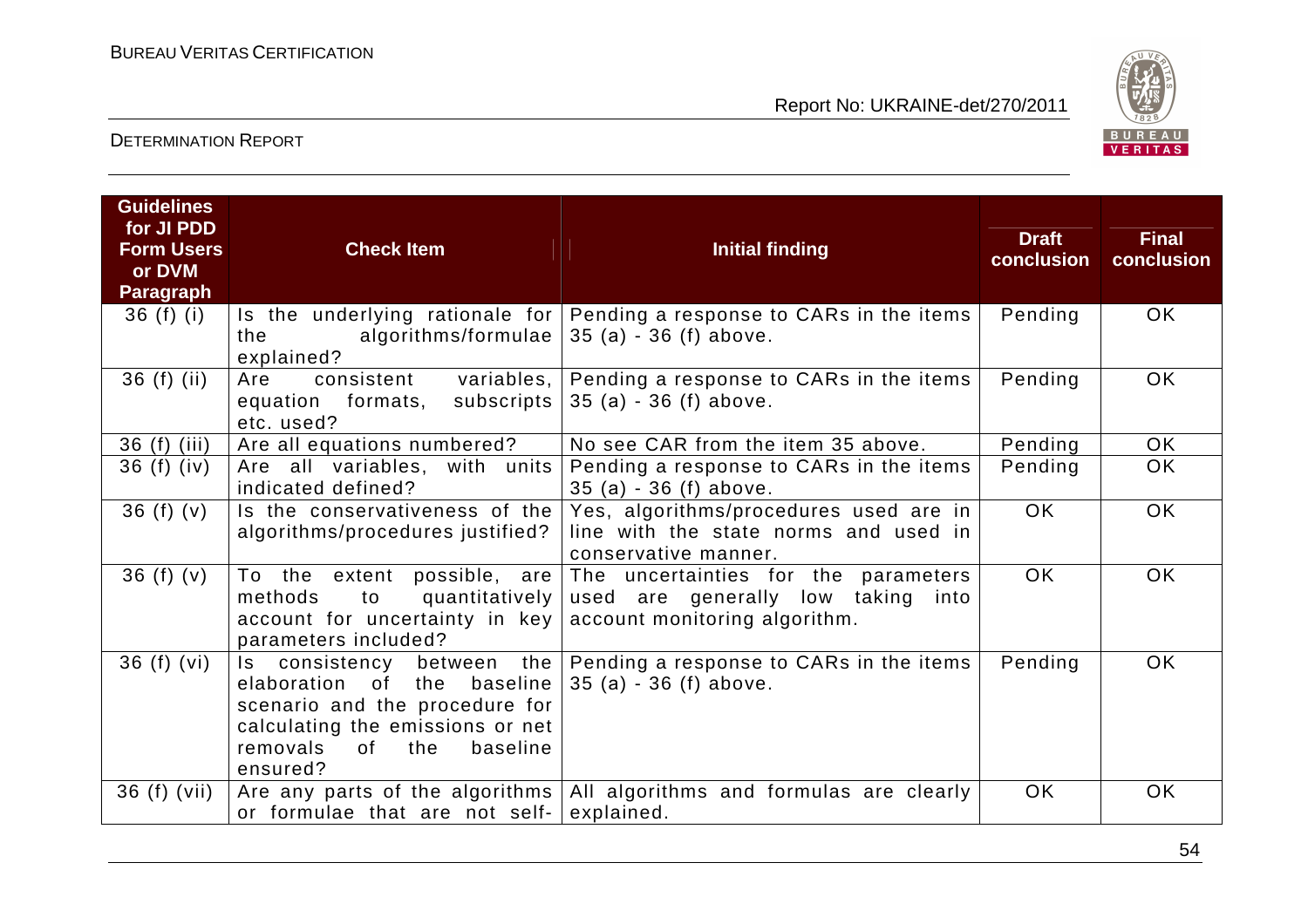| Guidelines for JI PDD Form Users or DVM Paragraph | Check Item | Initial finding | Draft conclusion | Final conclusion |
|---|---|---|---|---|
| 36 (f) (i) | Is the underlying rationale for the algorithms/formulae explained? | Pending a response to CARs in the items 35 (a) - 36 (f) above. | Pending | OK |
| 36 (f) (ii) | Are consistent variables, equation formats, subscripts etc. used? | Pending a response to CARs in the items 35 (a) - 36 (f) above. | Pending | OK |
| 36 (f) (iii) | Are all equations numbered? | No see CAR from the item 35 above. | Pending | OK |
| 36 (f) (iv) | Are all variables, with units indicated defined? | Pending a response to CARs in the items 35 (a) - 36 (f) above. | Pending | OK |
| 36 (f) (v) | Is the conservativeness of the algorithms/procedures justified? | Yes, algorithms/procedures used are in line with the state norms and used in conservative manner. | OK | OK |
| 36 (f) (v) | To the extent possible, are methods to quantitatively account for uncertainty in key parameters included? | The uncertainties for the parameters used are generally low taking into account monitoring algorithm. | OK | OK |
| 36 (f) (vi) | Is consistency between the elaboration of the baseline scenario and the procedure for calculating the emissions or net removals of the baseline ensured? | Pending a response to CARs in the items 35 (a) - 36 (f) above. | Pending | OK |
| 36 (f) (vii) | Are any parts of the algorithms or formulae that are not self- | All algorithms and formulas are clearly explained. | OK | OK |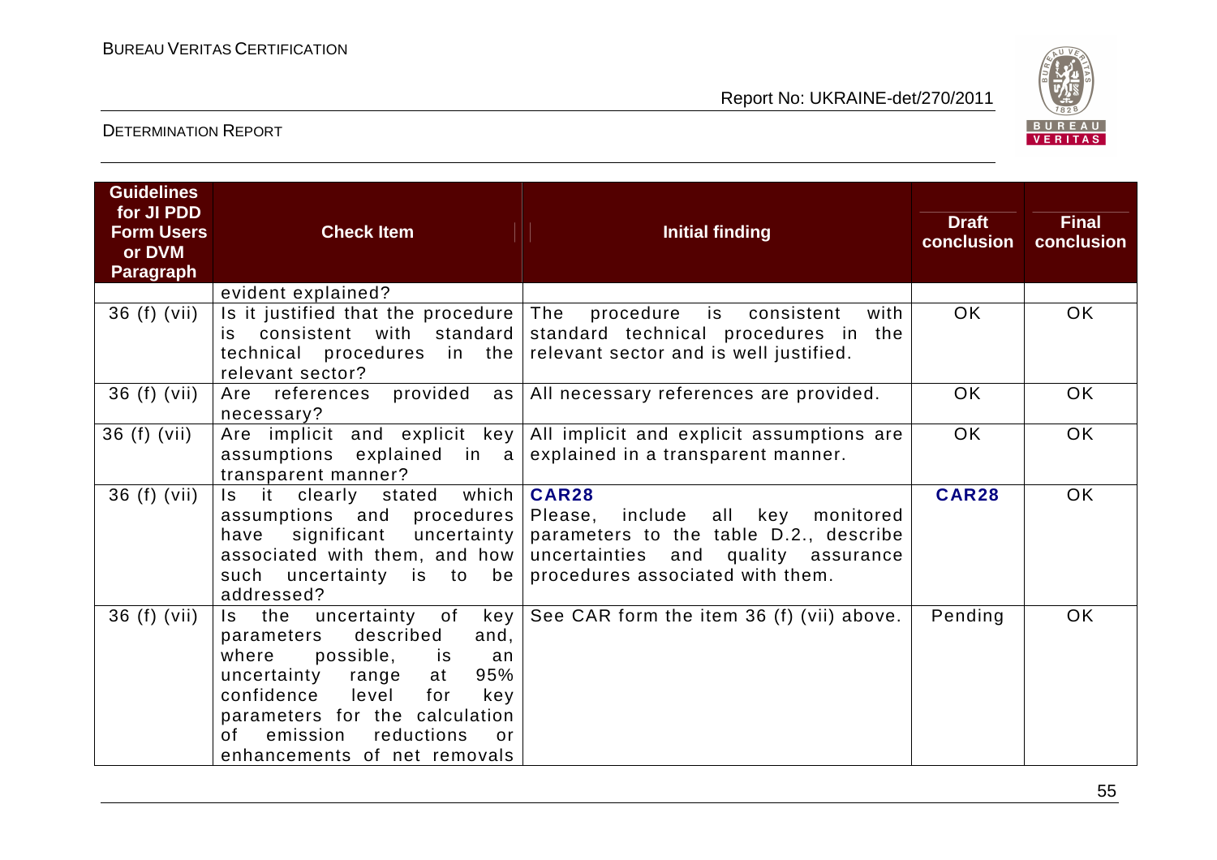| Guidelines for JI PDD Form Users or DVM Paragraph | Check Item | Initial finding | Draft conclusion | Final conclusion |
|---|---|---|---|---|
| | evident explained? | | | |
| 36 (f) (vii) | Is it justified that the procedure is consistent with standard technical procedures in the relevant sector? | The procedure is consistent with standard technical procedures in the relevant sector and is well justified. | OK | OK |
| 36 (f) (vii) | Are references provided as necessary? | All necessary references are provided. | OK | OK |
| 36 (f) (vii) | Are implicit and explicit key assumptions explained in a transparent manner? | All implicit and explicit assumptions are explained in a transparent manner. | OK | OK |
| 36 (f) (vii) | Is it clearly stated which assumptions and procedures have significant uncertainty associated with them, and how such uncertainty is to be addressed? | **CAR28** Please, include all key monitored parameters to the table D.2., describe uncertainties and quality assurance procedures associated with them. | **CAR28** | OK |
| 36 (f) (vii) | Is the uncertainty of key parameters described and, where possible, is an uncertainty range at 95% confidence level for key parameters for the calculation of emission reductions or enhancements of net removals | See CAR form the item 36 (f) (vii) above. | Pending | OK |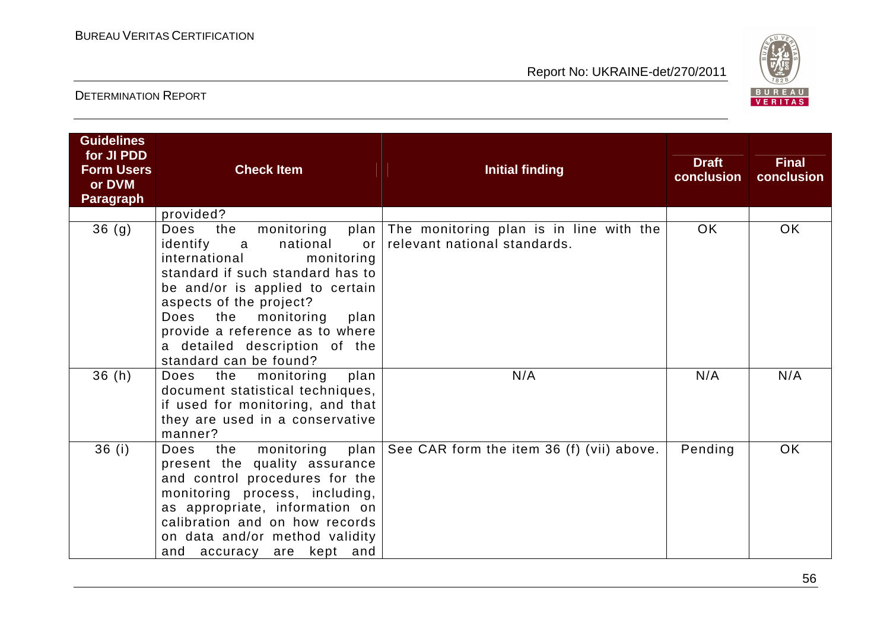| Guidelines for JI PDD Form Users or DVM Paragraph | Check Item | Initial finding | Draft conclusion | Final conclusion |
|---|---|---|---|---|
| | provided? | | | |
| 36 (g) | Does the monitoring plan identify a national or international monitoring standard if such standard has to be and/or is applied to certain aspects of the project? Does the monitoring plan provide a reference as to where a detailed description of the standard can be found? | The monitoring plan is in line with the relevant national standards. | OK | OK |
| 36 (h) | Does the monitoring plan document statistical techniques, if used for monitoring, and that they are used in a conservative manner? | N/A | N/A | N/A |
| 36 (i) | Does the monitoring plan present the quality assurance and control procedures for the monitoring process, including, as appropriate, information on calibration and on how records on data and/or method validity and accuracy are kept and | See CAR form the item 36 (f) (vii) above. | Pending | OK |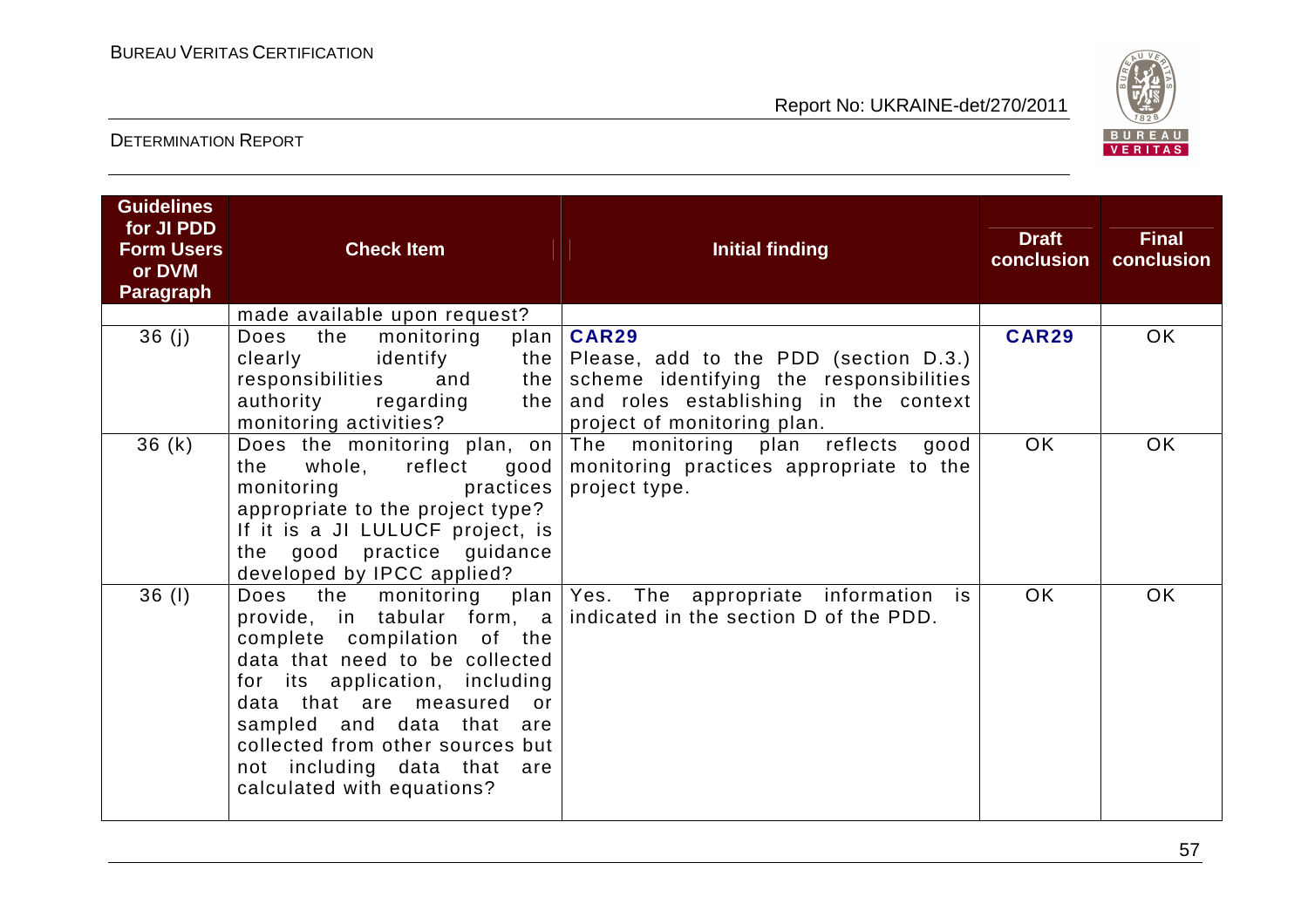| Guidelines for JI PDD Form Users or DVM Paragraph | Check Item | Initial finding | Draft conclusion | Final conclusion |
|---|---|---|---|---|
| | made available upon request? | | | |
| 36 (j) | Does the monitoring plan clearly identify the responsibilities and the authority regarding the monitoring activities? | **CAR29** Please, add to the PDD (section D.3.) scheme identifying the responsibilities and roles establishing in the context project of monitoring plan. | **CAR29** | OK |
| 36 (k) | Does the monitoring plan, on the whole, reflect good monitoring practices appropriate to the project type? If it is a JI LULUCF project, is the good practice guidance developed by IPCC applied? | The monitoring plan reflects good monitoring practices appropriate to the project type. | OK | OK |
| 36 (l) | Does the monitoring plan provide, in tabular form, a complete compilation of the data that need to be collected for its application, including data that are measured or sampled and data that are collected from other sources but not including data that are calculated with equations? | Yes. The appropriate information is indicated in the section D of the PDD. | OK | OK |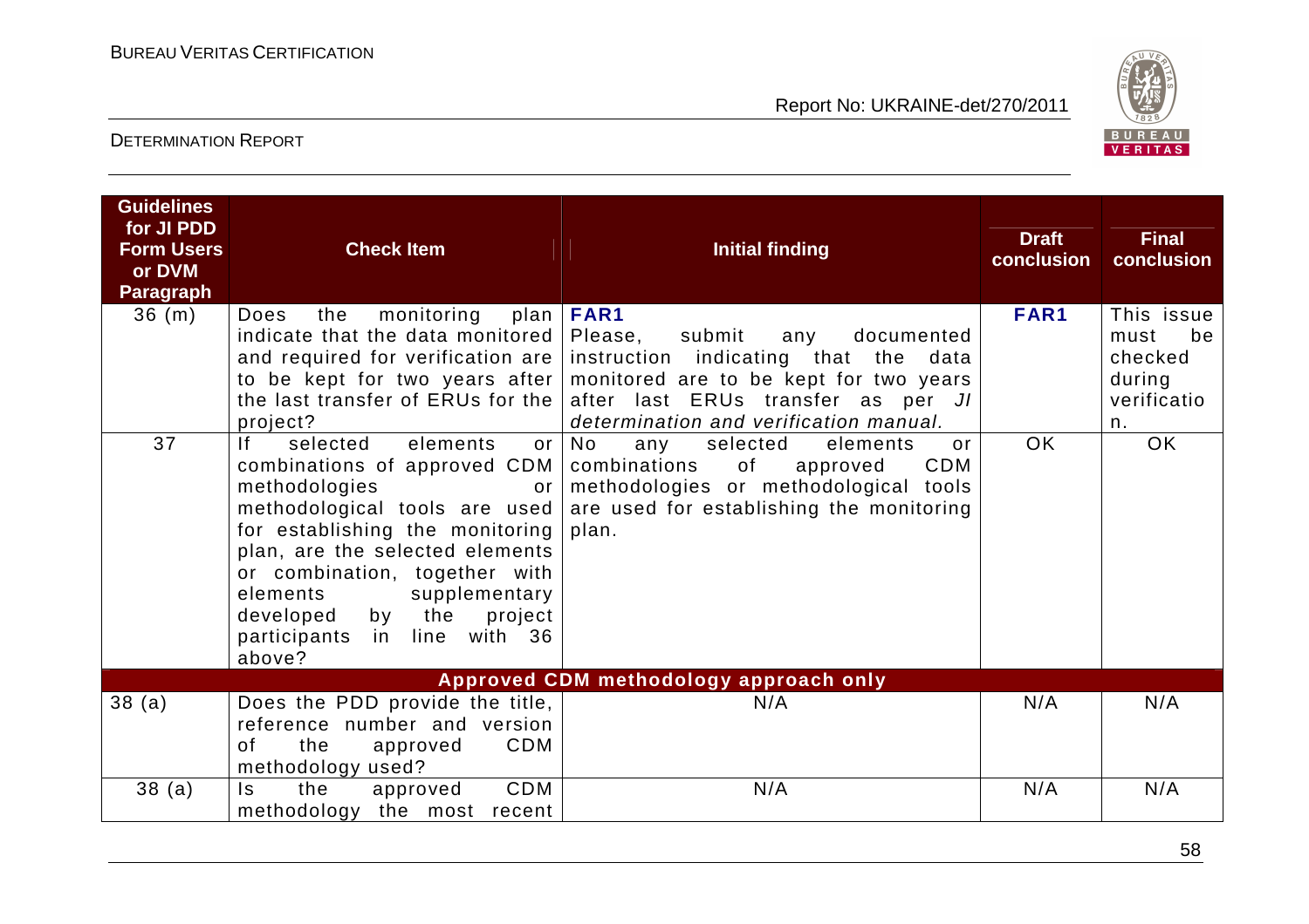| Guidelines for JI PDD Form Users or DVM Paragraph | Check Item | Initial finding | Draft conclusion | Final conclusion |
|---|---|---|---|---|
| 36 (m) | Does the monitoring plan indicate that the data monitored and required for verification are to be kept for two years after the last transfer of ERUs for the project? | **FAR1**<br>Please, submit any documented instruction indicating that the data monitored are to be kept for two years after last ERUs transfer as per *JI determination and verification manual.* | **FAR1** | This issue must be checked during verification. |
| 37 | If selected elements or combinations of approved CDM methodologies or methodological tools are used for establishing the monitoring plan, are the selected elements or combination, together with elements supplementary developed by the project participants in line with 36 above? | No any selected elements or combinations of approved CDM methodologies or methodological tools are used for establishing the monitoring plan. | OK | OK |
| **Approved CDM methodology approach only** | | | | |
| 38 (a) | Does the PDD provide the title, reference number and version of the approved CDM methodology used? | N/A | N/A | N/A |
| 38 (a) | Is the approved CDM methodology the most recent | N/A | N/A | N/A |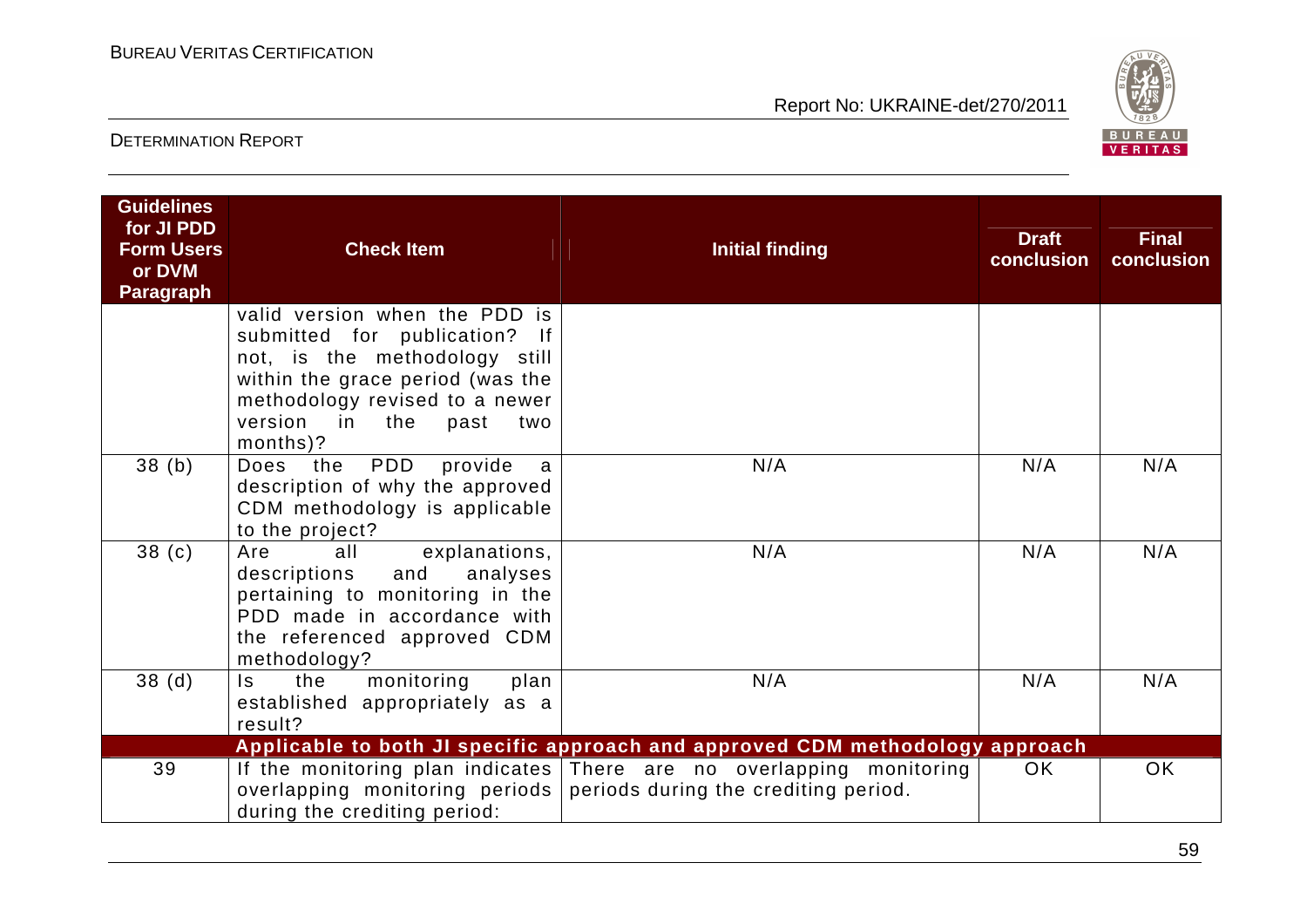| Guidelines for JI PDD Form Users or DVM Paragraph | Check Item | Initial finding | Draft conclusion | Final conclusion |
|---|---|---|---|---|
| | valid version when the PDD is submitted for publication? If not, is the methodology still within the grace period (was the methodology revised to a newer version in the past two months)? | | | |
| 38 (b) | Does the PDD provide a description of why the approved CDM methodology is applicable to the project? | N/A | N/A | N/A |
| 38 (c) | Are all explanations, descriptions and analyses pertaining to monitoring in the PDD made in accordance with the referenced approved CDM methodology? | N/A | N/A | N/A |
| 38 (d) | Is the monitoring plan established appropriately as a result? | N/A | N/A | N/A |
| | **Applicable to both JI specific approach and approved CDM methodology approach** | | | |
| 39 | If the monitoring plan indicates overlapping monitoring periods during the crediting period: | There are no overlapping monitoring periods during the crediting period. | OK | OK |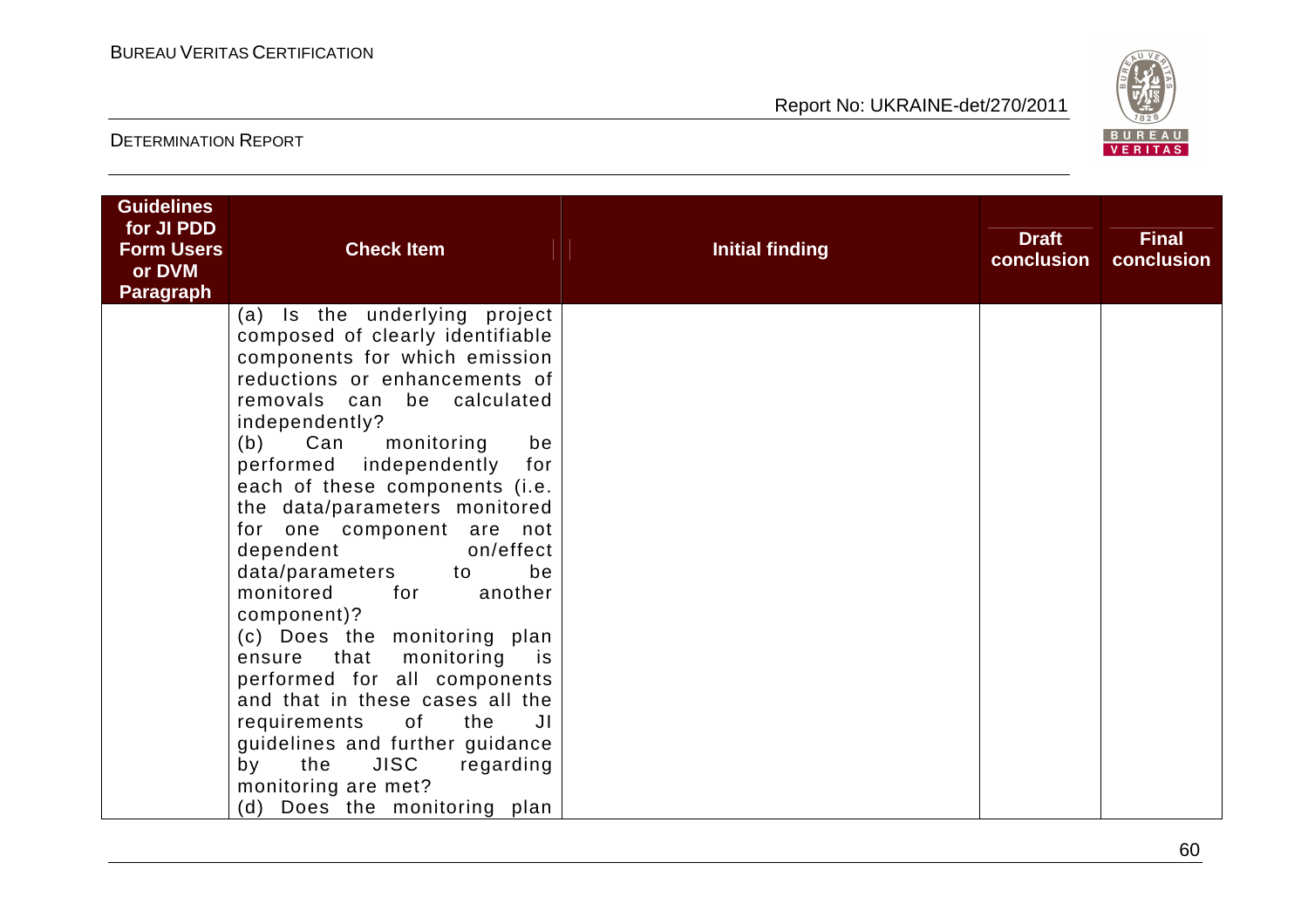| Guidelines for JI PDD Form Users or DVM Paragraph | Check Item | Initial finding | Draft conclusion | Final conclusion |
|---|---|---|---|---|
| | (a) Is the underlying project composed of clearly identifiable components for which emission reductions or enhancements of removals can be calculated independently?<br>(b) Can monitoring be performed independently for each of these components (i.e. the data/parameters monitored for one component are not dependent on/effect data/parameters to be monitored for another component)?<br>(c) Does the monitoring plan ensure that monitoring is performed for all components and that in these cases all the requirements of the JI guidelines and further guidance by the JISC regarding monitoring are met?<br>(d) Does the monitoring plan | | | |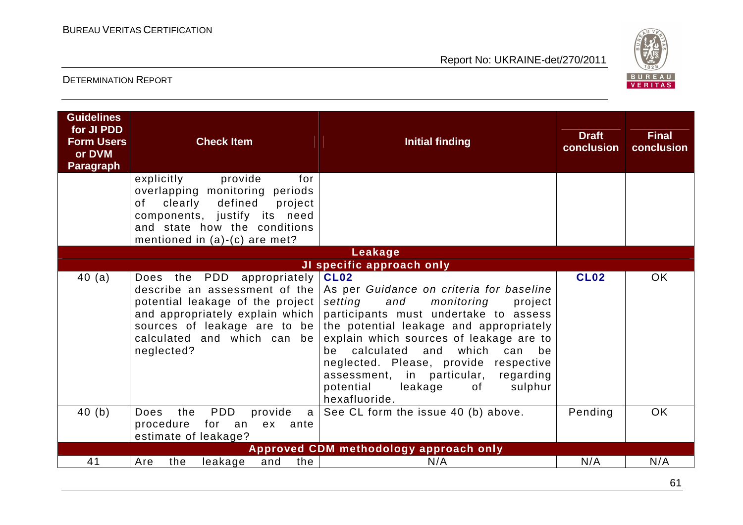| Guidelines for JI PDD Form Users or DVM Paragraph | Check Item | Initial finding | Draft conclusion | Final conclusion |
|---|---|---|---|---|
| | explicitly provide for overlapping monitoring periods of clearly defined project components, justify its need and state how the conditions mentioned in (a)-(c) are met? | | | |
| **Leakage** | | | | |
| **JI specific approach only** | | | | |
| 40 (a) | Does the PDD appropriately describe an assessment of the potential leakage of the project and appropriately explain which sources of leakage are to be calculated and which can be neglected? | **CL02**<br>As per *Guidance on criteria for baseline setting and monitoring* project participants must undertake to assess the potential leakage and appropriately explain which sources of leakage are to be calculated and which can be neglected. Please, provide respective assessment, in particular, regarding potential leakage of sulphur hexafluoride. | **CL02** | OK |
| 40 (b) | Does the PDD provide a procedure for an ex ante estimate of leakage? | See CL form the issue 40 (b) above. | Pending | OK |
| **Approved CDM methodology approach only** | | | | |
| 41 | Are the leakage and the | N/A | N/A | N/A |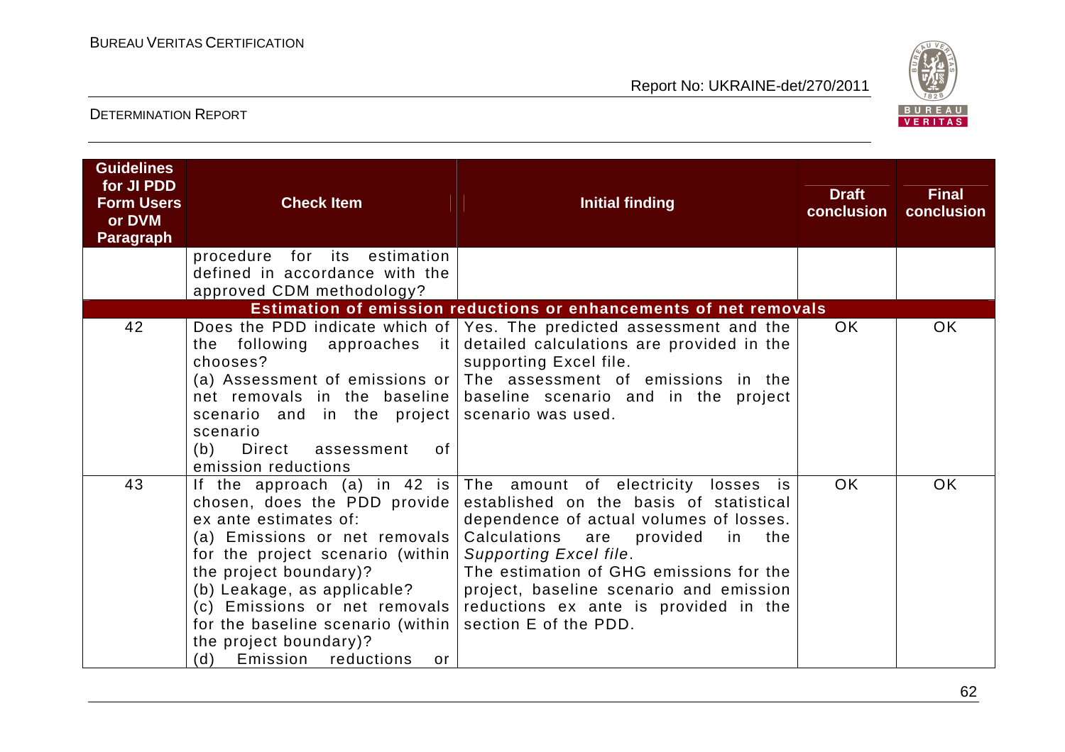| Guidelines for JI PDD Form Users or DVM Paragraph | Check Item | Initial finding | Draft conclusion | Final conclusion |
|---|---|---|---|---|
| | procedure for its estimation defined in accordance with the approved CDM methodology? | | | |
| **Estimation of emission reductions or enhancements of net removals** | | | | |
| 42 | Does the PDD indicate which of the following approaches it chooses?<br>(a) Assessment of emissions or net removals in the baseline scenario and in the project scenario<br>(b) Direct assessment of emission reductions | Yes. The predicted assessment and the detailed calculations are provided in the supporting Excel file.<br>The assessment of emissions in the baseline scenario and in the project scenario was used. | OK | OK |
| 43 | If the approach (a) in 42 is chosen, does the PDD provide ex ante estimates of:<br>(a) Emissions or net removals for the project scenario (within the project boundary)?<br>(b) Leakage, as applicable?<br>(c) Emissions or net removals for the baseline scenario (within the project boundary)?<br>(d) Emission reductions or | The amount of electricity losses is established on the basis of statistical dependence of actual volumes of losses. Calculations are provided in the *Supporting Excel file*.<br>The estimation of GHG emissions for the project, baseline scenario and emission reductions ex ante is provided in the section E of the PDD. | OK | OK |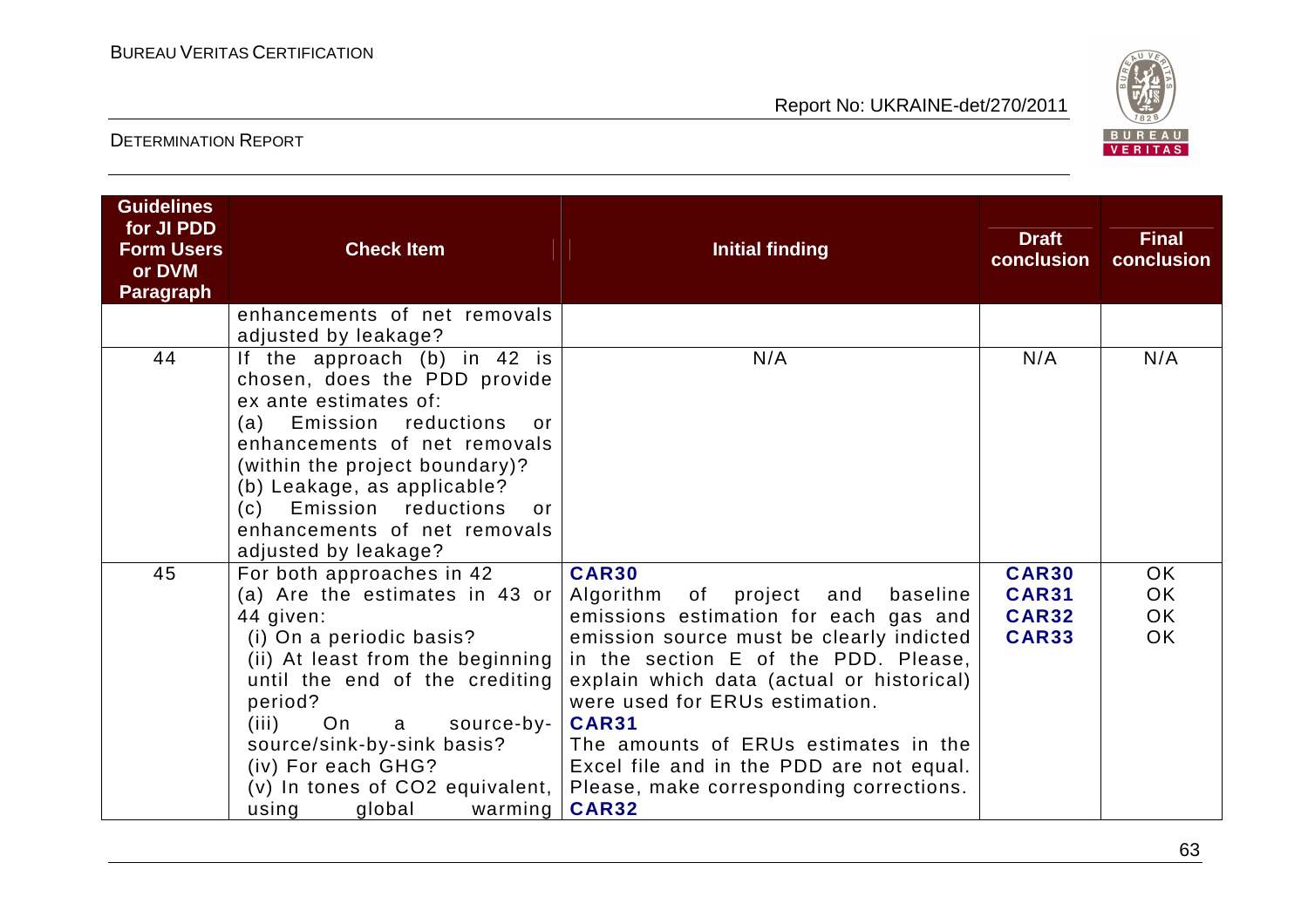| Guidelines for JI PDD Form Users or DVM Paragraph | Check Item | Initial finding | Draft conclusion | Final conclusion |
|---|---|---|---|---|
| | enhancements of net removals adjusted by leakage? | | | |
| 44 | If the approach (b) in 42 is chosen, does the PDD provide ex ante estimates of:<br>(a) Emission reductions or enhancements of net removals (within the project boundary)?<br>(b) Leakage, as applicable?<br>(c) Emission reductions or enhancements of net removals adjusted by leakage? | N/A | N/A | N/A |
| 45 | For both approaches in 42<br>(a) Are the estimates in 43 or 44 given:<br>(i) On a periodic basis?<br>(ii) At least from the beginning until the end of the crediting period?<br>(iii) On a source-by-source/sink-by-sink basis?<br>(iv) For each GHG?<br>(v) In tones of CO2 equivalent, using global warming | **CAR30**<br>Algorithm of project and baseline emissions estimation for each gas and emission source must be clearly indicted in the section E of the PDD. Please, explain which data (actual or historical) were used for ERUs estimation.<br>**CAR31**<br>The amounts of ERUs estimates in the Excel file and in the PDD are not equal. Please, make corresponding corrections.<br>**CAR32** | **CAR30**<br>**CAR31**<br>**CAR32**<br>**CAR33** | OK<br>OK<br>OK<br>OK |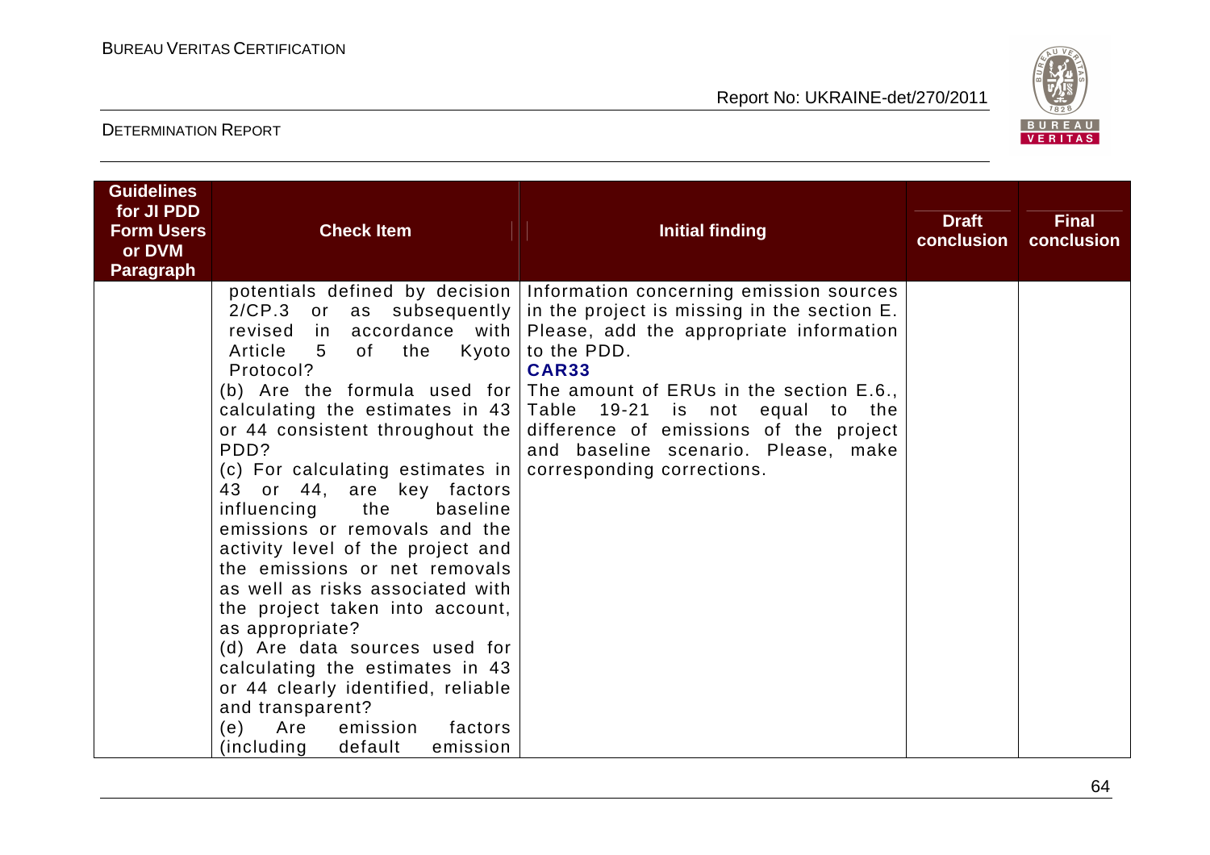| Guidelines for JI PDD Form Users or DVM Paragraph | Check Item | Initial finding | Draft conclusion | Final conclusion |
|---|---|---|---|---|
| | potentials defined by decision 2/CP.3 or as subsequently revised in accordance with Article 5 of the Kyoto Protocol?<br>(b) Are the formula used for calculating the estimates in 43 or 44 consistent throughout the PDD?<br>(c) For calculating estimates in 43 or 44, are key factors influencing the baseline emissions or removals and the activity level of the project and the emissions or net removals as well as risks associated with the project taken into account, as appropriate?<br>(d) Are data sources used for calculating the estimates in 43 or 44 clearly identified, reliable and transparent?<br>(e) Are emission factors (including default emission | Information concerning emission sources in the project is missing in the section E. Please, add the appropriate information to the PDD.<br>**CAR33**<br>The amount of ERUs in the section E.6., Table 19-21 is not equal to the difference of emissions of the project and baseline scenario. Please, make corresponding corrections. | | |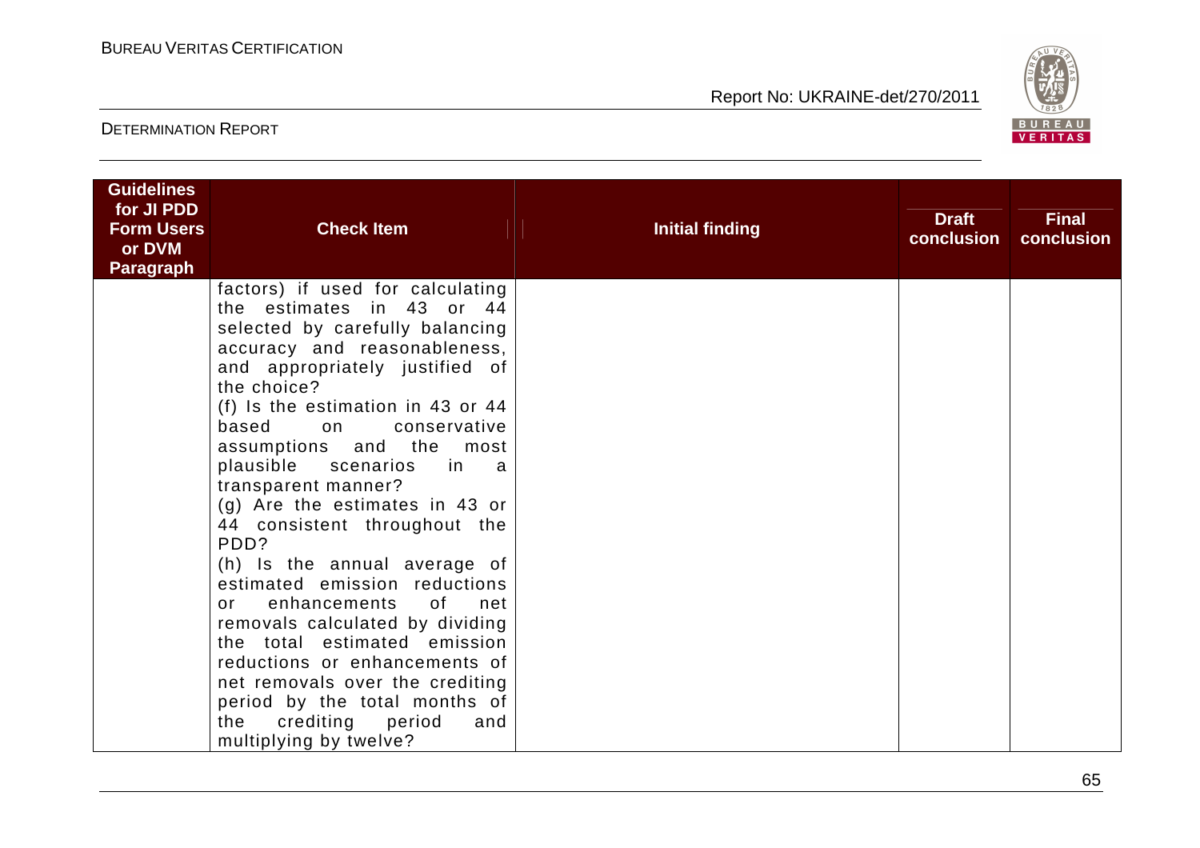| Guidelines for JI PDD Form Users or DVM Paragraph | Check Item | Initial finding | Draft conclusion | Final conclusion |
|---|---|---|---|---|
| | factors) if used for calculating the estimates in 43 or 44 selected by carefully balancing accuracy and reasonableness, and appropriately justified of the choice?<br>(f) Is the estimation in 43 or 44 based on conservative assumptions and the most plausible scenarios in a transparent manner?<br>(g) Are the estimates in 43 or 44 consistent throughout the PDD?<br>(h) Is the annual average of estimated emission reductions or enhancements of net removals calculated by dividing the total estimated emission reductions or enhancements of net removals over the crediting period by the total months of the crediting period and multiplying by twelve? | | | |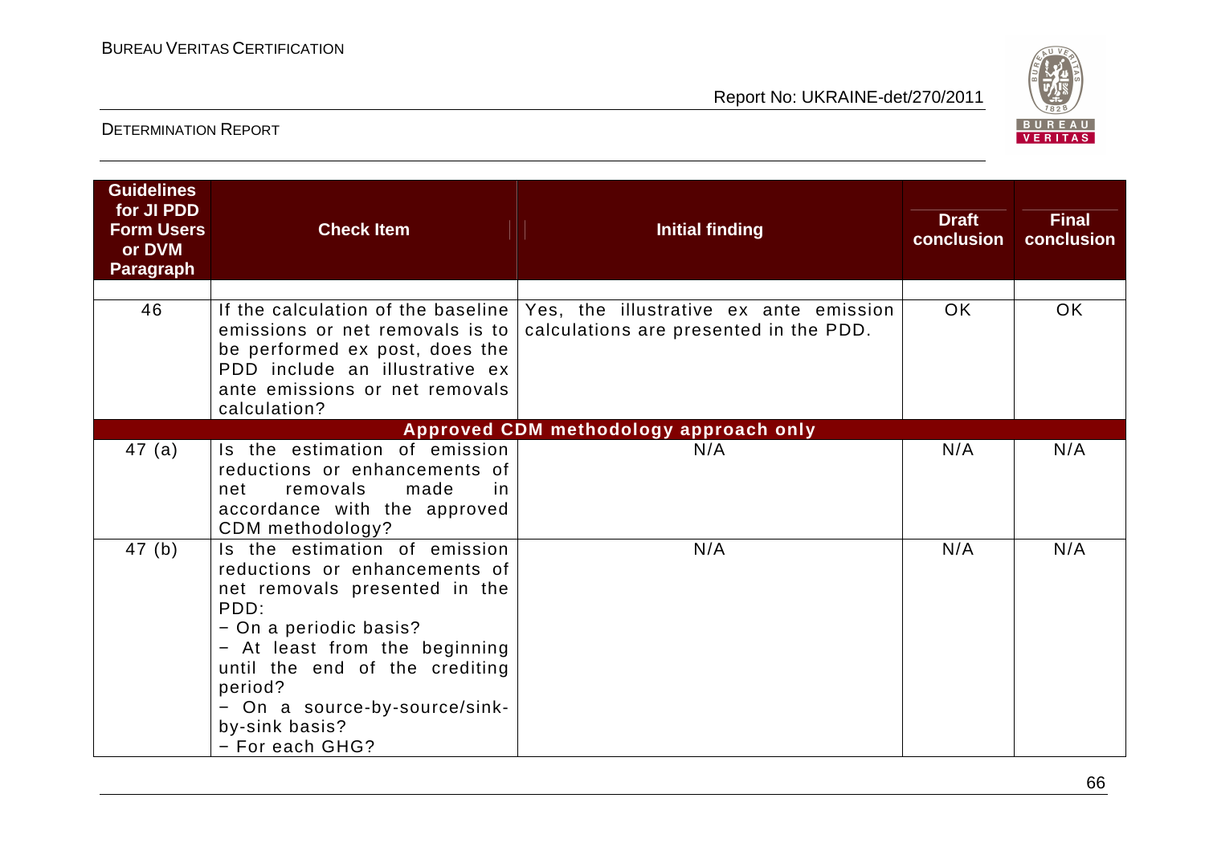| Guidelines for JI PDD Form Users or DVM Paragraph | Check Item | Initial finding | Draft conclusion | Final conclusion |
|---|---|---|---|---|
| | | | | |
| 46 | If the calculation of the baseline emissions or net removals is to be performed ex post, does the PDD include an illustrative ex ante emissions or net removals calculation? | Yes, the illustrative ex ante emission calculations are presented in the PDD. | OK | OK |
| **Approved CDM methodology approach only** | | | | |
| 47 (a) | Is the estimation of emission reductions or enhancements of net removals made in accordance with the approved CDM methodology? | N/A | N/A | N/A |
| 47 (b) | Is the estimation of emission reductions or enhancements of net removals presented in the PDD:<br>− On a periodic basis?<br>− At least from the beginning until the end of the crediting period?<br>− On a source-by-source/sink-by-sink basis?<br>− For each GHG? | N/A | N/A | N/A |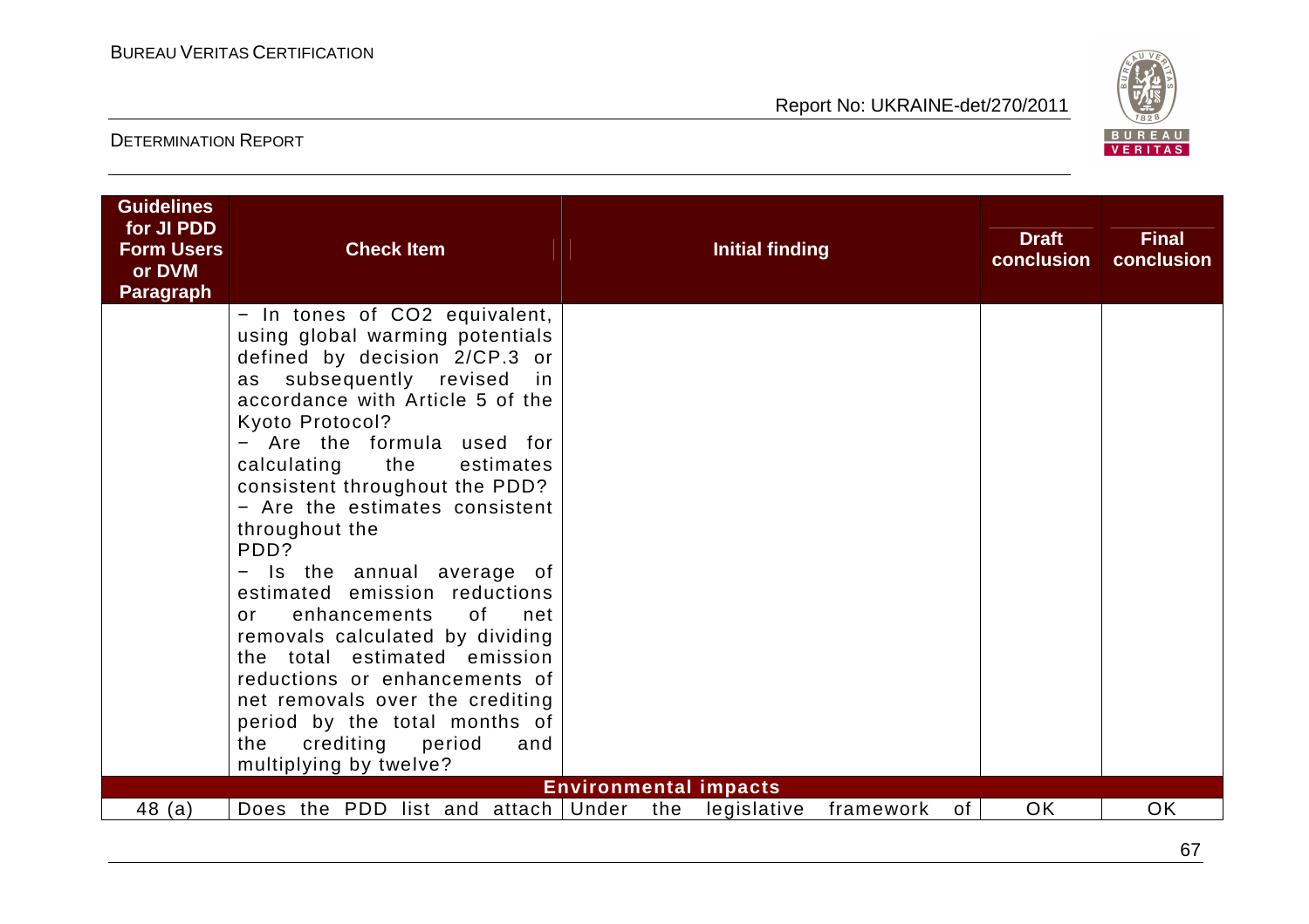| Guidelines for JI PDD Form Users or DVM Paragraph | Check Item | Initial finding | Draft conclusion | Final conclusion |
|---|---|---|---|---|
| | − In tones of CO2 equivalent, using global warming potentials defined by decision 2/CP.3 or as subsequently revised in accordance with Article 5 of the Kyoto Protocol?<br>− Are the formula used for calculating the estimates consistent throughout the PDD?<br>− Are the estimates consistent throughout the PDD?<br>− Is the annual average of estimated emission reductions or enhancements of net removals calculated by dividing the total estimated emission reductions or enhancements of net removals over the crediting period by the total months of the crediting period and multiplying by twelve? | | | |
| **Environmental impacts** | | | | |
| 48 (a) | Does the PDD list and attach | Under the legislative framework of | OK | OK |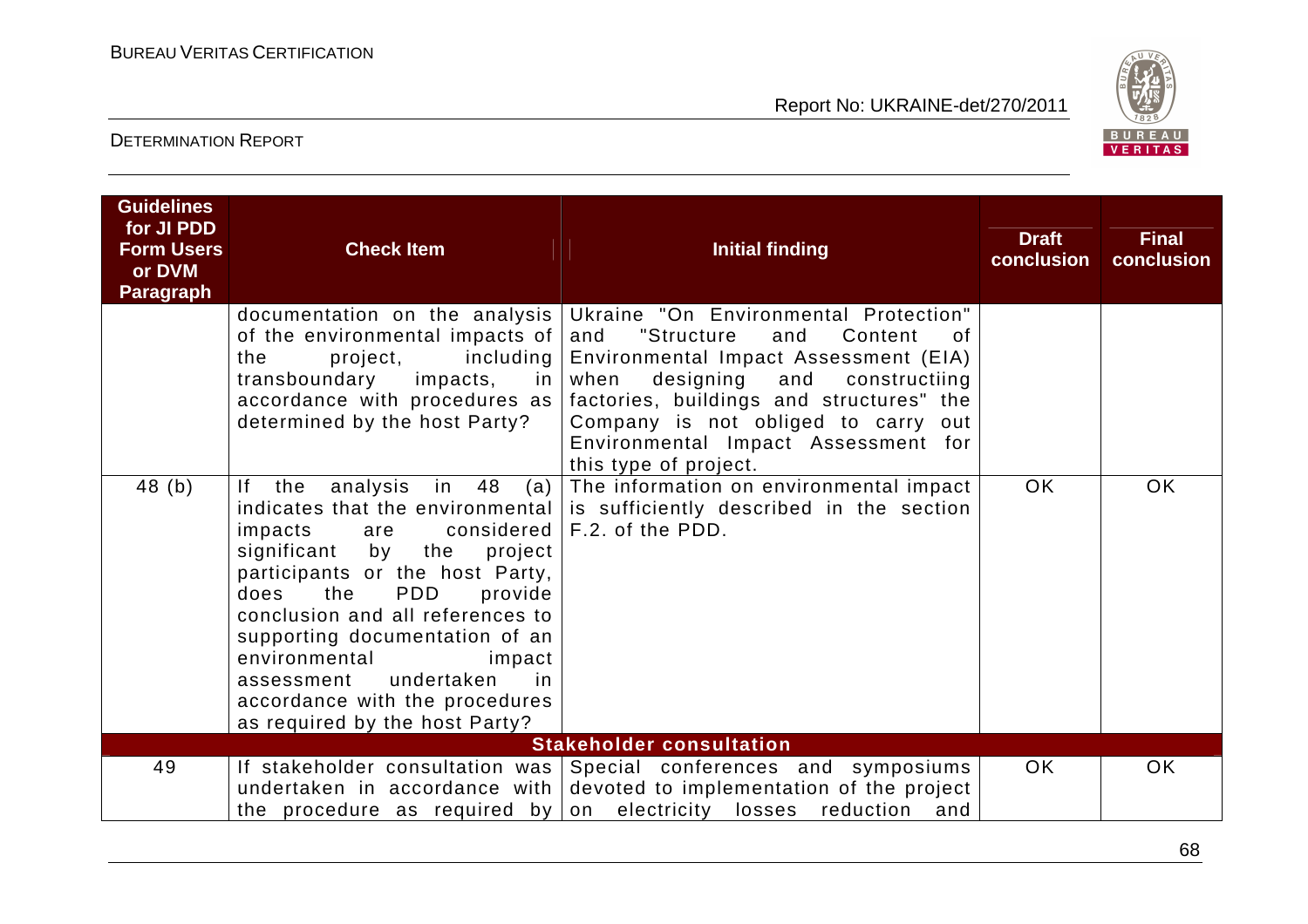| Guidelines for JI PDD Form Users or DVM Paragraph | Check Item | Initial finding | Draft conclusion | Final conclusion |
|---|---|---|---|---|
| | documentation on the analysis of the environmental impacts of the project, including transboundary impacts, in accordance with procedures as determined by the host Party? | Ukraine "On Environmental Protection" and "Structure and Content of Environmental Impact Assessment (EIA) when designing and constructiing factories, buildings and structures" the Company is not obliged to carry out Environmental Impact Assessment for this type of project. | | |
| 48 (b) | If the analysis in 48 (a) indicates that the environmental impacts are considered significant by the project participants or the host Party, does the PDD provide conclusion and all references to supporting documentation of an environmental impact assessment undertaken in accordance with the procedures as required by the host Party? | The information on environmental impact is sufficiently described in the section F.2. of the PDD. | OK | OK |
| | | **Stakeholder consultation** | | |
| 49 | If stakeholder consultation was undertaken in accordance with the procedure as required by | Special conferences and symposiums devoted to implementation of the project on electricity losses reduction and | OK | OK |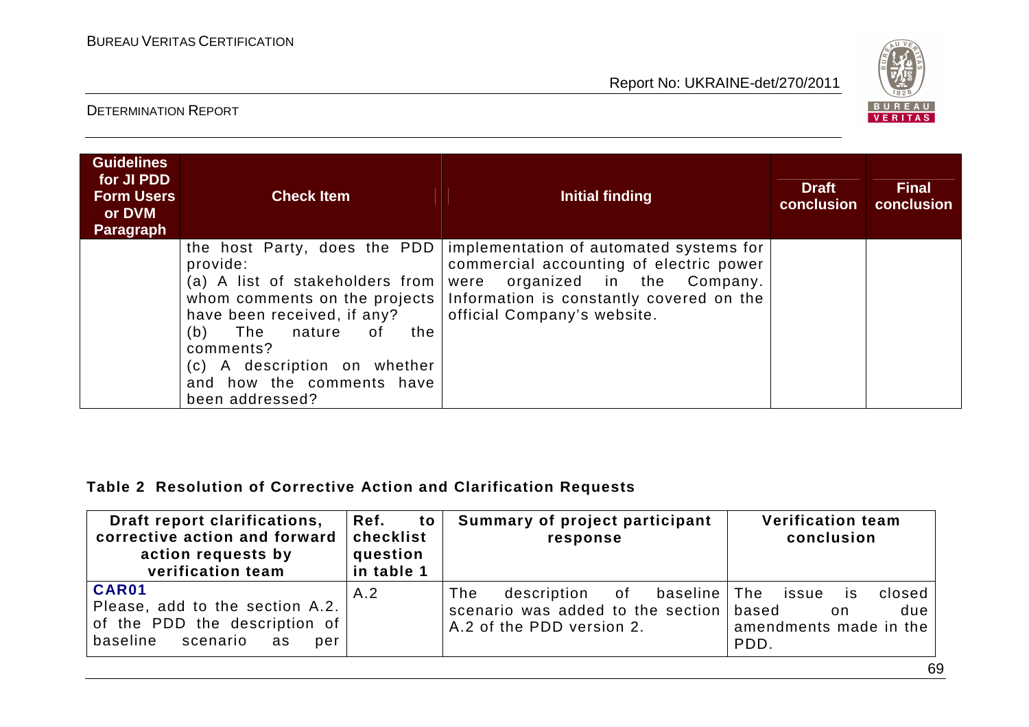| Guidelines for JI PDD Form Users or DVM Paragraph | Check Item | Initial finding | Draft conclusion | Final conclusion |
|---|---|---|---|---|
| | the host Party, does the PDD provide:<br>(a) A list of stakeholders from whom comments on the projects have been received, if any?<br>(b) The nature of the comments?<br>(c) A description on whether and how the comments have been addressed? | implementation of automated systems for commercial accounting of electric power were organized in the Company. Information is constantly covered on the official Company's website. | | |

**Table 2 Resolution of Corrective Action and Clarification Requests**

| Draft report clarifications, corrective action and forward action requests by verification team | Ref. to checklist question in table 1 | Summary of project participant response | Verification team conclusion |
|---|---|---|---|
| **CAR01**<br>Please, add to the section A.2. of the PDD the description of baseline scenario as per | A.2 | The description of baseline scenario was added to the section A.2 of the PDD version 2. | The issue is closed based on due amendments made in the PDD. |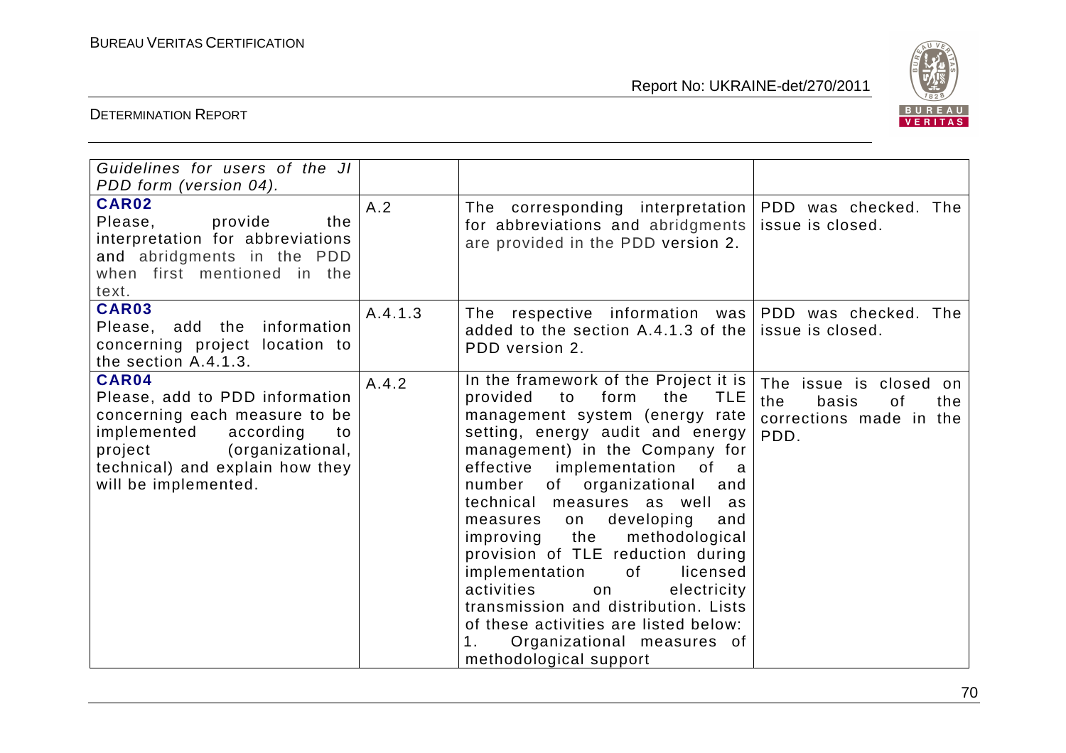| | | | |
|---|---|---|---|
| *Guidelines for users of the JI PDD form (version 04).* | | | |
| **CAR02** Please, provide the interpretation for abbreviations and abridgments in the PDD when first mentioned in the text. | A.2 | The corresponding interpretation for abbreviations and abridgments are provided in the PDD version 2. | PDD was checked. The issue is closed. |
| **CAR03** Please, add the information concerning project location to the section A.4.1.3. | A.4.1.3 | The respective information was added to the section A.4.1.3 of the PDD version 2. | PDD was checked. The issue is closed. |
| **CAR04** Please, add to PDD information concerning each measure to be implemented according to project (organizational, technical) and explain how they will be implemented. | A.4.2 | In the framework of the Project it is provided to form the TLE management system (energy rate setting, energy audit and energy management) in the Company for effective implementation of a number of organizational and technical measures as well as measures on developing and improving the methodological provision of TLE reduction during implementation of licensed activities on electricity transmission and distribution. Lists of these activities are listed below:<br>1. Organizational measures of methodological support | The issue is closed on the basis of the corrections made in the PDD. |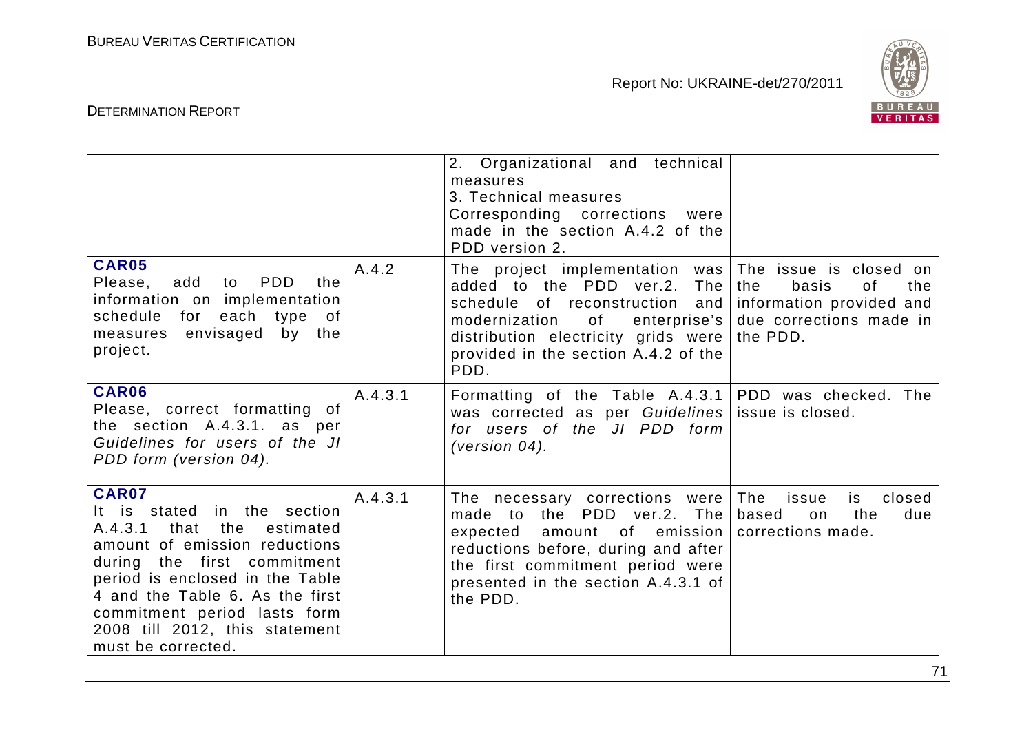| | | 2. Organizational and technical measures<br>3. Technical measures<br>Corresponding corrections were made in the section A.4.2 of the PDD version 2. | |
|---|---|---|---|
| **CAR05**<br>Please, add to PDD the information on implementation schedule for each type of measures envisaged by the project. | A.4.2 | The project implementation was added to the PDD ver.2. The schedule of reconstruction and modernization of enterprise's distribution electricity grids were provided in the section A.4.2 of the PDD. | The issue is closed on the basis of the information provided and due corrections made in the PDD. |
| **CAR06**<br>Please, correct formatting of the section A.4.3.1. as per *Guidelines for users of the JI PDD form (version 04).* | A.4.3.1 | Formatting of the Table A.4.3.1 was corrected as per *Guidelines for users of the JI PDD form (version 04).* | PDD was checked. The issue is closed. |
| **CAR07**<br>It is stated in the section A.4.3.1 that the estimated amount of emission reductions during the first commitment period is enclosed in the Table 4 and the Table 6. As the first commitment period lasts form 2008 till 2012, this statement must be corrected. | A.4.3.1 | The necessary corrections were made to the PDD ver.2. The expected amount of emission reductions before, during and after the first commitment period were presented in the section A.4.3.1 of the PDD. | The issue is closed based on the due corrections made. |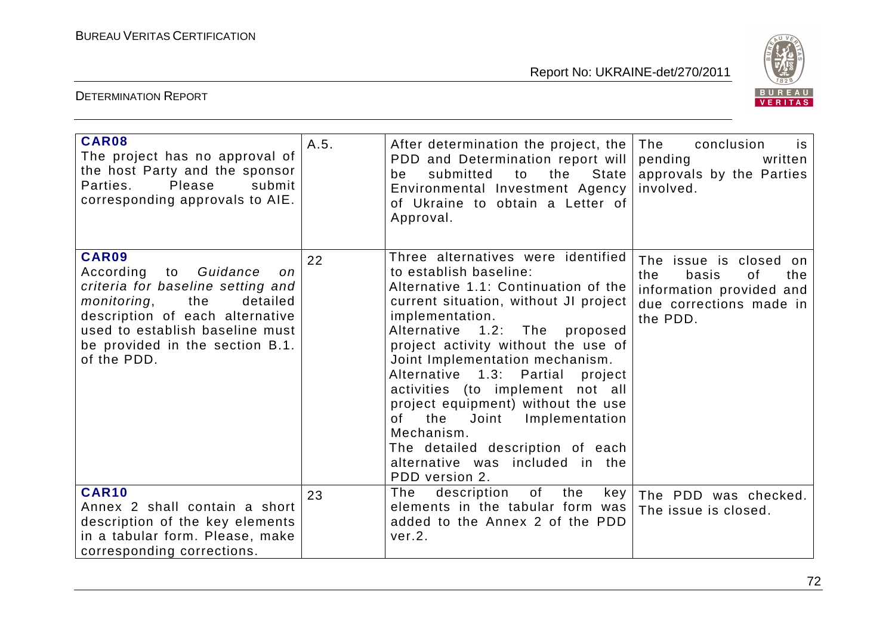| **CAR08** The project has no approval of the host Party and the sponsor Parties. Please submit corresponding approvals to AIE. | A.5. | After determination the project, the PDD and Determination report will be submitted to the State Environmental Investment Agency of Ukraine to obtain a Letter of Approval. | The conclusion is pending written approvals by the Parties involved. |
|---|---|---|---|
| **CAR09** According to *Guidance on criteria for baseline setting and monitoring*, the detailed description of each alternative used to establish baseline must be provided in the section B.1. of the PDD. | 22 | Three alternatives were identified to establish baseline:<br>Alternative 1.1: Continuation of the current situation, without JI project implementation.<br>Alternative 1.2: The proposed project activity without the use of Joint Implementation mechanism.<br>Alternative 1.3: Partial project activities (to implement not all project equipment) without the use of the Joint Implementation Mechanism.<br>The detailed description of each alternative was included in the PDD version 2. | The issue is closed on the basis of the information provided and due corrections made in the PDD. |
| **CAR10** Annex 2 shall contain a short description of the key elements in a tabular form. Please, make corresponding corrections. | 23 | The description of the key elements in the tabular form was added to the Annex 2 of the PDD ver.2. | The PDD was checked. The issue is closed. |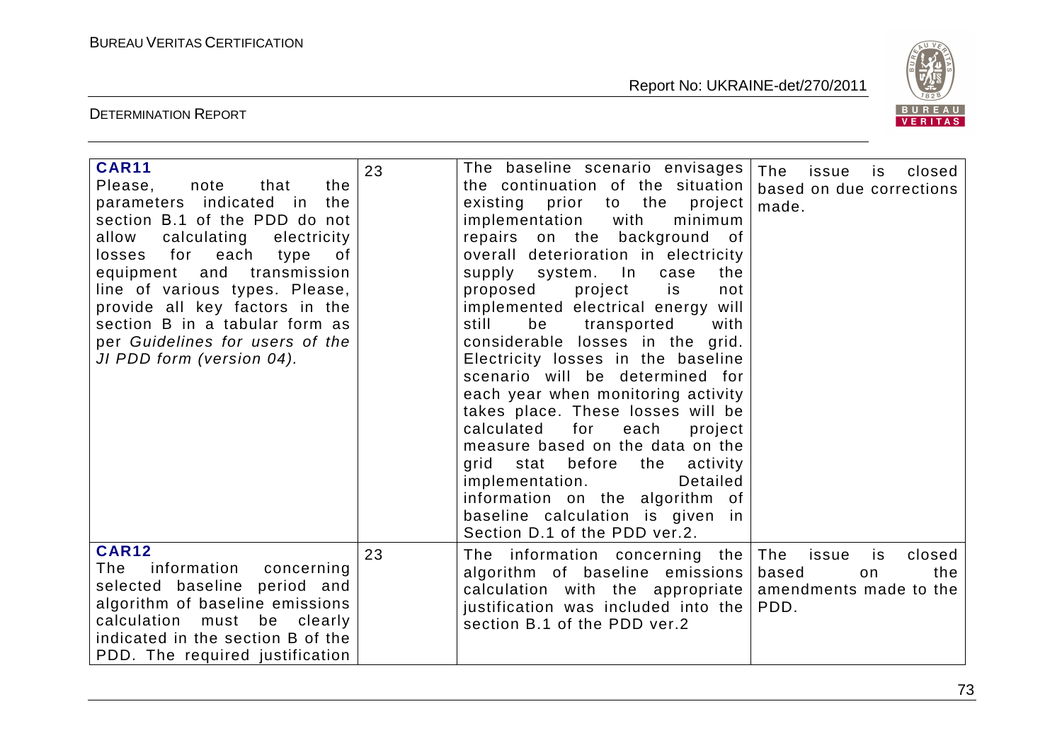| | | | |
|---|---|---|---|
| **CAR11**<br>Please, note that the parameters indicated in the section B.1 of the PDD do not allow calculating electricity losses for each type of equipment and transmission line of various types. Please, provide all key factors in the section B in a tabular form as per *Guidelines for users of the JI PDD form (version 04).* | 23 | The baseline scenario envisages the continuation of the situation existing prior to the project implementation with minimum repairs on the background of overall deterioration in electricity supply system. In case the proposed project is not implemented electrical energy will still be transported with considerable losses in the grid. Electricity losses in the baseline scenario will be determined for each year when monitoring activity takes place. These losses will be calculated for each project measure based on the data on the grid stat before the activity implementation. Detailed information on the algorithm of baseline calculation is given in Section D.1 of the PDD ver.2. | The issue is closed based on due corrections made. |
| **CAR12**<br>The information concerning selected baseline period and algorithm of baseline emissions calculation must be clearly indicated in the section B of the PDD. The required justification | 23 | The information concerning the algorithm of baseline emissions calculation with the appropriate justification was included into the section B.1 of the PDD ver.2 | The issue is closed based on the amendments made to the PDD. |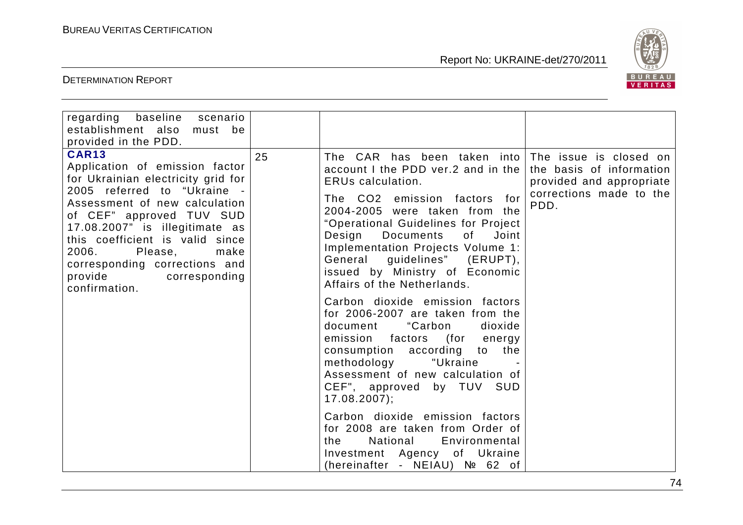| | | | |
|---|---|---|---|
| regarding baseline scenario establishment also must be provided in the PDD. | | | |
| **CAR13**<br>Application of emission factor for Ukrainian electricity grid for 2005 referred to "Ukraine - Assessment of new calculation of CEF" approved TUV SUD 17.08.2007" is illegitimate as this coefficient is valid since 2006. Please, make corresponding corrections and provide corresponding confirmation. | 25 | The CAR has been taken into account I the PDD ver.2 and in the ERUs calculation.<br><br>The $CO_2$ emission factors for 2004-2005 were taken from the "Operational Guidelines for Project Design Documents of Joint Implementation Projects Volume 1: General guidelines" (ERUPT), issued by Ministry of Economic Affairs of the Netherlands.<br><br>Carbon dioxide emission factors for 2006-2007 are taken from the document "Carbon dioxide emission factors (for energy consumption according to the methodology "Ukraine - Assessment of new calculation of CEF", approved by TUV SUD 17.08.2007);<br><br>Carbon dioxide emission factors for 2008 are taken from Order of the National Environmental Investment Agency of Ukraine (hereinafter - NEIAU) № 62 of | The issue is closed on the basis of information provided and appropriate corrections made to the PDD. |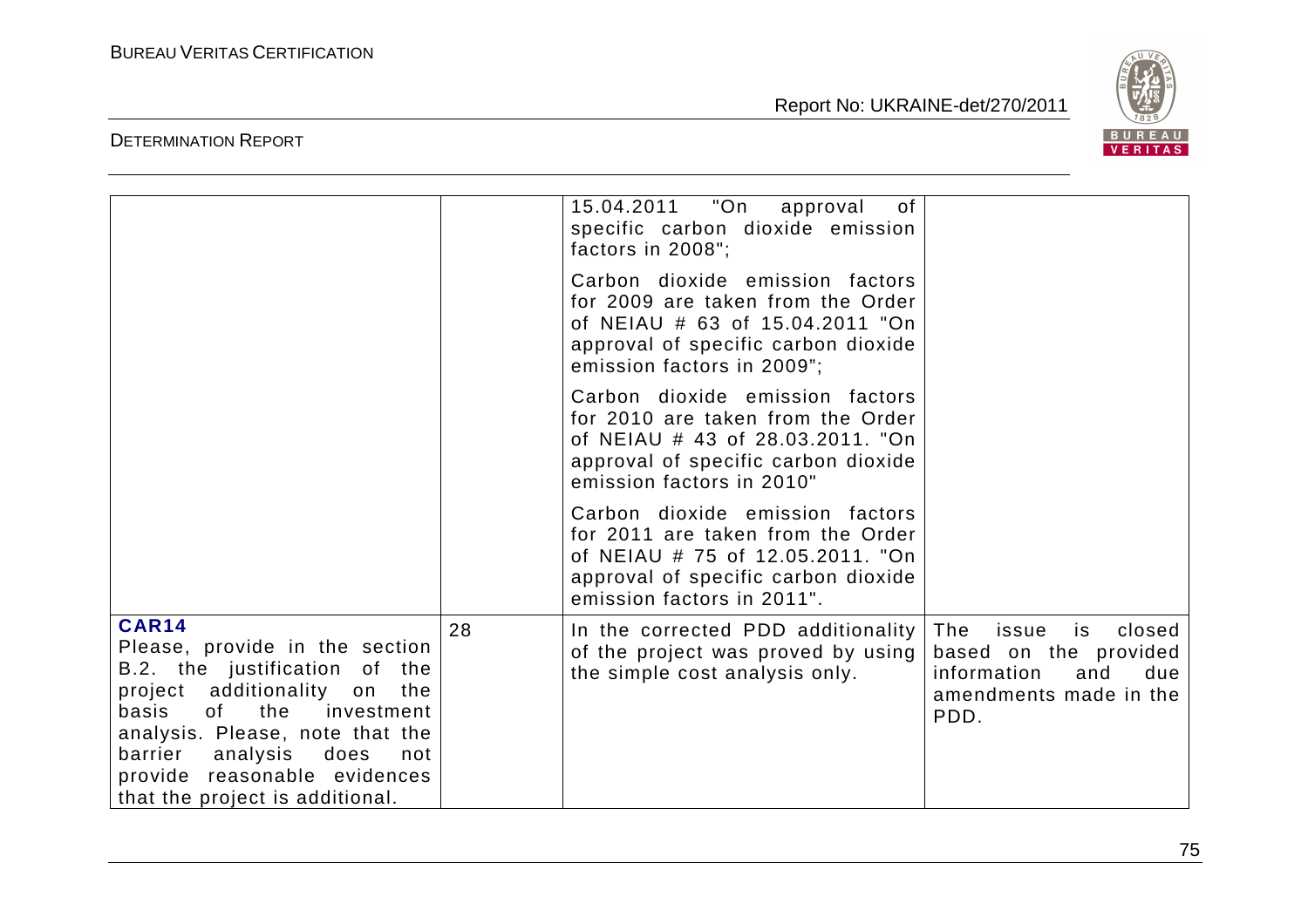| | | | |
|---|---|---|---|
| | | 15.04.2011 "On approval of specific carbon dioxide emission factors in 2008";<br><br>Carbon dioxide emission factors for 2009 are taken from the Order of NEIAU # 63 of 15.04.2011 "On approval of specific carbon dioxide emission factors in 2009";<br><br>Carbon dioxide emission factors for 2010 are taken from the Order of NEIAU # 43 of 28.03.2011. "On approval of specific carbon dioxide emission factors in 2010"<br><br>Carbon dioxide emission factors for 2011 are taken from the Order of NEIAU # 75 of 12.05.2011. "On approval of specific carbon dioxide emission factors in 2011". | |
| **CAR14**<br>Please, provide in the section B.2. the justification of the project additionality on the basis of the investment analysis. Please, note that the barrier analysis does not provide reasonable evidences that the project is additional. | 28 | In the corrected PDD additionality of the project was proved by using the simple cost analysis only. | The issue is closed based on the provided information and due amendments made in the PDD. |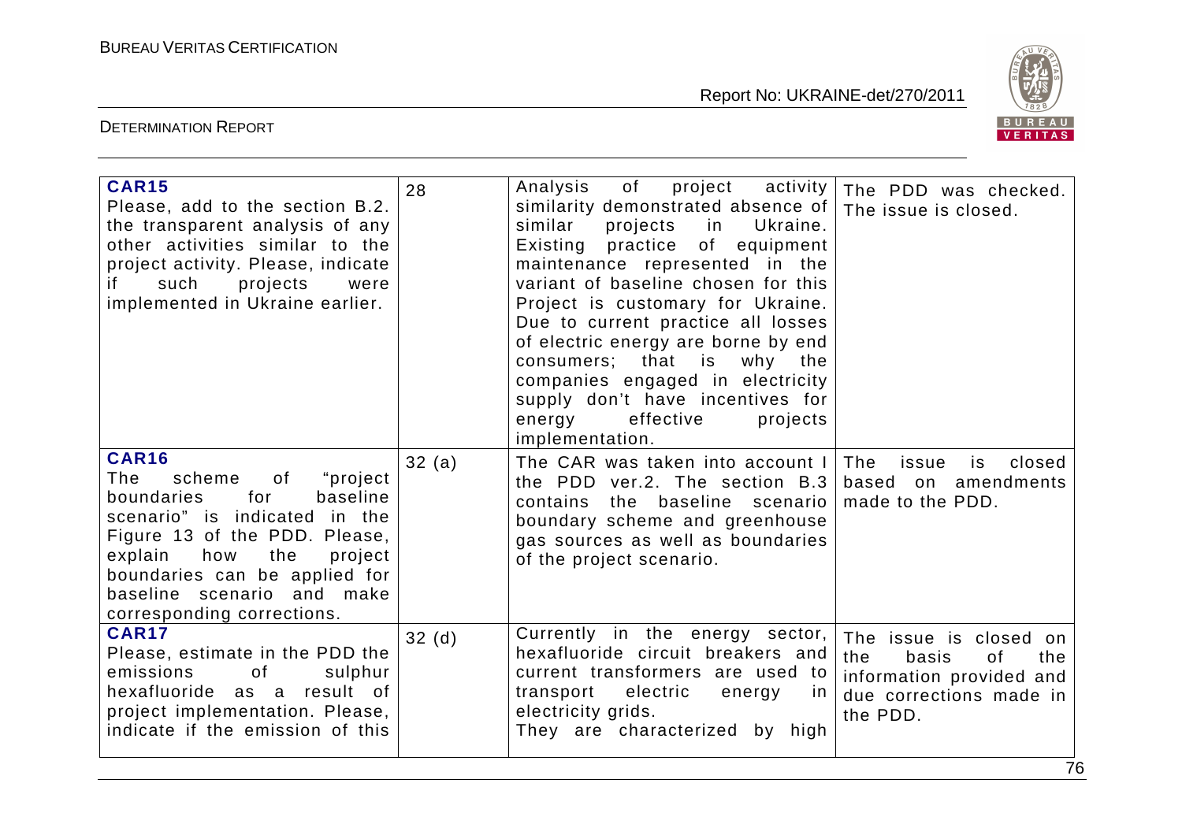| | | | |
|---|---|---|---|
| **CAR15**<br>Please, add to the section B.2. the transparent analysis of any other activities similar to the project activity. Please, indicate if such projects were implemented in Ukraine earlier. | 28 | Analysis of project activity similarity demonstrated absence of similar projects in Ukraine. Existing practice of equipment maintenance represented in the variant of baseline chosen for this Project is customary for Ukraine. Due to current practice all losses of electric energy are borne by end consumers; that is why the companies engaged in electricity supply don't have incentives for energy effective projects implementation. | The PDD was checked. The issue is closed. |
| **CAR16**<br>The scheme of "project boundaries for baseline scenario" is indicated in the Figure 13 of the PDD. Please, explain how the project boundaries can be applied for baseline scenario and make corresponding corrections. | 32 (a) | The CAR was taken into account I the PDD ver.2. The section B.3 contains the baseline scenario boundary scheme and greenhouse gas sources as well as boundaries of the project scenario. | The issue is closed based on amendments made to the PDD. |
| **CAR17**<br>Please, estimate in the PDD the emissions of sulphur hexafluoride as a result of project implementation. Please, indicate if the emission of this | 32 (d) | Currently in the energy sector, hexafluoride circuit breakers and current transformers are used to transport electric energy in electricity grids.<br>They are characterized by high | The issue is closed on the basis of the information provided and due corrections made in the PDD. |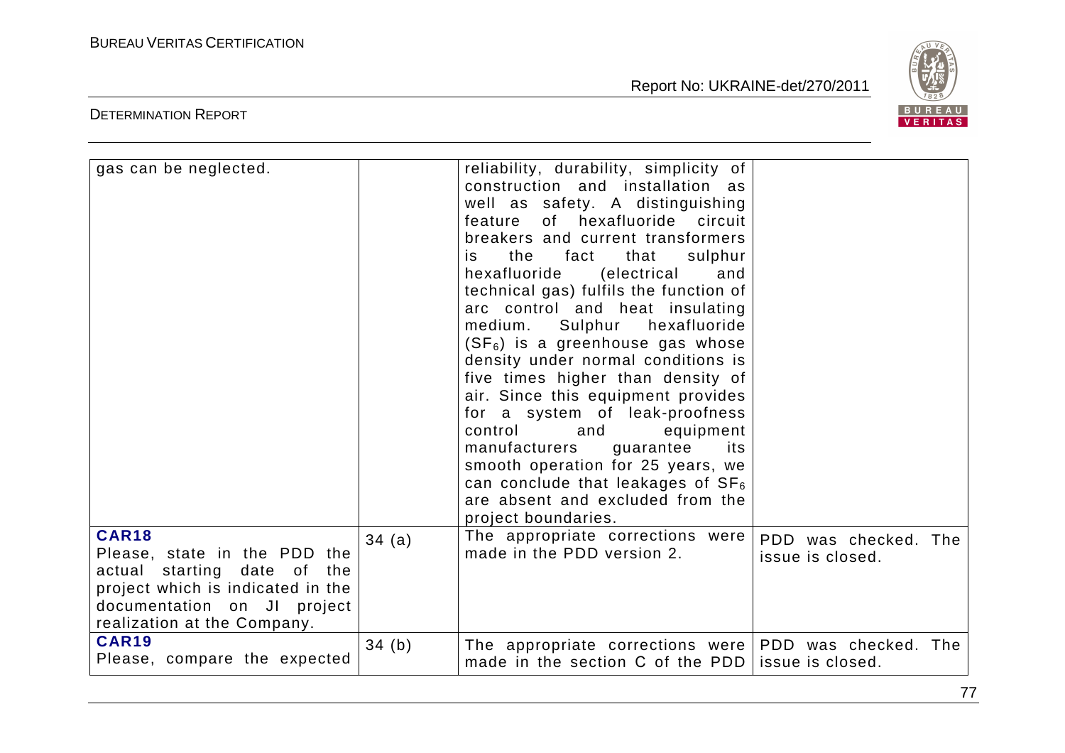| | | | |
|---|---|---|---|
| gas can be neglected. | | reliability, durability, simplicity of construction and installation as well as safety. A distinguishing feature of hexafluoride circuit breakers and current transformers is the fact that sulphur hexafluoride (electrical and technical gas) fulfils the function of arc control and heat insulating medium. Sulphur hexafluoride ($SF_6$) is a greenhouse gas whose density under normal conditions is five times higher than density of air. Since this equipment provides for a system of leak-proofness control and equipment manufacturers guarantee its smooth operation for 25 years, we can conclude that leakages of $SF_6$ are absent and excluded from the project boundaries. | |
| **CAR18** Please, state in the PDD the actual starting date of the project which is indicated in the documentation on JI project realization at the Company. | 34 (a) | The appropriate corrections were made in the PDD version 2. | PDD was checked. The issue is closed. |
| **CAR19** Please, compare the expected | 34 (b) | The appropriate corrections were made in the section C of the PDD | PDD was checked. The issue is closed. |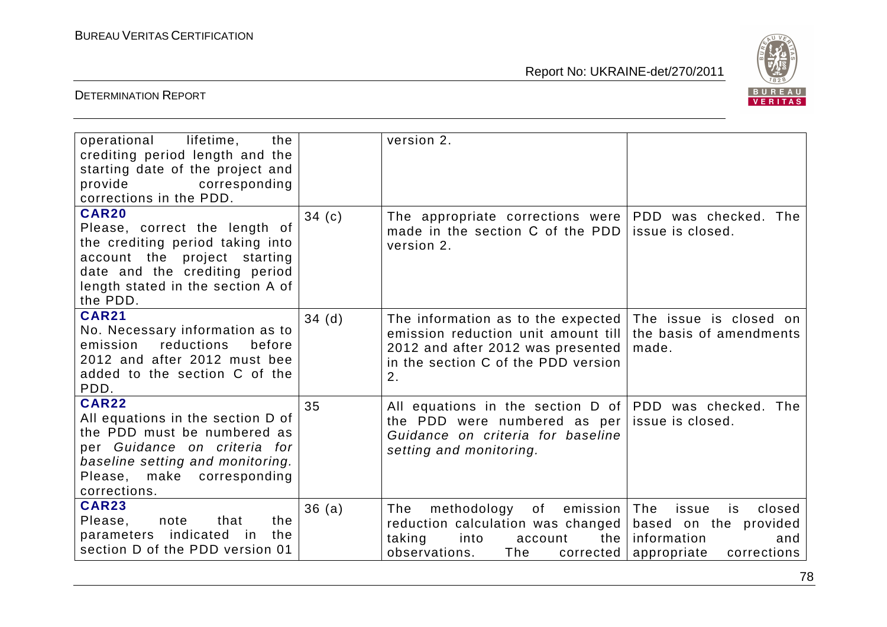| | | | |
|---|---|---|---|
| operational lifetime, the crediting period length and the starting date of the project and provide corresponding corrections in the PDD. | | version 2. | |
| **CAR20** Please, correct the length of the crediting period taking into account the project starting date and the crediting period length stated in the section A of the PDD. | 34 (c) | The appropriate corrections were made in the section C of the PDD version 2. | PDD was checked. The issue is closed. |
| **CAR21** No. Necessary information as to emission reductions before 2012 and after 2012 must bee added to the section C of the PDD. | 34 (d) | The information as to the expected emission reduction unit amount till 2012 and after 2012 was presented in the section C of the PDD version 2. | The issue is closed on the basis of amendments made. |
| **CAR22** All equations in the section D of the PDD must be numbered as per *Guidance on criteria for baseline setting and monitoring.* Please, make corresponding corrections. | 35 | All equations in the section D of the PDD were numbered as per *Guidance on criteria for baseline setting and monitoring.* | PDD was checked. The issue is closed. |
| **CAR23** Please, note that the parameters indicated in the section D of the PDD version 01 | 36 (a) | The methodology of emission reduction calculation was changed taking into account the observations. The corrected | The issue is closed based on the provided information and appropriate corrections |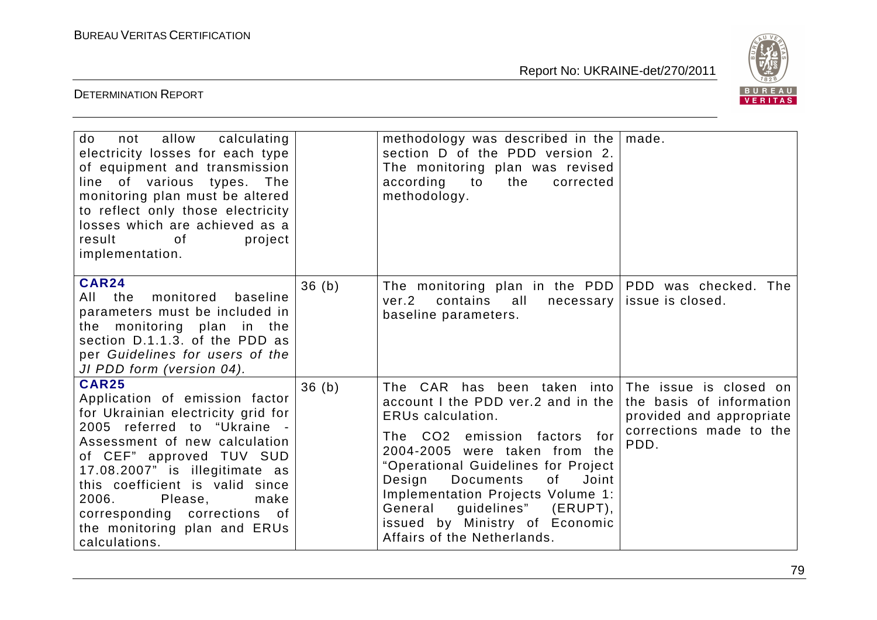| | | | |
|---|---|---|---|
| do not allow calculating electricity losses for each type of equipment and transmission line of various types. The monitoring plan must be altered to reflect only those electricity losses which are achieved as a result of project implementation. | | methodology was described in the section D of the PDD version 2. The monitoring plan was revised according to the corrected methodology. | made. |
| **CAR24**<br>All the monitored baseline parameters must be included in the monitoring plan in the section D.1.1.3. of the PDD as per *Guidelines for users of the JI PDD form (version 04).* | 36 (b) | The monitoring plan in the PDD ver.2 contains all necessary baseline parameters. | PDD was checked. The issue is closed. |
| **CAR25**<br>Application of emission factor for Ukrainian electricity grid for 2005 referred to "Ukraine - Assessment of new calculation of CEF" approved TUV SUD 17.08.2007" is illegitimate as this coefficient is valid since 2006. Please, make corresponding corrections of the monitoring plan and ERUs calculations. | 36 (b) | The CAR has been taken into account I the PDD ver.2 and in the ERUs calculation.<br><br>The $CO_2$ emission factors for 2004-2005 were taken from the "Operational Guidelines for Project Design Documents of Joint Implementation Projects Volume 1: General guidelines" (ERUPT), issued by Ministry of Economic Affairs of the Netherlands. | The issue is closed on the basis of information provided and appropriate corrections made to the PDD. |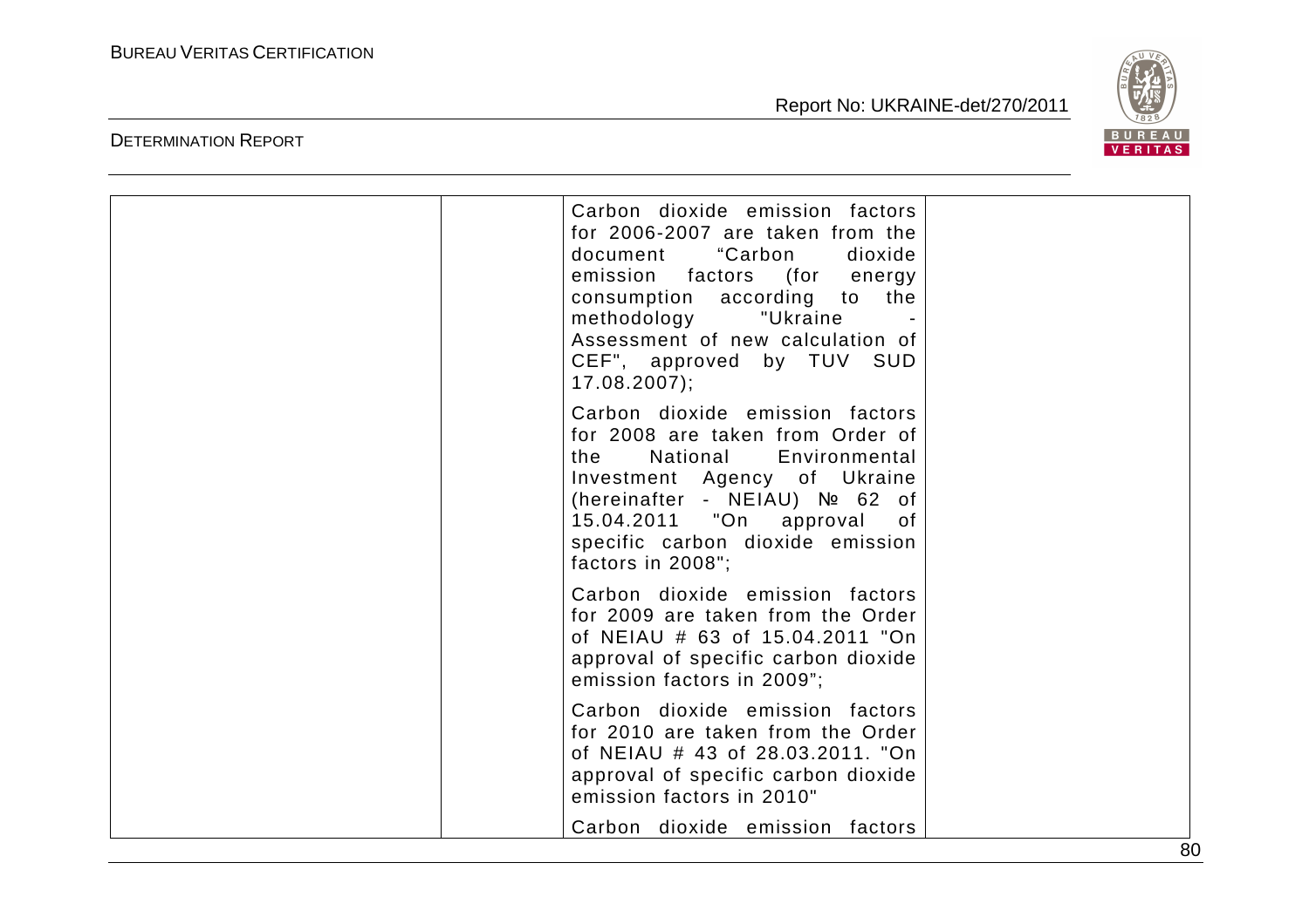| | | | |
|---|---|---|---|
| | | Carbon dioxide emission factors for 2006-2007 are taken from the document "Carbon dioxide emission factors (for energy consumption according to the methodology "Ukraine - Assessment of new calculation of CEF", approved by TUV SUD 17.08.2007);<br><br>Carbon dioxide emission factors for 2008 are taken from Order of the National Environmental Investment Agency of Ukraine (hereinafter - NEIAU) № 62 of 15.04.2011 "On approval of specific carbon dioxide emission factors in 2008";<br><br>Carbon dioxide emission factors for 2009 are taken from the Order of NEIAU # 63 of 15.04.2011 "On approval of specific carbon dioxide emission factors in 2009";<br><br>Carbon dioxide emission factors for 2010 are taken from the Order of NEIAU # 43 of 28.03.2011. "On approval of specific carbon dioxide emission factors in 2010"<br><br>Carbon dioxide emission factors | |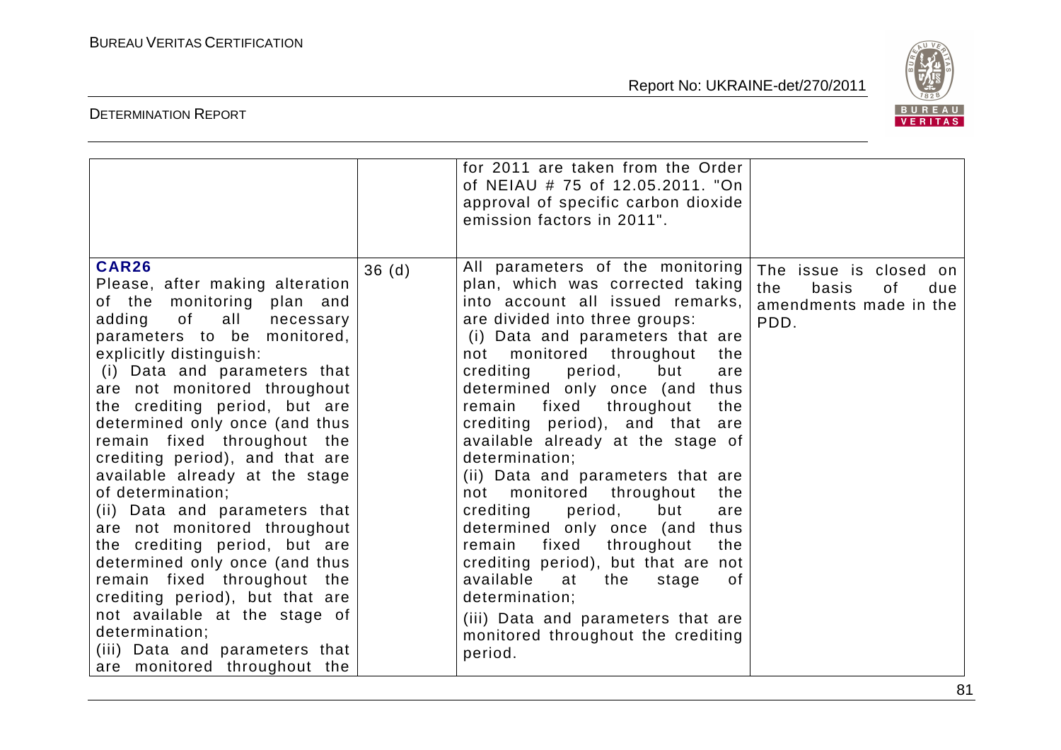| | | | |
|---|---|---|---|
| | | for 2011 are taken from the Order of NEIAU # 75 of 12.05.2011. "On approval of specific carbon dioxide emission factors in 2011". | |
| **CAR26**<br>Please, after making alteration of the monitoring plan and adding of all necessary parameters to be monitored, explicitly distinguish:<br>(i) Data and parameters that are not monitored throughout the crediting period, but are determined only once (and thus remain fixed throughout the crediting period), and that are available already at the stage of determination;<br>(ii) Data and parameters that are not monitored throughout the crediting period, but are determined only once (and thus remain fixed throughout the crediting period), but that are not available at the stage of determination;<br>(iii) Data and parameters that are monitored throughout the | 36 (d) | All parameters of the monitoring plan, which was corrected taking into account all issued remarks, are divided into three groups:<br>(i) Data and parameters that are not monitored throughout the crediting period, but are determined only once (and thus remain fixed throughout the crediting period), and that are available already at the stage of determination;<br>(ii) Data and parameters that are not monitored throughout the crediting period, but are determined only once (and thus remain fixed throughout the crediting period), but that are not available at the stage of determination;<br>(iii) Data and parameters that are monitored throughout the crediting period. | The issue is closed on the basis of due amendments made in the PDD. |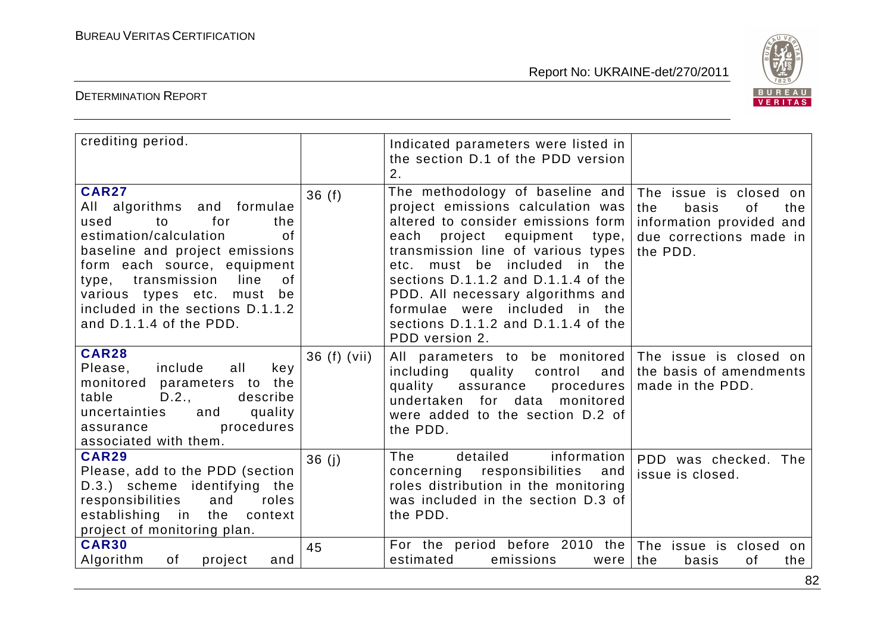| | | | |
|---|---|---|---|
| crediting period. | | Indicated parameters were listed in the section D.1 of the PDD version 2. | |
| **CAR27** All algorithms and formulae used to for the estimation/calculation of baseline and project emissions form each source, equipment type, transmission line of various types etc. must be included in the sections D.1.1.2 and D.1.1.4 of the PDD. | 36 (f) | The methodology of baseline and project emissions calculation was altered to consider emissions form each project equipment type, transmission line of various types etc. must be included in the sections D.1.1.2 and D.1.1.4 of the PDD. All necessary algorithms and formulae were included in the sections D.1.1.2 and D.1.1.4 of the PDD version 2. | The issue is closed on the basis of the information provided and due corrections made in the PDD. |
| **CAR28** Please, include all key monitored parameters to the table D.2., describe uncertainties and quality assurance procedures associated with them. | 36 (f) (vii) | All parameters to be monitored including quality control and quality assurance procedures undertaken for data monitored were added to the section D.2 of the PDD. | The issue is closed on the basis of amendments made in the PDD. |
| **CAR29** Please, add to the PDD (section D.3.) scheme identifying the responsibilities and roles establishing in the context project of monitoring plan. | 36 (j) | The detailed information concerning responsibilities and roles distribution in the monitoring was included in the section D.3 of the PDD. | PDD was checked. The issue is closed. |
| **CAR30** Algorithm of project and | 45 | For the period before 2010 the estimated emissions were | The issue is closed on the basis of the |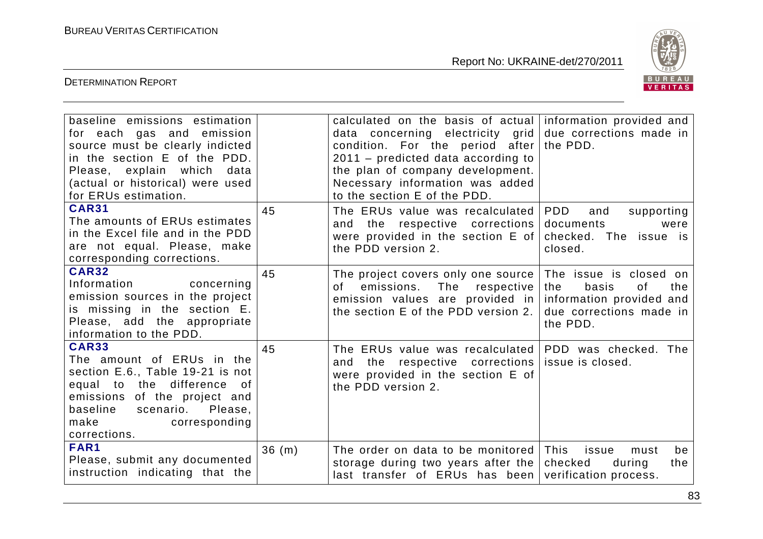| | | | |
|---|---|---|---|
| baseline emissions estimation for each gas and emission source must be clearly indicted in the section E of the PDD. Please, explain which data (actual or historical) were used for ERUs estimation. | | calculated on the basis of actual data concerning electricity grid condition. For the period after 2011 – predicted data according to the plan of company development. Necessary information was added to the section E of the PDD. | information provided and due corrections made in the PDD. |
| **CAR31** The amounts of ERUs estimates in the Excel file and in the PDD are not equal. Please, make corresponding corrections. | 45 | The ERUs value was recalculated and the respective corrections were provided in the section E of the PDD version 2. | PDD and supporting documents were checked. The issue is closed. |
| **CAR32** Information concerning emission sources in the project is missing in the section E. Please, add the appropriate information to the PDD. | 45 | The project covers only one source of emissions. The respective emission values are provided in the section E of the PDD version 2. | The issue is closed on the basis of the information provided and due corrections made in the PDD. |
| **CAR33** The amount of ERUs in the section E.6., Table 19-21 is not equal to the difference of emissions of the project and baseline scenario. Please, make corresponding corrections. | 45 | The ERUs value was recalculated and the respective corrections were provided in the section E of the PDD version 2. | PDD was checked. The issue is closed. |
| **FAR1** Please, submit any documented instruction indicating that the | 36 (m) | The order on data to be monitored storage during two years after the last transfer of ERUs has been | This issue must be checked during the verification process. |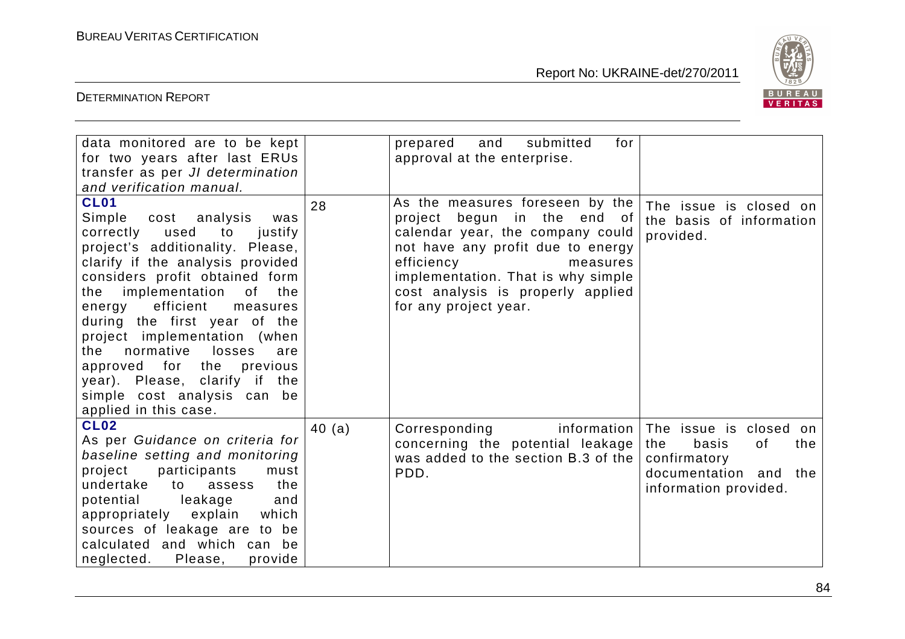| | | | |
|---|---|---|---|
| data monitored are to be kept for two years after last ERUs transfer as per *JI determination and verification manual.* | | prepared and submitted for approval at the enterprise. | |
| **CL01** Simple cost analysis was correctly used to justify project's additionality. Please, clarify if the analysis provided considers profit obtained form the implementation of the energy efficient measures during the first year of the project implementation (when the normative losses are approved for the previous year). Please, clarify if the simple cost analysis can be applied in this case. | 28 | As the measures foreseen by the project begun in the end of calendar year, the company could not have any profit due to energy efficiency measures implementation. That is why simple cost analysis is properly applied for any project year. | The issue is closed on the basis of information provided. |
| **CL02** As per *Guidance on criteria for baseline setting and monitoring* project participants must undertake to assess the potential leakage and appropriately explain which sources of leakage are to be calculated and which can be neglected. Please, provide | 40 (a) | Corresponding information concerning the potential leakage was added to the section B.3 of the PDD. | The issue is closed on the basis of the confirmatory documentation and the information provided. |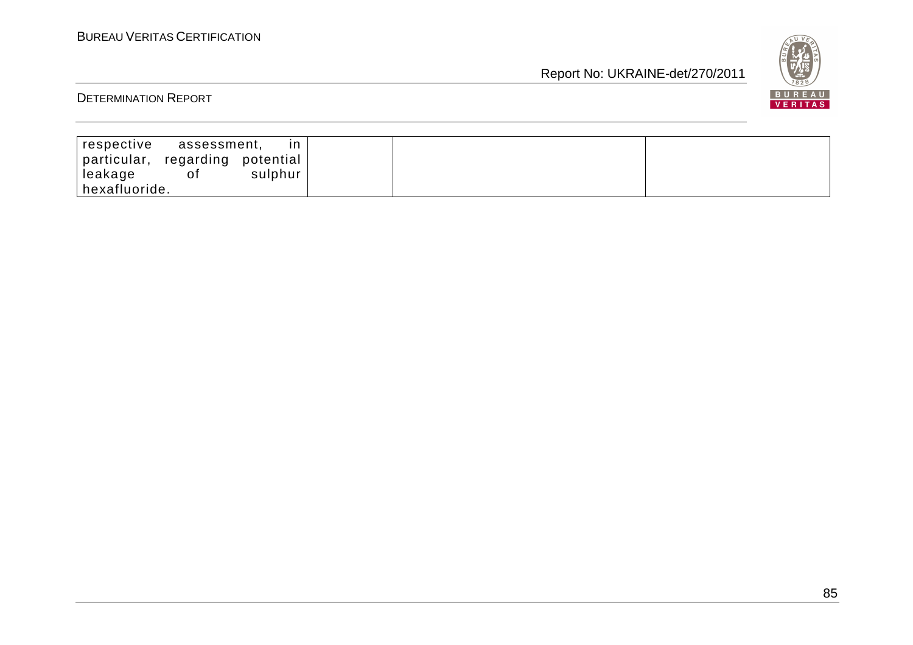| | | | |
|---|---|---|---|
| respective assessment, in particular, regarding potential leakage of sulphur hexafluoride. | | | |